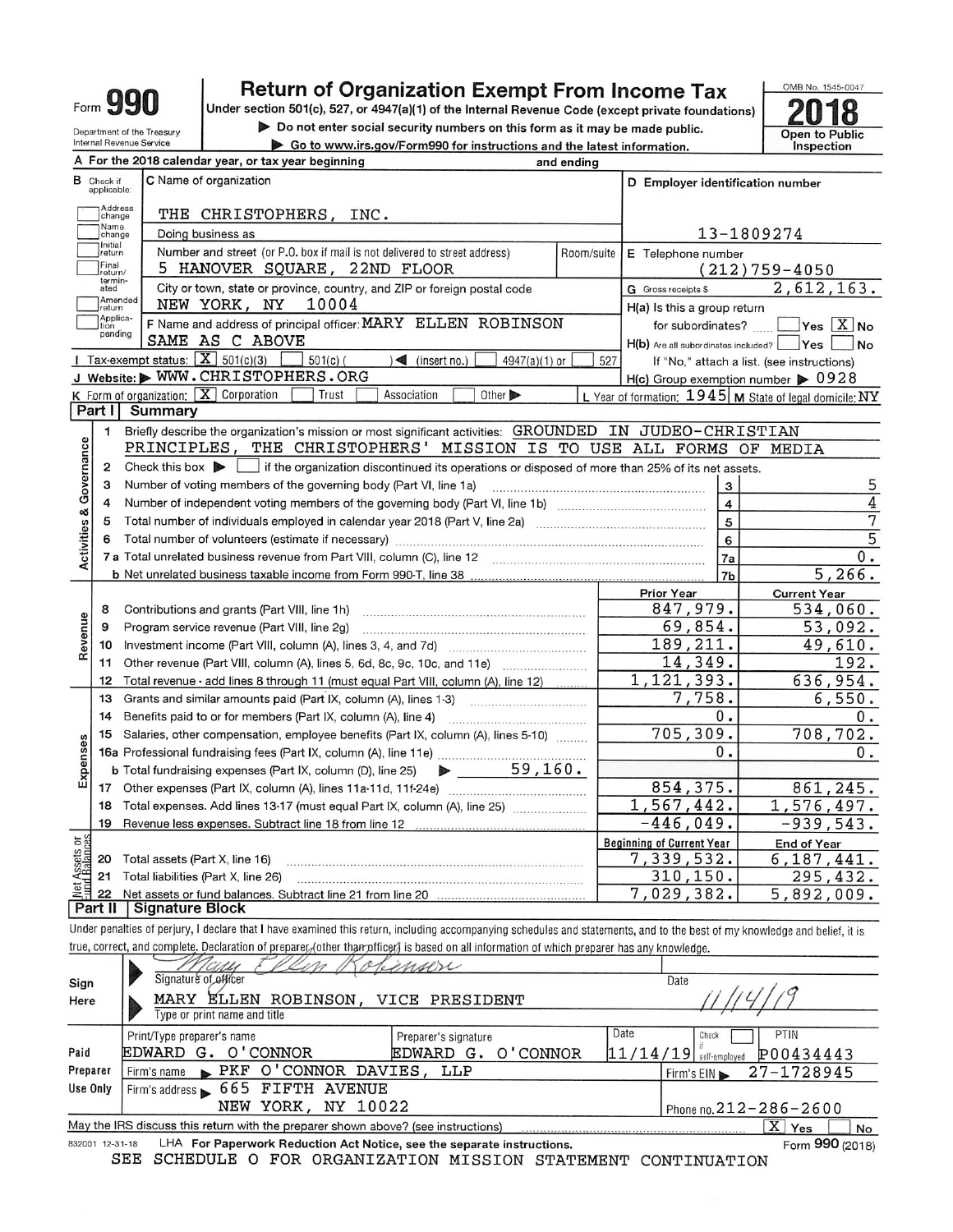# Form 990

## Return of Organization Exempt From Income Tax

Under section 501(c), 527, or 4947(a)(1) of the Internal Revenue Code (except private foundations)

▶ Do not enter social security numbers on this form as it may be made public.

▶ Go to www.irs.gov/Form990 for instructions and the latest information.

Department of the Treasury
Internal Revenue Service

OMB No. 1545-0047

**2018**

Open to Public Inspection

**A** For the 2018 calendar year, or tax year beginning and ending

**B** Check if applicable:
- Address change
- Name change
- Initial return
- Final return/terminated
- Amended return
- Application pending

**C** Name of organization: THE CHRISTOPHERS, INC.

Doing business as

Number and street (or P.O. box if mail is not delivered to street address): 5 HANOVER SQUARE, 22ND FLOOR | Room/suite

City or town, state or province, country, and ZIP or foreign postal code: NEW YORK, NY 10004

**D** Employer identification number: 13-1809274

**E** Telephone number: (212)759-4050

**G** Gross receipts $ 2,612,163.

**F** Name and address of principal officer: MARY ELLEN ROBINSON, SAME AS C ABOVE

**H(a)** Is this a group return for subordinates? ☐ Yes ☒ No

**H(b)** Are all subordinates included? ☐ Yes ☐ No
If "No," attach a list. (see instructions)

**H(c)** Group exemption number ▶ 0928

**I** Tax-exempt status: ☒ 501(c)(3) ☐ 501(c) ( ) ◀ (insert no.) ☐ 4947(a)(1) or ☐ 527

**J** Website: ▶ WWW.CHRISTOPHERS.ORG

**K** Form of organization: ☒ Corporation ☐ Trust ☐ Association ☐ Other ▶

**L** Year of formation: 1945 **M** State of legal domicile: NY

## Part I Summary

### Activities & Governance

1. Briefly describe the organization's mission or most significant activities: GROUNDED IN JUDEO-CHRISTIAN PRINCIPLES, THE CHRISTOPHERS' MISSION IS TO USE ALL FORMS OF MEDIA
2. Check this box ▶ ☐ if the organization discontinued its operations or disposed of more than 25% of its net assets.

| Line | Description | No. | Value |
|---|---|---|---|
| 3 | Number of voting members of the governing body (Part VI, line 1a) | 3 | 5 |
| 4 | Number of independent voting members of the governing body (Part VI, line 1b) | 4 | 4 |
| 5 | Total number of individuals employed in calendar year 2018 (Part V, line 2a) | 5 | 7 |
| 6 | Total number of volunteers (estimate if necessary) | 6 | 5 |
| 7a | Total unrelated business revenue from Part VIII, column (C), line 12 | 7a | 0. |
| 7b | Net unrelated business taxable income from Form 990-T, line 38 | 7b | 5,266. |

### Revenue / Expenses

| Line | Description | Prior Year | Current Year |
|---|---|---|---|
| 8 | Contributions and grants (Part VIII, line 1h) | 847,979. | 534,060. |
| 9 | Program service revenue (Part VIII, line 2g) | 69,854. | 53,092. |
| 10 | Investment income (Part VIII, column (A), lines 3, 4, and 7d) | 189,211. | 49,610. |
| 11 | Other revenue (Part VIII, column (A), lines 5, 6d, 8c, 9c, 10c, and 11e) | 14,349. | 192. |
| 12 | Total revenue - add lines 8 through 11 (must equal Part VIII, column (A), line 12) | 1,121,393. | 636,954. |
| 13 | Grants and similar amounts paid (Part IX, column (A), lines 1-3) | 7,758. | 6,550. |
| 14 | Benefits paid to or for members (Part IX, column (A), line 4) | 0. | 0. |
| 15 | Salaries, other compensation, employee benefits (Part IX, column (A), lines 5-10) | 705,309. | 708,702. |
| 16a | Professional fundraising fees (Part IX, column (A), line 11e) | 0. | 0. |
| b | Total fundraising expenses (Part IX, column (D), line 25) ▶ 59,160. | | |
| 17 | Other expenses (Part IX, column (A), lines 11a-11d, 11f-24e) | 854,375. | 861,245. |
| 18 | Total expenses. Add lines 13-17 (must equal Part IX, column (A), line 25) | 1,567,442. | 1,576,497. |
| 19 | Revenue less expenses. Subtract line 18 from line 12 | -446,049. | -939,543. |

### Net Assets or Fund Balances

| Line | Description | Beginning of Current Year | End of Year |
|---|---|---|---|
| 20 | Total assets (Part X, line 16) | 7,339,532. | 6,187,441. |
| 21 | Total liabilities (Part X, line 26) | 310,150. | 295,432. |
| 22 | Net assets or fund balances. Subtract line 21 from line 20 | 7,029,382. | 5,892,009. |

## Part II Signature Block

Under penalties of perjury, I declare that I have examined this return, including accompanying schedules and statements, and to the best of my knowledge and belief, it is true, correct, and complete. Declaration of preparer (other than officer) is based on all information of which preparer has any knowledge.

**Sign Here**

Signature of officer: Mary Ellen Robinson | Date: 11/14/19

MARY ELLEN ROBINSON, VICE PRESIDENT
Type or print name and title

**Paid Preparer Use Only**

| Print/Type preparer's name | Preparer's signature | Date | Check ☐ if self-employed | PTIN |
|---|---|---|---|---|
| EDWARD G. O'CONNOR | EDWARD G. O'CONNOR | 11/14/19 | | P00434443 |

Firm's name ▶ PKF O'CONNOR DAVIES, LLP | Firm's EIN ▶ 27-1728945

Firm's address ▶ 665 FIFTH AVENUE, NEW YORK, NY 10022 | Phone no. 212-286-2600

May the IRS discuss this return with the preparer shown above? (see instructions) ☒ Yes ☐ No

832001 12-31-18 LHA For Paperwork Reduction Act Notice, see the separate instructions. Form 990 (2018)

SEE SCHEDULE O FOR ORGANIZATION MISSION STATEMENT CONTINUATION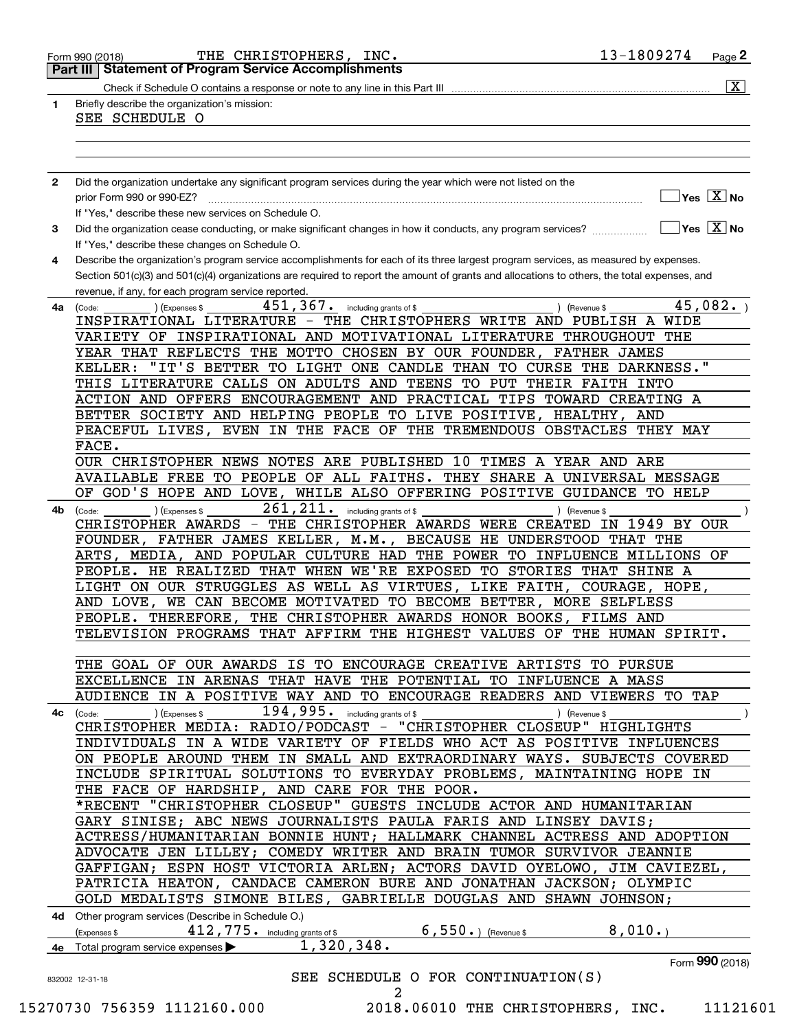Form 990 (2018) THE CHRISTOPHERS, INC. 13-1809274 Page **2**

## Part III Statement of Program Service Accomplishments

Check if Schedule O contains a response or note to any line in this Part III .......... [X]

**1** Briefly describe the organization's mission:

SEE SCHEDULE O

**2** Did the organization undertake any significant program services during the year which were not listed on the prior Form 990 or 990-EZ? .......... [ ] Yes [X] No

If "Yes," describe these new services on Schedule O.

**3** Did the organization cease conducting, or make significant changes in how it conducts, any program services? .......... [ ] Yes [X] No

If "Yes," describe these changes on Schedule O.

**4** Describe the organization's program service accomplishments for each of its three largest program services, as measured by expenses. Section 501(c)(3) and 501(c)(4) organizations are required to report the amount of grants and allocations to others, the total expenses, and revenue, if any, for each program service reported.

**4a** (Code: ) (Expenses $ 451,367. including grants of $ ) (Revenue $ 45,082. )

INSPIRATIONAL LITERATURE - THE CHRISTOPHERS WRITE AND PUBLISH A WIDE VARIETY OF INSPIRATIONAL AND MOTIVATIONAL LITERATURE THROUGHOUT THE YEAR THAT REFLECTS THE MOTTO CHOSEN BY OUR FOUNDER, FATHER JAMES KELLER: "IT'S BETTER TO LIGHT ONE CANDLE THAN TO CURSE THE DARKNESS." THIS LITERATURE CALLS ON ADULTS AND TEENS TO PUT THEIR FAITH INTO ACTION AND OFFERS ENCOURAGEMENT AND PRACTICAL TIPS TOWARD CREATING A BETTER SOCIETY AND HELPING PEOPLE TO LIVE POSITIVE, HEALTHY, AND PEACEFUL LIVES, EVEN IN THE FACE OF THE TREMENDOUS OBSTACLES THEY MAY FACE.

OUR CHRISTOPHER NEWS NOTES ARE PUBLISHED 10 TIMES A YEAR AND ARE AVAILABLE FREE TO PEOPLE OF ALL FAITHS. THEY SHARE A UNIVERSAL MESSAGE OF GOD'S HOPE AND LOVE, WHILE ALSO OFFERING POSITIVE GUIDANCE TO HELP

**4b** (Code: ) (Expenses $ 261,211. including grants of $ ) (Revenue $ )

CHRISTOPHER AWARDS - THE CHRISTOPHER AWARDS WERE CREATED IN 1949 BY OUR FOUNDER, FATHER JAMES KELLER, M.M., BECAUSE HE UNDERSTOOD THAT THE ARTS, MEDIA, AND POPULAR CULTURE HAD THE POWER TO INFLUENCE MILLIONS OF PEOPLE. HE REALIZED THAT WHEN WE'RE EXPOSED TO STORIES THAT SHINE A LIGHT ON OUR STRUGGLES AS WELL AS VIRTUES, LIKE FAITH, COURAGE, HOPE, AND LOVE, WE CAN BECOME MOTIVATED TO BECOME BETTER, MORE SELFLESS PEOPLE. THEREFORE, THE CHRISTOPHER AWARDS HONOR BOOKS, FILMS AND TELEVISION PROGRAMS THAT AFFIRM THE HIGHEST VALUES OF THE HUMAN SPIRIT.

THE GOAL OF OUR AWARDS IS TO ENCOURAGE CREATIVE ARTISTS TO PURSUE EXCELLENCE IN ARENAS THAT HAVE THE POTENTIAL TO INFLUENCE A MASS AUDIENCE IN A POSITIVE WAY AND TO ENCOURAGE READERS AND VIEWERS TO TAP

**4c** (Code: ) (Expenses $ 194,995. including grants of $ ) (Revenue $ )

CHRISTOPHER MEDIA: RADIO/PODCAST - "CHRISTOPHER CLOSEUP" HIGHLIGHTS INDIVIDUALS IN A WIDE VARIETY OF FIELDS WHO ACT AS POSITIVE INFLUENCES ON PEOPLE AROUND THEM IN SMALL AND EXTRAORDINARY WAYS. SUBJECTS COVERED INCLUDE SPIRITUAL SOLUTIONS TO EVERYDAY PROBLEMS, MAINTAINING HOPE IN THE FACE OF HARDSHIP, AND CARE FOR THE POOR.

*RECENT "CHRISTOPHER CLOSEUP" GUESTS INCLUDE ACTOR AND HUMANITARIAN GARY SINISE; ABC NEWS JOURNALISTS PAULA FARIS AND LINSEY DAVIS; ACTRESS/HUMANITARIAN BONNIE HUNT; HALLMARK CHANNEL ACTRESS AND ADOPTION ADVOCATE JEN LILLEY; COMEDY WRITER AND BRAIN TUMOR SURVIVOR JEANNIE GAFFIGAN; ESPN HOST VICTORIA ARLEN; ACTORS DAVID OYELOWO, JIM CAVIEZEL, PATRICIA HEATON, CANDACE CAMERON BURE AND JONATHAN JACKSON; OLYMPIC GOLD MEDALISTS SIMONE BILES, GABRIELLE DOUGLAS AND SHAWN JOHNSON;

**4d** Other program services (Describe in Schedule O.)

(Expenses $ 412,775. including grants of $ 6,550. ) (Revenue $ 8,010. )

**4e** Total program service expenses ▶ 1,320,348.

Form **990** (2018)

832002 12-31-18

SEE SCHEDULE O FOR CONTINUATION(S)

15270730 756359 1112160.000 2018.06010 THE CHRISTOPHERS, INC. 11121601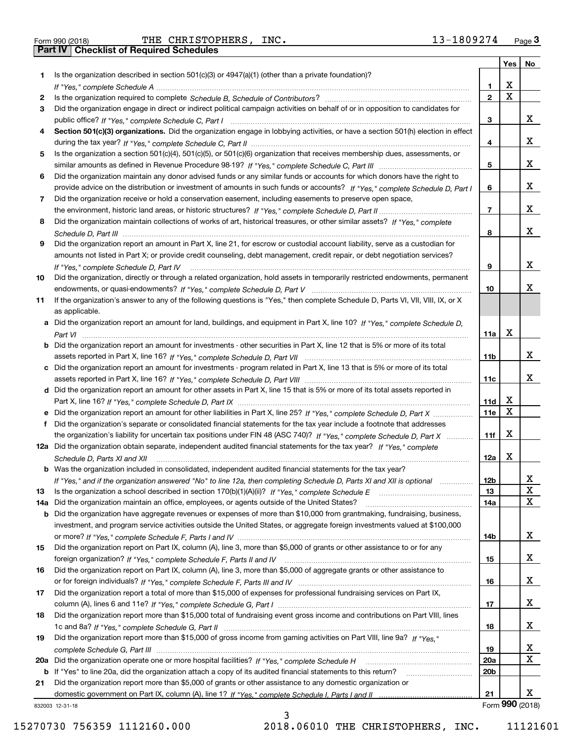Form 990 (2018) THE CHRISTOPHERS, INC. 13-1809274

## Part IV Checklist of Required Schedules

| | | Line | Yes | No |
|---|---|---|---|---|
| 1 | Is the organization described in section 501(c)(3) or 4947(a)(1) (other than a private foundation)? *If "Yes," complete Schedule A* | 1 | X | |
| 2 | Is the organization required to complete *Schedule B, Schedule of Contributors*? | 2 | X | |
| 3 | Did the organization engage in direct or indirect political campaign activities on behalf of or in opposition to candidates for public office? *If "Yes," complete Schedule C, Part I* | 3 | | X |
| 4 | **Section 501(c)(3) organizations.** Did the organization engage in lobbying activities, or have a section 501(h) election in effect during the tax year? *If "Yes," complete Schedule C, Part II* | 4 | | X |
| 5 | Is the organization a section 501(c)(4), 501(c)(5), or 501(c)(6) organization that receives membership dues, assessments, or similar amounts as defined in Revenue Procedure 98-19? *If "Yes," complete Schedule C, Part III* | 5 | | X |
| 6 | Did the organization maintain any donor advised funds or any similar funds or accounts for which donors have the right to provide advice on the distribution or investment of amounts in such funds or accounts? *If "Yes," complete Schedule D, Part I* | 6 | | X |
| 7 | Did the organization receive or hold a conservation easement, including easements to preserve open space, the environment, historic land areas, or historic structures? *If "Yes," complete Schedule D, Part II* | 7 | | X |
| 8 | Did the organization maintain collections of works of art, historical treasures, or other similar assets? *If "Yes," complete Schedule D, Part III* | 8 | | X |
| 9 | Did the organization report an amount in Part X, line 21, for escrow or custodial account liability, serve as a custodian for amounts not listed in Part X; or provide credit counseling, debt management, credit repair, or debt negotiation services? *If "Yes," complete Schedule D, Part IV* | 9 | | X |
| 10 | Did the organization, directly or through a related organization, hold assets in temporarily restricted endowments, permanent endowments, or quasi-endowments? *If "Yes," complete Schedule D, Part V* | 10 | | X |
| 11 | If the organization's answer to any of the following questions is "Yes," then complete Schedule D, Parts VI, VII, VIII, IX, or X as applicable. | | | |
| a | Did the organization report an amount for land, buildings, and equipment in Part X, line 10? *If "Yes," complete Schedule D, Part VI* | 11a | X | |
| b | Did the organization report an amount for investments - other securities in Part X, line 12 that is 5% or more of its total assets reported in Part X, line 16? *If "Yes," complete Schedule D, Part VII* | 11b | | X |
| c | Did the organization report an amount for investments - program related in Part X, line 13 that is 5% or more of its total assets reported in Part X, line 16? *If "Yes," complete Schedule D, Part VIII* | 11c | | X |
| d | Did the organization report an amount for other assets in Part X, line 15 that is 5% or more of its total assets reported in Part X, line 16? *If "Yes," complete Schedule D, Part IX* | 11d | X | |
| e | Did the organization report an amount for other liabilities in Part X, line 25? *If "Yes," complete Schedule D, Part X* | 11e | X | |
| f | Did the organization's separate or consolidated financial statements for the tax year include a footnote that addresses the organization's liability for uncertain tax positions under FIN 48 (ASC 740)? *If "Yes," complete Schedule D, Part X* | 11f | X | |
| 12a | Did the organization obtain separate, independent audited financial statements for the tax year? *If "Yes," complete Schedule D, Parts XI and XII* | 12a | X | |
| b | Was the organization included in consolidated, independent audited financial statements for the tax year? *If "Yes," and if the organization answered "No" to line 12a, then completing Schedule D, Parts XI and XII is optional* | 12b | | X |
| 13 | Is the organization a school described in section 170(b)(1)(A)(ii)? *If "Yes," complete Schedule E* | 13 | | X |
| 14a | Did the organization maintain an office, employees, or agents outside of the United States? | 14a | | X |
| b | Did the organization have aggregate revenues or expenses of more than $10,000 from grantmaking, fundraising, business, investment, and program service activities outside the United States, or aggregate foreign investments valued at $100,000 or more? *If "Yes," complete Schedule F, Parts I and IV* | 14b | | X |
| 15 | Did the organization report on Part IX, column (A), line 3, more than $5,000 of grants or other assistance to or for any foreign organization? *If "Yes," complete Schedule F, Parts II and IV* | 15 | | X |
| 16 | Did the organization report on Part IX, column (A), line 3, more than $5,000 of aggregate grants or other assistance to or for foreign individuals? *If "Yes," complete Schedule F, Parts III and IV* | 16 | | X |
| 17 | Did the organization report a total of more than $15,000 of expenses for professional fundraising services on Part IX, column (A), lines 6 and 11e? *If "Yes," complete Schedule G, Part I* | 17 | | X |
| 18 | Did the organization report more than $15,000 total of fundraising event gross income and contributions on Part VIII, lines 1c and 8a? *If "Yes," complete Schedule G, Part II* | 18 | | X |
| 19 | Did the organization report more than $15,000 of gross income from gaming activities on Part VIII, line 9a? *If "Yes," complete Schedule G, Part III* | 19 | | X |
| 20a | Did the organization operate one or more hospital facilities? *If "Yes," complete Schedule H* | 20a | | X |
| b | If "Yes" to line 20a, did the organization attach a copy of its audited financial statements to this return? | 20b | | |
| 21 | Did the organization report more than $5,000 of grants or other assistance to any domestic organization or domestic government on Part IX, column (A), line 1? *If "Yes," complete Schedule I, Parts I and II* | 21 | | X |

832003 12-31-18

Form 990 (2018)

15270730 756359 1112160.000 2018.06010 THE CHRISTOPHERS, INC. 11121601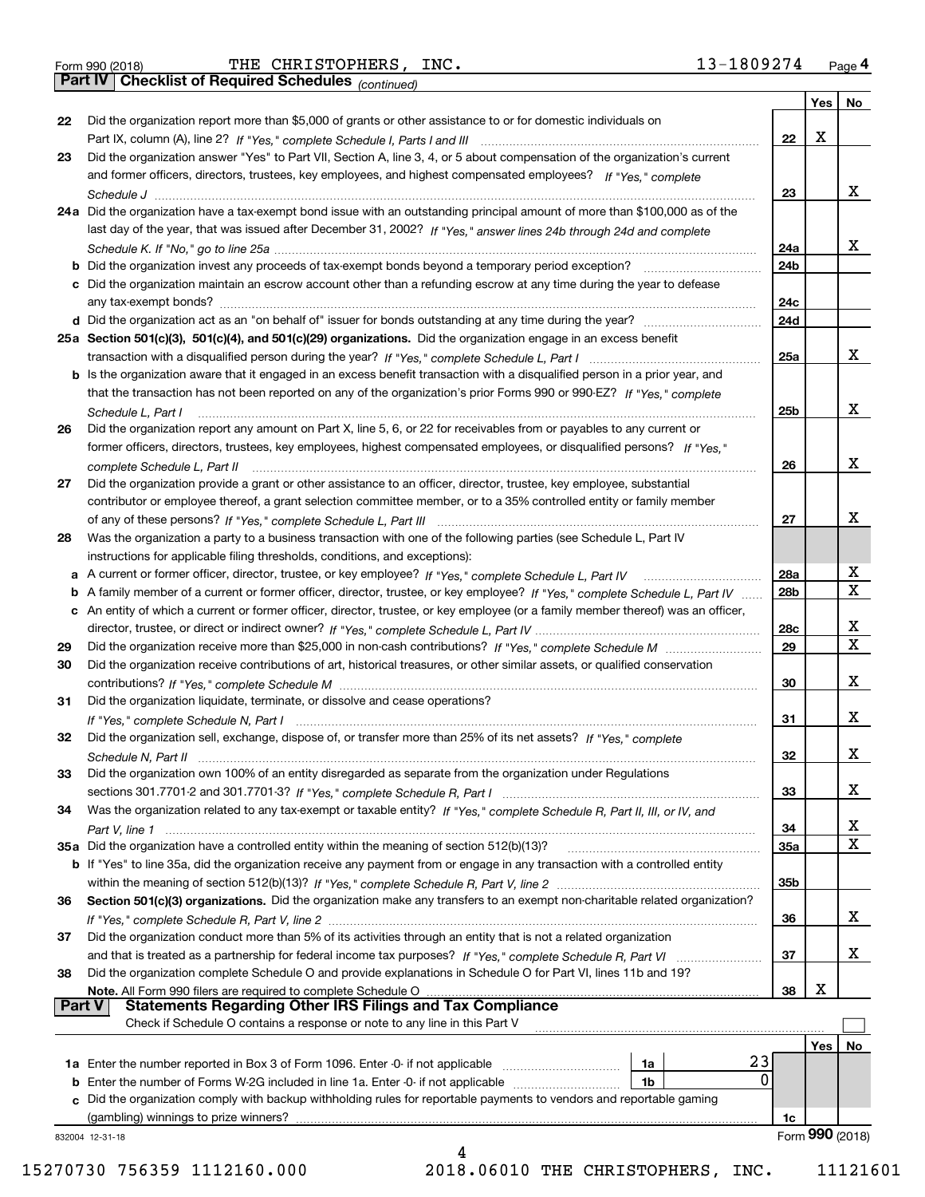Form 990 (2018) THE CHRISTOPHERS, INC. 13-1809274 Page **4**

## Part IV Checklist of Required Schedules *(continued)*

| | | | Yes | No |
|---|---|---|---|---|
| **22** | Did the organization report more than $5,000 of grants or other assistance to or for domestic individuals on Part IX, column (A), line 2? *If "Yes," complete Schedule I, Parts I and III* | **22** | X | |
| **23** | Did the organization answer "Yes" to Part VII, Section A, line 3, 4, or 5 about compensation of the organization's current and former officers, directors, trustees, key employees, and highest compensated employees? *If "Yes," complete Schedule J* | **23** | | X |
| **24a** | Did the organization have a tax-exempt bond issue with an outstanding principal amount of more than $100,000 as of the last day of the year, that was issued after December 31, 2002? *If "Yes," answer lines 24b through 24d and complete Schedule K. If "No," go to line 25a* | **24a** | | X |
| **b** | Did the organization invest any proceeds of tax-exempt bonds beyond a temporary period exception? | **24b** | | |
| **c** | Did the organization maintain an escrow account other than a refunding escrow at any time during the year to defease any tax-exempt bonds? | **24c** | | |
| **d** | Did the organization act as an "on behalf of" issuer for bonds outstanding at any time during the year? | **24d** | | |
| **25a** | **Section 501(c)(3), 501(c)(4), and 501(c)(29) organizations.** Did the organization engage in an excess benefit transaction with a disqualified person during the year? *If "Yes," complete Schedule L, Part I* | **25a** | | X |
| **b** | Is the organization aware that it engaged in an excess benefit transaction with a disqualified person in a prior year, and that the transaction has not been reported on any of the organization's prior Forms 990 or 990-EZ? *If "Yes," complete Schedule L, Part I* | **25b** | | X |
| **26** | Did the organization report any amount on Part X, line 5, 6, or 22 for receivables from or payables to any current or former officers, directors, trustees, key employees, highest compensated employees, or disqualified persons? *If "Yes," complete Schedule L, Part II* | **26** | | X |
| **27** | Did the organization provide a grant or other assistance to an officer, director, trustee, key employee, substantial contributor or employee thereof, a grant selection committee member, or to a 35% controlled entity or family member of any of these persons? *If "Yes," complete Schedule L, Part III* | **27** | | X |
| **28** | Was the organization a party to a business transaction with one of the following parties (see Schedule L, Part IV instructions for applicable filing thresholds, conditions, and exceptions): | | | |
| **a** | A current or former officer, director, trustee, or key employee? *If "Yes," complete Schedule L, Part IV* | **28a** | | X |
| **b** | A family member of a current or former officer, director, trustee, or key employee? *If "Yes," complete Schedule L, Part IV* | **28b** | | X |
| **c** | An entity of which a current or former officer, director, trustee, or key employee (or a family member thereof) was an officer, director, trustee, or direct or indirect owner? *If "Yes," complete Schedule L, Part IV* | **28c** | | X |
| **29** | Did the organization receive more than $25,000 in non-cash contributions? *If "Yes," complete Schedule M* | **29** | | X |
| **30** | Did the organization receive contributions of art, historical treasures, or other similar assets, or qualified conservation contributions? *If "Yes," complete Schedule M* | **30** | | X |
| **31** | Did the organization liquidate, terminate, or dissolve and cease operations? *If "Yes," complete Schedule N, Part I* | **31** | | X |
| **32** | Did the organization sell, exchange, dispose of, or transfer more than 25% of its net assets? *If "Yes," complete Schedule N, Part II* | **32** | | X |
| **33** | Did the organization own 100% of an entity disregarded as separate from the organization under Regulations sections 301.7701-2 and 301.7701-3? *If "Yes," complete Schedule R, Part I* | **33** | | X |
| **34** | Was the organization related to any tax-exempt or taxable entity? *If "Yes," complete Schedule R, Part II, III, or IV, and Part V, line 1* | **34** | | X |
| **35a** | Did the organization have a controlled entity within the meaning of section 512(b)(13)? | **35a** | | X |
| **b** | If "Yes" to line 35a, did the organization receive any payment from or engage in any transaction with a controlled entity within the meaning of section 512(b)(13)? *If "Yes," complete Schedule R, Part V, line 2* | **35b** | | |
| **36** | **Section 501(c)(3) organizations.** Did the organization make any transfers to an exempt non-charitable related organization? *If "Yes," complete Schedule R, Part V, line 2* | **36** | | X |
| **37** | Did the organization conduct more than 5% of its activities through an entity that is not a related organization and that is treated as a partnership for federal income tax purposes? *If "Yes," complete Schedule R, Part VI* | **37** | | X |
| **38** | Did the organization complete Schedule O and provide explanations in Schedule O for Part VI, lines 11b and 19? **Note.** All Form 990 filers are required to complete Schedule O | **38** | X | |

## Part V Statements Regarding Other IRS Filings and Tax Compliance

Check if Schedule O contains a response or note to any line in this Part V ☐

| | | | | | Yes | No |
|---|---|---|---|---|---|---|
| **1a** | Enter the number reported in Box 3 of Form 1096. Enter -0- if not applicable | 1a | 23 | | | |
| **b** | Enter the number of Forms W-2G included in line 1a. Enter -0- if not applicable | 1b | 0 | | | |
| **c** | Did the organization comply with backup withholding rules for reportable payments to vendors and reportable gaming (gambling) winnings to prize winners? | | | **1c** | | |

832004 12-31-18 Form **990** (2018)

15270730 756359 1112160.000 2018.06010 THE CHRISTOPHERS, INC. 11121601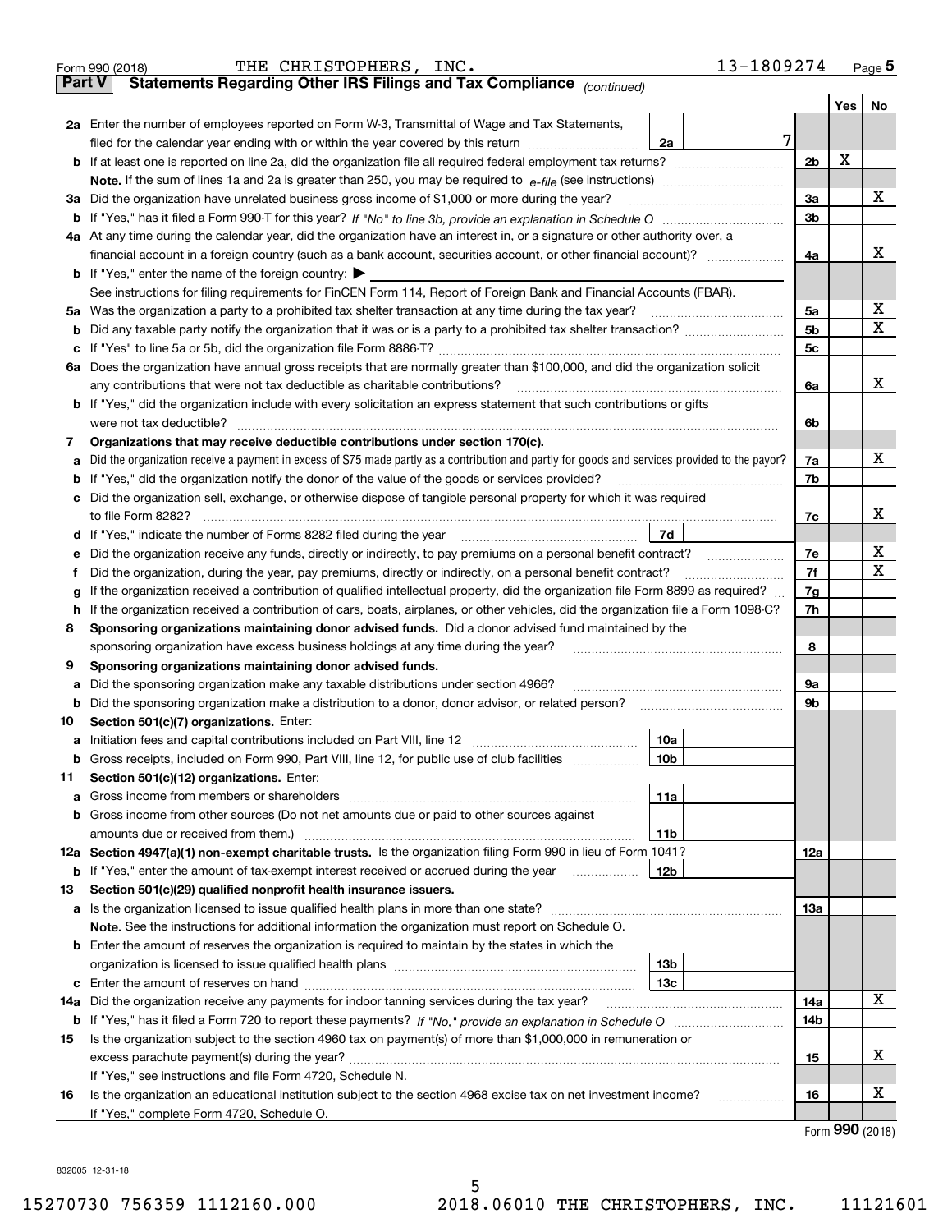Form 990 (2018) THE CHRISTOPHERS, INC. 13-1809274 Page 5

## Part V Statements Regarding Other IRS Filings and Tax Compliance *(continued)*

| | | | | Yes | No |
|---|---|---|---|---|---|
| **2a** | Enter the number of employees reported on Form W-3, Transmittal of Wage and Tax Statements, filed for the calendar year ending with or within the year covered by this return | 2a | 7 | | |
| **b** | If at least one is reported on line 2a, did the organization file all required federal employment tax returns? | | 2b | X | |
| | **Note.** If the sum of lines 1a and 2a is greater than 250, you may be required to *e-file* (see instructions) | | | | |
| **3a** | Did the organization have unrelated business gross income of $1,000 or more during the year? | | 3a | | X |
| **b** | If "Yes," has it filed a Form 990-T for this year? *If "No" to line 3b, provide an explanation in Schedule O* | | 3b | | |
| **4a** | At any time during the calendar year, did the organization have an interest in, or a signature or other authority over, a financial account in a foreign country (such as a bank account, securities account, or other financial account)? | | 4a | | X |
| **b** | If "Yes," enter the name of the foreign country: ▶ | | | | |
| | See instructions for filing requirements for FinCEN Form 114, Report of Foreign Bank and Financial Accounts (FBAR). | | | | |
| **5a** | Was the organization a party to a prohibited tax shelter transaction at any time during the tax year? | | 5a | | X |
| **b** | Did any taxable party notify the organization that it was or is a party to a prohibited tax shelter transaction? | | 5b | | X |
| **c** | If "Yes" to line 5a or 5b, did the organization file Form 8886-T? | | 5c | | |
| **6a** | Does the organization have annual gross receipts that are normally greater than $100,000, and did the organization solicit any contributions that were not tax deductible as charitable contributions? | | 6a | | X |
| **b** | If "Yes," did the organization include with every solicitation an express statement that such contributions or gifts were not tax deductible? | | 6b | | |
| **7** | **Organizations that may receive deductible contributions under section 170(c).** | | | | |
| **a** | Did the organization receive a payment in excess of $75 made partly as a contribution and partly for goods and services provided to the payor? | | 7a | | X |
| **b** | If "Yes," did the organization notify the donor of the value of the goods or services provided? | | 7b | | |
| **c** | Did the organization sell, exchange, or otherwise dispose of tangible personal property for which it was required to file Form 8282? | | 7c | | X |
| **d** | If "Yes," indicate the number of Forms 8282 filed during the year | 7d | | | |
| **e** | Did the organization receive any funds, directly or indirectly, to pay premiums on a personal benefit contract? | | 7e | | X |
| **f** | Did the organization, during the year, pay premiums, directly or indirectly, on a personal benefit contract? | | 7f | | X |
| **g** | If the organization received a contribution of qualified intellectual property, did the organization file Form 8899 as required? | | 7g | | |
| **h** | If the organization received a contribution of cars, boats, airplanes, or other vehicles, did the organization file a Form 1098-C? | | 7h | | |
| **8** | **Sponsoring organizations maintaining donor advised funds.** Did a donor advised fund maintained by the sponsoring organization have excess business holdings at any time during the year? | | 8 | | |
| **9** | **Sponsoring organizations maintaining donor advised funds.** | | | | |
| **a** | Did the sponsoring organization make any taxable distributions under section 4966? | | 9a | | |
| **b** | Did the sponsoring organization make a distribution to a donor, donor advisor, or related person? | | 9b | | |
| **10** | **Section 501(c)(7) organizations.** Enter: | | | | |
| **a** | Initiation fees and capital contributions included on Part VIII, line 12 | 10a | | | |
| **b** | Gross receipts, included on Form 990, Part VIII, line 12, for public use of club facilities | 10b | | | |
| **11** | **Section 501(c)(12) organizations.** Enter: | | | | |
| **a** | Gross income from members or shareholders | 11a | | | |
| **b** | Gross income from other sources (Do not net amounts due or paid to other sources against amounts due or received from them.) | 11b | | | |
| **12a** | **Section 4947(a)(1) non-exempt charitable trusts.** Is the organization filing Form 990 in lieu of Form 1041? | | 12a | | |
| **b** | If "Yes," enter the amount of tax-exempt interest received or accrued during the year | 12b | | | |
| **13** | **Section 501(c)(29) qualified nonprofit health insurance issuers.** | | | | |
| **a** | Is the organization licensed to issue qualified health plans in more than one state? | | 13a | | |
| | **Note.** See the instructions for additional information the organization must report on Schedule O. | | | | |
| **b** | Enter the amount of reserves the organization is required to maintain by the states in which the organization is licensed to issue qualified health plans | 13b | | | |
| **c** | Enter the amount of reserves on hand | 13c | | | |
| **14a** | Did the organization receive any payments for indoor tanning services during the tax year? | | 14a | | X |
| **b** | If "Yes," has it filed a Form 720 to report these payments? *If "No," provide an explanation in Schedule O* | | 14b | | |
| **15** | Is the organization subject to the section 4960 tax on payment(s) of more than $1,000,000 in remuneration or excess parachute payment(s) during the year? | | 15 | | X |
| | If "Yes," see instructions and file Form 4720, Schedule N. | | | | |
| **16** | Is the organization an educational institution subject to the section 4968 excise tax on net investment income? | | 16 | | X |
| | If "Yes," complete Form 4720, Schedule O. | | | | |

Form **990** (2018)

832005 12-31-18

15270730 756359 1112160.000 2018.06010 THE CHRISTOPHERS, INC. 11121601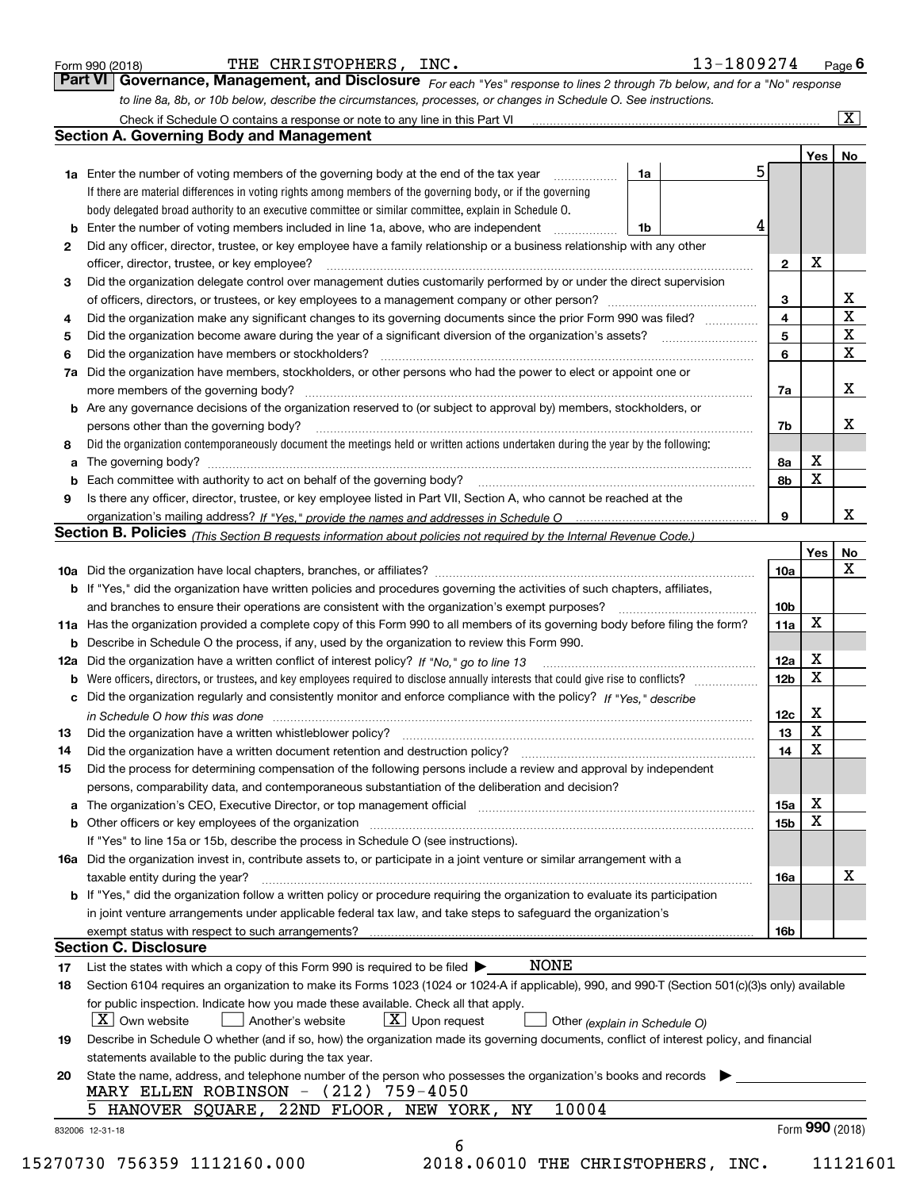Form 990 (2018) THE CHRISTOPHERS, INC. 13-1809274 Page 6

**Part VI Governance, Management, and Disclosure** *For each "Yes" response to lines 2 through 7b below, and for a "No" response to line 8a, 8b, or 10b below, describe the circumstances, processes, or changes in Schedule O. See instructions.*

Check if Schedule O contains a response or note to any line in this Part VI [X]

## Section A. Governing Body and Management

| | | | Yes | No |
|---|---|---|---|---|
| **1a** | Enter the number of voting members of the governing body at the end of the tax year — **1a** 5. If there are material differences in voting rights among members of the governing body, or if the governing body delegated broad authority to an executive committee or similar committee, explain in Schedule O. | | | |
| **b** | Enter the number of voting members included in line 1a, above, who are independent — **1b** 4 | | | |
| **2** | Did any officer, director, trustee, or key employee have a family relationship or a business relationship with any other officer, director, trustee, or key employee? | 2 | X | |
| **3** | Did the organization delegate control over management duties customarily performed by or under the direct supervision of officers, directors, or trustees, or key employees to a management company or other person? | 3 | | X |
| **4** | Did the organization make any significant changes to its governing documents since the prior Form 990 was filed? | 4 | | X |
| **5** | Did the organization become aware during the year of a significant diversion of the organization's assets? | 5 | | X |
| **6** | Did the organization have members or stockholders? | 6 | | X |
| **7a** | Did the organization have members, stockholders, or other persons who had the power to elect or appoint one or more members of the governing body? | 7a | | X |
| **b** | Are any governance decisions of the organization reserved to (or subject to approval by) members, stockholders, or persons other than the governing body? | 7b | | X |
| **8** | Did the organization contemporaneously document the meetings held or written actions undertaken during the year by the following: | | | |
| **a** | The governing body? | 8a | X | |
| **b** | Each committee with authority to act on behalf of the governing body? | 8b | X | |
| **9** | Is there any officer, director, trustee, or key employee listed in Part VII, Section A, who cannot be reached at the organization's mailing address? *If "Yes," provide the names and addresses in Schedule O* | 9 | | X |

## Section B. Policies *(This Section B requests information about policies not required by the Internal Revenue Code.)*

| | | | Yes | No |
|---|---|---|---|---|
| **10a** | Did the organization have local chapters, branches, or affiliates? | 10a | | X |
| **b** | If "Yes," did the organization have written policies and procedures governing the activities of such chapters, affiliates, and branches to ensure their operations are consistent with the organization's exempt purposes? | 10b | | |
| **11a** | Has the organization provided a complete copy of this Form 990 to all members of its governing body before filing the form? | 11a | X | |
| **b** | Describe in Schedule O the process, if any, used by the organization to review this Form 990. | | | |
| **12a** | Did the organization have a written conflict of interest policy? *If "No," go to line 13* | 12a | X | |
| **b** | Were officers, directors, or trustees, and key employees required to disclose annually interests that could give rise to conflicts? | 12b | X | |
| **c** | Did the organization regularly and consistently monitor and enforce compliance with the policy? *If "Yes," describe in Schedule O how this was done* | 12c | X | |
| **13** | Did the organization have a written whistleblower policy? | 13 | X | |
| **14** | Did the organization have a written document retention and destruction policy? | 14 | X | |
| **15** | Did the process for determining compensation of the following persons include a review and approval by independent persons, comparability data, and contemporaneous substantiation of the deliberation and decision? | | | |
| **a** | The organization's CEO, Executive Director, or top management official | 15a | X | |
| **b** | Other officers or key employees of the organization | 15b | X | |
| | If "Yes" to line 15a or 15b, describe the process in Schedule O (see instructions). | | | |
| **16a** | Did the organization invest in, contribute assets to, or participate in a joint venture or similar arrangement with a taxable entity during the year? | 16a | | X |
| **b** | If "Yes," did the organization follow a written policy or procedure requiring the organization to evaluate its participation in joint venture arrangements under applicable federal tax law, and take steps to safeguard the organization's exempt status with respect to such arrangements? | 16b | | |

## Section C. Disclosure

**17** List the states with which a copy of this Form 990 is required to be filed ▶ NONE

**18** Section 6104 requires an organization to make its Forms 1023 (1024 or 1024-A if applicable), 990, and 990-T (Section 501(c)(3)s only) available for public inspection. Indicate how you made these available. Check all that apply.

[X] Own website [ ] Another's website [X] Upon request [ ] Other *(explain in Schedule O)*

**19** Describe in Schedule O whether (and if so, how) the organization made its governing documents, conflict of interest policy, and financial statements available to the public during the tax year.

**20** State the name, address, and telephone number of the person who possesses the organization's books and records ▶

MARY ELLEN ROBINSON - (212) 759-4050
5 HANOVER SQUARE, 22ND FLOOR, NEW YORK, NY 10004

832006 12-31-18 Form **990** (2018)

15270730 756359 1112160.000 2018.06010 THE CHRISTOPHERS, INC. 11121601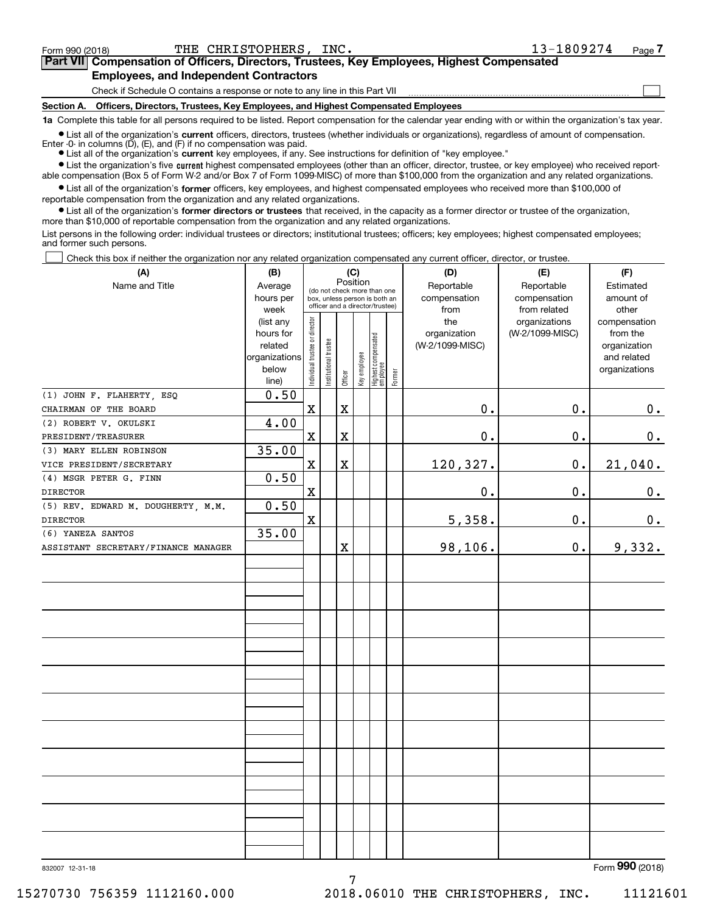Form 990 (2018) THE CHRISTOPHERS, INC. 13-1809274 Page 7

## Part VII Compensation of Officers, Directors, Trustees, Key Employees, Highest Compensated Employees, and Independent Contractors

Check if Schedule O contains a response or note to any line in this Part VII

### Section A. Officers, Directors, Trustees, Key Employees, and Highest Compensated Employees

**1a** Complete this table for all persons required to be listed. Report compensation for the calendar year ending with or within the organization's tax year.

- List all of the organization's **current** officers, directors, trustees (whether individuals or organizations), regardless of amount of compensation. Enter -0- in columns (D), (E), and (F) if no compensation was paid.
- List all of the organization's **current** key employees, if any. See instructions for definition of "key employee."
- List the organization's five **current** highest compensated employees (other than an officer, director, trustee, or key employee) who received reportable compensation (Box 5 of Form W-2 and/or Box 7 of Form 1099-MISC) of more than $100,000 from the organization and any related organizations.
- List all of the organization's **former** officers, key employees, and highest compensated employees who received more than $100,000 of reportable compensation from the organization and any related organizations.
- List all of the organization's **former directors or trustees** that received, in the capacity as a former director or trustee of the organization, more than $10,000 of reportable compensation from the organization and any related organizations.

List persons in the following order: individual trustees or directors; institutional trustees; officers; key employees; highest compensated employees; and former such persons.

Check this box if neither the organization nor any related organization compensated any current officer, director, or trustee.

| (A) Name and Title | (B) Average hours per week (list any hours for related organizations below line) | (C) Position: Individual trustee or director | Institutional trustee | Officer | Key employee | Highest compensated employee | Former | (D) Reportable compensation from the organization (W-2/1099-MISC) | (E) Reportable compensation from related organizations (W-2/1099-MISC) | (F) Estimated amount of other compensation from the organization and related organizations |
|---|---|---|---|---|---|---|---|---|---|---|
| (1) JOHN F. FLAHERTY, ESQ<br>CHAIRMAN OF THE BOARD | 0.50 | X | | X | | | | 0. | 0. | 0. |
| (2) ROBERT V. OKULSKI<br>PRESIDENT/TREASURER | 4.00 | X | | X | | | | 0. | 0. | 0. |
| (3) MARY ELLEN ROBINSON<br>VICE PRESIDENT/SECRETARY | 35.00 | X | | X | | | | 120,327. | 0. | 21,040. |
| (4) MSGR PETER G. FINN<br>DIRECTOR | 0.50 | X | | | | | | 0. | 0. | 0. |
| (5) REV. EDWARD M. DOUGHERTY, M.M.<br>DIRECTOR | 0.50 | X | | | | | | 5,358. | 0. | 0. |
| (6) YANEZA SANTOS<br>ASSISTANT SECRETARY/FINANCE MANAGER | 35.00 | | | X | | | | 98,106. | 0. | 9,332. |

832007 12-31-18 Form 990 (2018)

15270730 756359 1112160.000 2018.06010 THE CHRISTOPHERS, INC. 11121601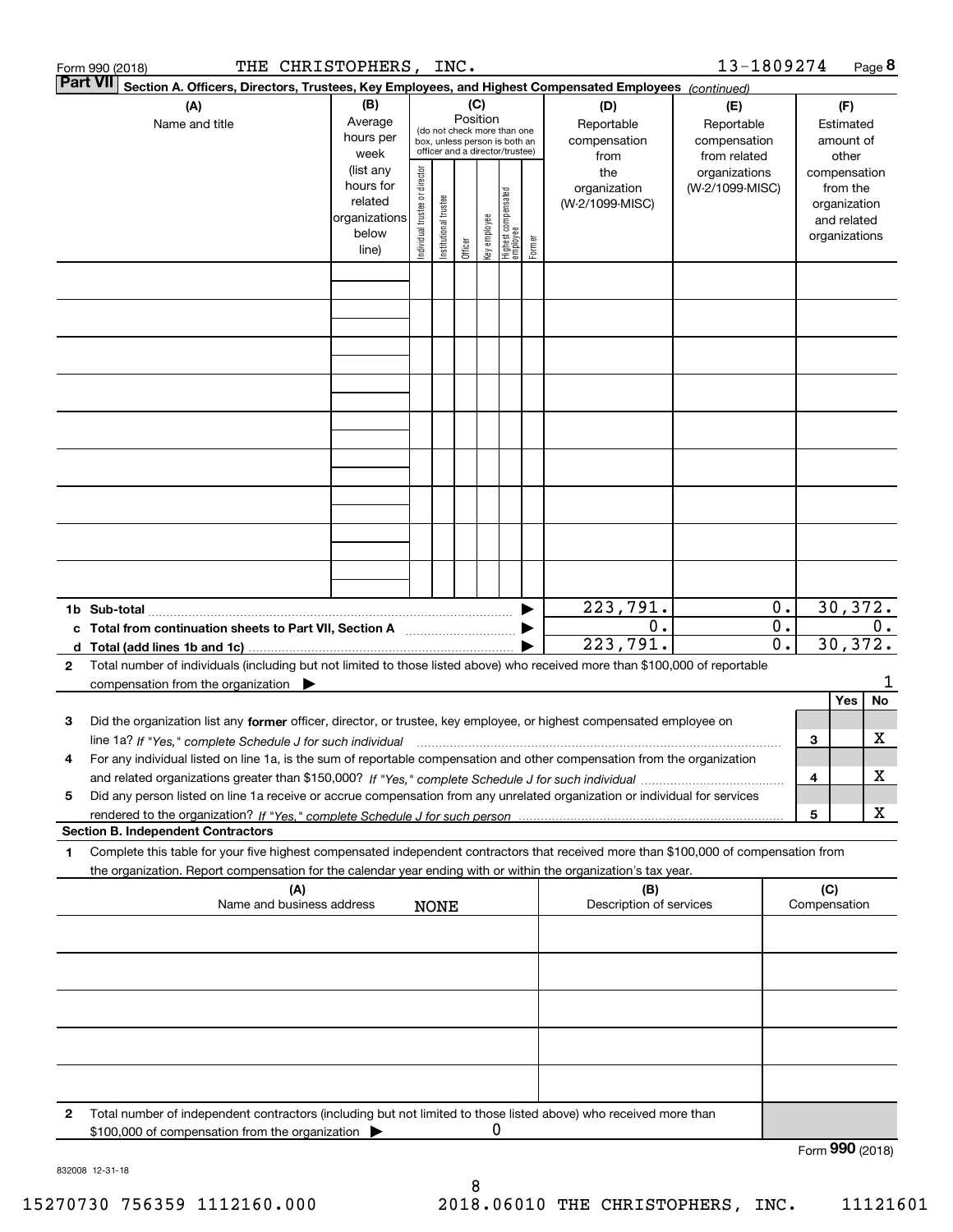Form 990 (2018) THE CHRISTOPHERS, INC. 13-1809274 Page 8

## Part VII Section A. Officers, Directors, Trustees, Key Employees, and Highest Compensated Employees *(continued)*

| (A) Name and title | (B) Average hours per week (list any hours for related organizations below line) | (C) Position (do not check more than one box, unless person is both an officer and a director/trustee): Individual trustee or director | Institutional trustee | Officer | Key employee | Highest compensated employee | Former | (D) Reportable compensation from the organization (W-2/1099-MISC) | (E) Reportable compensation from related organizations (W-2/1099-MISC) | (F) Estimated amount of other compensation from the organization and related organizations |
|---|---|---|---|---|---|---|---|---|---|---|
| | | | | | | | | | | |
| | | | | | | | | | | |
| | | | | | | | | | | |
| | | | | | | | | | | |
| | | | | | | | | | | |
| | | | | | | | | | | |
| | | | | | | | | | | |
| | | | | | | | | | | |
| | | | | | | | | | | |
| **1b Sub-total** | | | | | | | | 223,791. | 0. | 30,372. |
| **c Total from continuation sheets to Part VII, Section A** | | | | | | | | 0. | 0. | 0. |
| **d Total (add lines 1b and 1c)** | | | | | | | | 223,791. | 0. | 30,372. |

**2** Total number of individuals (including but not limited to those listed above) who received more than $100,000 of reportable compensation from the organization ▶ 1

| | | Yes | No |
|---|---|---|---|
| **3** Did the organization list any **former** officer, director, or trustee, key employee, or highest compensated employee on line 1a? *If "Yes," complete Schedule J for such individual* | 3 | | X |
| **4** For any individual listed on line 1a, is the sum of reportable compensation and other compensation from the organization and related organizations greater than $150,000? *If "Yes," complete Schedule J for such individual* | 4 | | X |
| **5** Did any person listed on line 1a receive or accrue compensation from any unrelated organization or individual for services rendered to the organization? *If "Yes," complete Schedule J for such person* | 5 | | X |

### Section B. Independent Contractors

**1** Complete this table for your five highest compensated independent contractors that received more than $100,000 of compensation from the organization. Report compensation for the calendar year ending with or within the organization's tax year.

| (A) Name and business address | (B) Description of services | (C) Compensation |
|---|---|---|
| NONE | | |
| | | |
| | | |
| | | |
| | | |

**2** Total number of independent contractors (including but not limited to those listed above) who received more than $100,000 of compensation from the organization ▶ 0

Form **990** (2018)

832008 12-31-18

15270730 756359 1112160.000 2018.06010 THE CHRISTOPHERS, INC. 11121601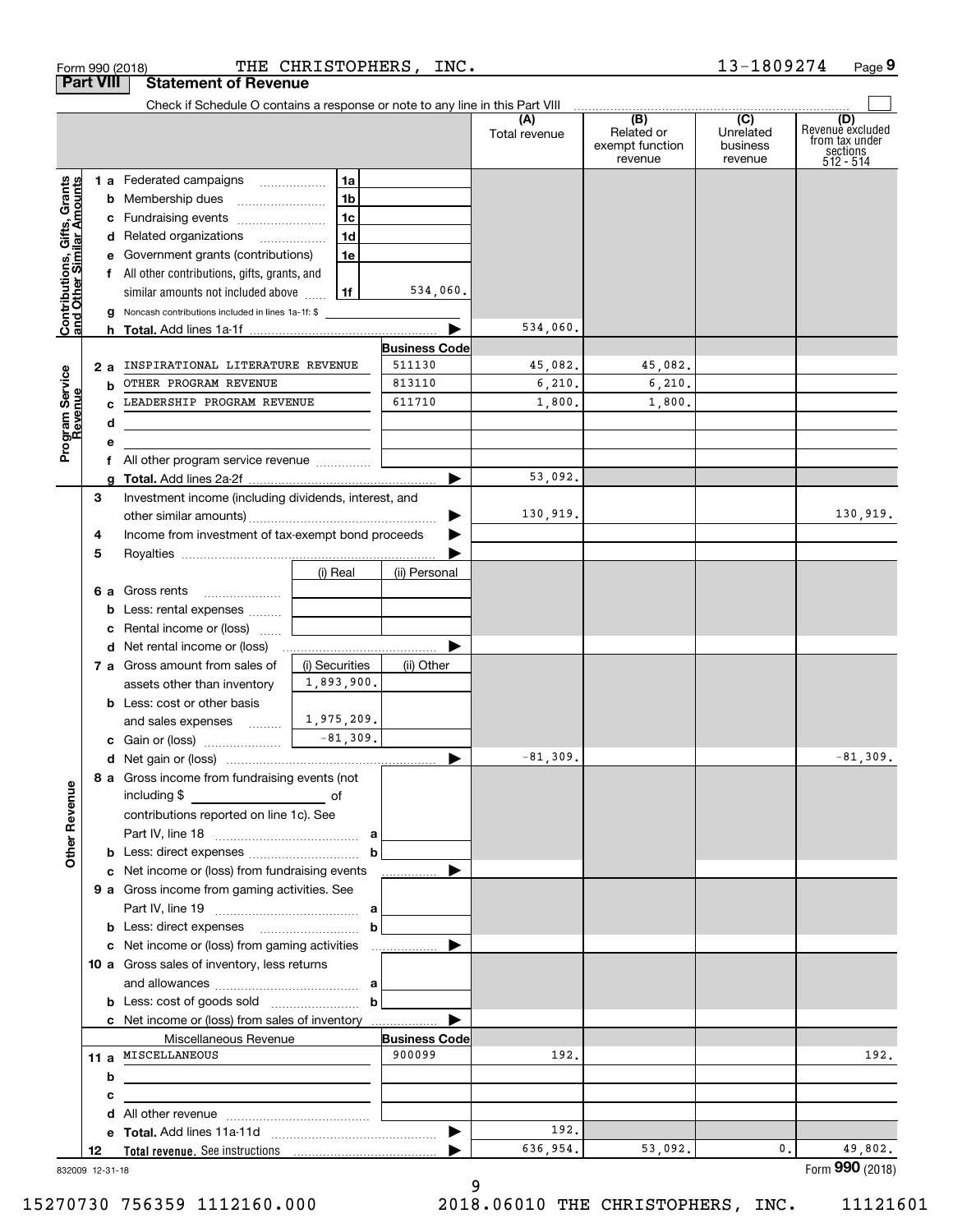Form 990 (2018) THE CHRISTOPHERS, INC. 13-1809274 Page 9

## Part VIII Statement of Revenue

Check if Schedule O contains a response or note to any line in this Part VIII

| | | | | (A) Total revenue | (B) Related or exempt function revenue | (C) Unrelated business revenue | (D) Revenue excluded from tax under sections 512 - 514 |
|---|---|---|---|---|---|---|---|
| **Contributions, Gifts, Grants and Other Similar Amounts** | 1 a Federated campaigns | 1a | | | | | |
| | b Membership dues | 1b | | | | | |
| | c Fundraising events | 1c | | | | | |
| | d Related organizations | 1d | | | | | |
| | e Government grants (contributions) | 1e | | | | | |
| | f All other contributions, gifts, grants, and similar amounts not included above | 1f | 534,060. | | | | |
| | g Noncash contributions included in lines 1a-1f: $ | | | | | | |
| | h **Total.** Add lines 1a-1f | | | 534,060. | | | |
| **Program Service Revenue** | | | **Business Code** | | | | |
| | 2 a INSPIRATIONAL LITERATURE REVENUE | | 511130 | 45,082. | 45,082. | | |
| | b OTHER PROGRAM REVENUE | | 813110 | 6,210. | 6,210. | | |
| | c LEADERSHIP PROGRAM REVENUE | | 611710 | 1,800. | 1,800. | | |
| | d | | | | | | |
| | e | | | | | | |
| | f All other program service revenue | | | | | | |
| | g **Total.** Add lines 2a-2f | | | 53,092. | | | |
| **Other Revenue** | 3 Investment income (including dividends, interest, and other similar amounts) | | | 130,919. | | | 130,919. |
| | 4 Income from investment of tax-exempt bond proceeds | | | | | | |
| | 5 Royalties | | | | | | |
| | | (i) Real | (ii) Personal | | | | |
| | 6 a Gross rents | | | | | | |
| | b Less: rental expenses | | | | | | |
| | c Rental income or (loss) | | | | | | |
| | d Net rental income or (loss) | | | | | | |
| | 7 a Gross amount from sales of assets other than inventory | (i) Securities 1,893,900. | (ii) Other | | | | |
| | b Less: cost or other basis and sales expenses | 1,975,209. | | | | | |
| | c Gain or (loss) | -81,309. | | | | | |
| | d Net gain or (loss) | | | -81,309. | | | -81,309. |
| | 8 a Gross income from fundraising events (not including $ of contributions reported on line 1c). See Part IV, line 18 | a | | | | | |
| | b Less: direct expenses | b | | | | | |
| | c Net income or (loss) from fundraising events | | | | | | |
| | 9 a Gross income from gaming activities. See Part IV, line 19 | a | | | | | |
| | b Less: direct expenses | b | | | | | |
| | c Net income or (loss) from gaming activities | | | | | | |
| | 10 a Gross sales of inventory, less returns and allowances | a | | | | | |
| | b Less: cost of goods sold | b | | | | | |
| | c Net income or (loss) from sales of inventory | | | | | | |
| | Miscellaneous Revenue | | **Business Code** | | | | |
| | 11 a MISCELLANEOUS | | 900099 | 192. | | | 192. |
| | b | | | | | | |
| | c | | | | | | |
| | d All other revenue | | | | | | |
| | e **Total.** Add lines 11a-11d | | | 192. | | | |
| | 12 **Total revenue.** See instructions | | | 636,954. | 53,092. | 0. | 49,802. |

832009 12-31-18 Form 990 (2018)

15270730 756359 1112160.000 2018.06010 THE CHRISTOPHERS, INC. 11121601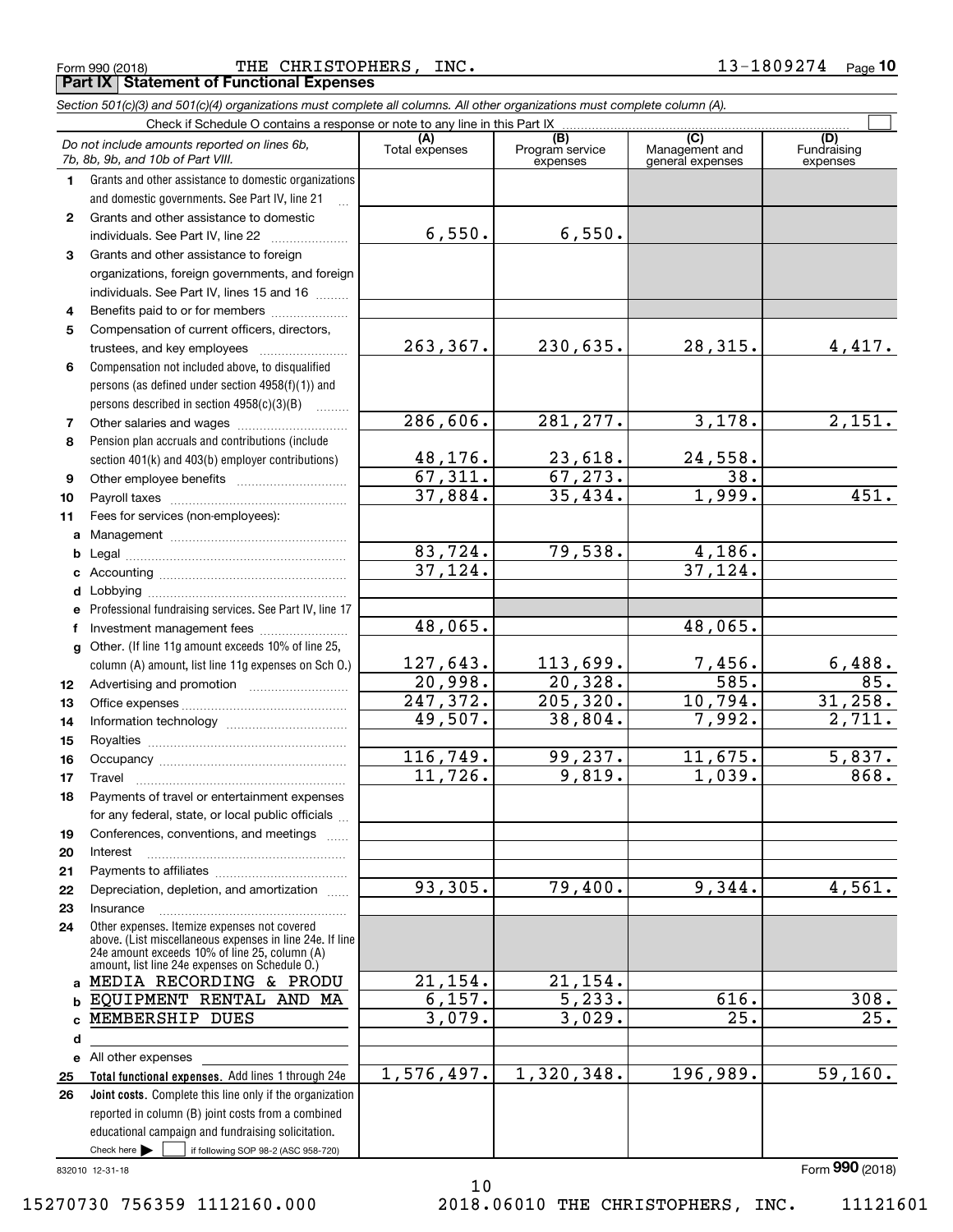Form 990 (2018) THE CHRISTOPHERS, INC. 13-1809274 Page 10

**Part IX Statement of Functional Expenses**

*Section 501(c)(3) and 501(c)(4) organizations must complete all columns. All other organizations must complete column (A).*

Check if Schedule O contains a response or note to any line in this Part IX

| | *Do not include amounts reported on lines 6b, 7b, 8b, 9b, and 10b of Part VIII.* | (A) Total expenses | (B) Program service expenses | (C) Management and general expenses | (D) Fundraising expenses |
|---|---|---|---|---|---|
| 1 | Grants and other assistance to domestic organizations and domestic governments. See Part IV, line 21 | | | | |
| 2 | Grants and other assistance to domestic individuals. See Part IV, line 22 | 6,550. | 6,550. | | |
| 3 | Grants and other assistance to foreign organizations, foreign governments, and foreign individuals. See Part IV, lines 15 and 16 | | | | |
| 4 | Benefits paid to or for members | | | | |
| 5 | Compensation of current officers, directors, trustees, and key employees | 263,367. | 230,635. | 28,315. | 4,417. |
| 6 | Compensation not included above, to disqualified persons (as defined under section 4958(f)(1)) and persons described in section 4958(c)(3)(B) | | | | |
| 7 | Other salaries and wages | 286,606. | 281,277. | 3,178. | 2,151. |
| 8 | Pension plan accruals and contributions (include section 401(k) and 403(b) employer contributions) | 48,176. | 23,618. | 24,558. | |
| 9 | Other employee benefits | 67,311. | 67,273. | 38. | |
| 10 | Payroll taxes | 37,884. | 35,434. | 1,999. | 451. |
| 11 | Fees for services (non-employees): | | | | |
| a | Management | | | | |
| b | Legal | 83,724. | 79,538. | 4,186. | |
| c | Accounting | 37,124. | | 37,124. | |
| d | Lobbying | | | | |
| e | Professional fundraising services. See Part IV, line 17 | | | | |
| f | Investment management fees | 48,065. | | 48,065. | |
| g | Other. (If line 11g amount exceeds 10% of line 25, column (A) amount, list line 11g expenses on Sch O.) | 127,643. | 113,699. | 7,456. | 6,488. |
| 12 | Advertising and promotion | 20,998. | 20,328. | 585. | 85. |
| 13 | Office expenses | 247,372. | 205,320. | 10,794. | 31,258. |
| 14 | Information technology | 49,507. | 38,804. | 7,992. | 2,711. |
| 15 | Royalties | | | | |
| 16 | Occupancy | 116,749. | 99,237. | 11,675. | 5,837. |
| 17 | Travel | 11,726. | 9,819. | 1,039. | 868. |
| 18 | Payments of travel or entertainment expenses for any federal, state, or local public officials | | | | |
| 19 | Conferences, conventions, and meetings | | | | |
| 20 | Interest | | | | |
| 21 | Payments to affiliates | | | | |
| 22 | Depreciation, depletion, and amortization | 93,305. | 79,400. | 9,344. | 4,561. |
| 23 | Insurance | | | | |
| 24 | Other expenses. Itemize expenses not covered above. (List miscellaneous expenses in line 24e. If line 24e amount exceeds 10% of line 25, column (A) amount, list line 24e expenses on Schedule O.) | | | | |
| a | MEDIA RECORDING & PRODU | 21,154. | 21,154. | | |
| b | EQUIPMENT RENTAL AND MA | 6,157. | 5,233. | 616. | 308. |
| c | MEMBERSHIP DUES | 3,079. | 3,029. | 25. | 25. |
| d | | | | | |
| e | All other expenses | | | | |
| 25 | **Total functional expenses.** Add lines 1 through 24e | 1,576,497. | 1,320,348. | 196,989. | 59,160. |
| 26 | **Joint costs.** Complete this line only if the organization reported in column (B) joint costs from a combined educational campaign and fundraising solicitation. Check here ☐ if following SOP 98-2 (ASC 958-720) | | | | |

832010 12-31-18

Form **990** (2018)

15270730 756359 1112160.000 2018.06010 THE CHRISTOPHERS, INC. 11121601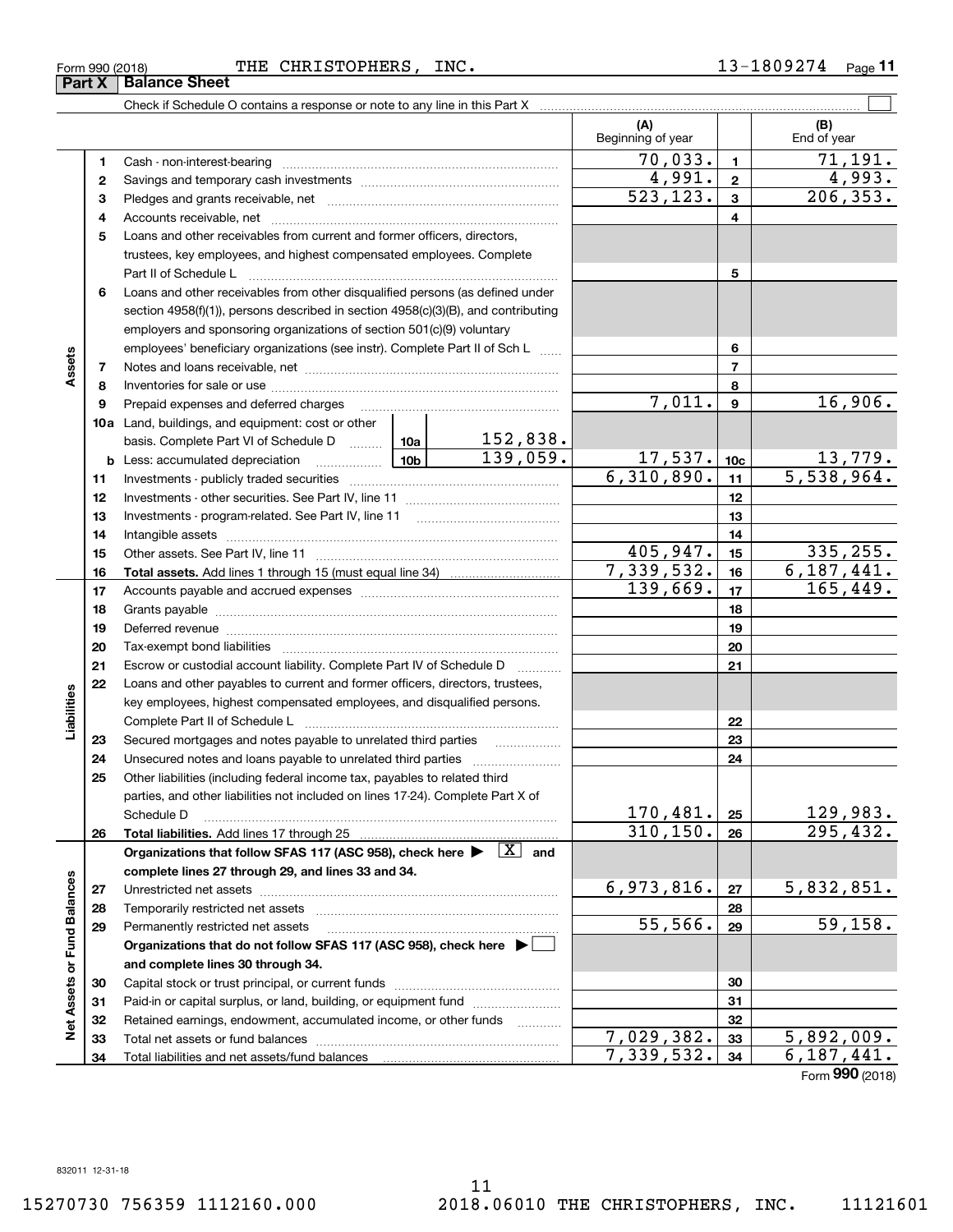Form 990 (2018) THE CHRISTOPHERS, INC. 13-1809274 Page 11

## Part X Balance Sheet

Check if Schedule O contains a response or note to any line in this Part X

| Section | Line | Description | | (A) Beginning of year | Line | (B) End of year |
|---|---|---|---|---|---|---|
| Assets | 1 | Cash - non-interest-bearing | | 70,033. | 1 | 71,191. |
| | 2 | Savings and temporary cash investments | | 4,991. | 2 | 4,993. |
| | 3 | Pledges and grants receivable, net | | 523,123. | 3 | 206,353. |
| | 4 | Accounts receivable, net | | | 4 | |
| | 5 | Loans and other receivables from current and former officers, directors, trustees, key employees, and highest compensated employees. Complete Part II of Schedule L | | | 5 | |
| | 6 | Loans and other receivables from other disqualified persons (as defined under section 4958(f)(1)), persons described in section 4958(c)(3)(B), and contributing employers and sponsoring organizations of section 501(c)(9) voluntary employees' beneficiary organizations (see instr). Complete Part II of Sch L | | | 6 | |
| | 7 | Notes and loans receivable, net | | | 7 | |
| | 8 | Inventories for sale or use | | | 8 | |
| | 9 | Prepaid expenses and deferred charges | | 7,011. | 9 | 16,906. |
| | 10a | Land, buildings, and equipment: cost or other basis. Complete Part VI of Schedule D | 10a 152,838. | | | |
| | b | Less: accumulated depreciation | 10b 139,059. | 17,537. | 10c | 13,779. |
| | 11 | Investments - publicly traded securities | | 6,310,890. | 11 | 5,538,964. |
| | 12 | Investments - other securities. See Part IV, line 11 | | | 12 | |
| | 13 | Investments - program-related. See Part IV, line 11 | | | 13 | |
| | 14 | Intangible assets | | | 14 | |
| | 15 | Other assets. See Part IV, line 11 | | 405,947. | 15 | 335,255. |
| | 16 | **Total assets.** Add lines 1 through 15 (must equal line 34) | | 7,339,532. | 16 | 6,187,441. |
| Liabilities | 17 | Accounts payable and accrued expenses | | 139,669. | 17 | 165,449. |
| | 18 | Grants payable | | | 18 | |
| | 19 | Deferred revenue | | | 19 | |
| | 20 | Tax-exempt bond liabilities | | | 20 | |
| | 21 | Escrow or custodial account liability. Complete Part IV of Schedule D | | | 21 | |
| | 22 | Loans and other payables to current and former officers, directors, trustees, key employees, highest compensated employees, and disqualified persons. Complete Part II of Schedule L | | | 22 | |
| | 23 | Secured mortgages and notes payable to unrelated third parties | | | 23 | |
| | 24 | Unsecured notes and loans payable to unrelated third parties | | | 24 | |
| | 25 | Other liabilities (including federal income tax, payables to related third parties, and other liabilities not included on lines 17-24). Complete Part X of Schedule D | | 170,481. | 25 | 129,983. |
| | 26 | **Total liabilities.** Add lines 17 through 25 | | 310,150. | 26 | 295,432. |
| Net Assets or Fund Balances | | **Organizations that follow SFAS 117 (ASC 958), check here ▶ [X] and complete lines 27 through 29, and lines 33 and 34.** | | | | |
| | 27 | Unrestricted net assets | | 6,973,816. | 27 | 5,832,851. |
| | 28 | Temporarily restricted net assets | | | 28 | |
| | 29 | Permanently restricted net assets | | 55,566. | 29 | 59,158. |
| | | **Organizations that do not follow SFAS 117 (ASC 958), check here ▶ [ ] and complete lines 30 through 34.** | | | | |
| | 30 | Capital stock or trust principal, or current funds | | | 30 | |
| | 31 | Paid-in or capital surplus, or land, building, or equipment fund | | | 31 | |
| | 32 | Retained earnings, endowment, accumulated income, or other funds | | | 32 | |
| | 33 | Total net assets or fund balances | | 7,029,382. | 33 | 5,892,009. |
| | 34 | Total liabilities and net assets/fund balances | | 7,339,532. | 34 | 6,187,441. |

Form **990** (2018)

832011 12-31-18

15270730 756359 1112160.000 2018.06010 THE CHRISTOPHERS, INC. 11121601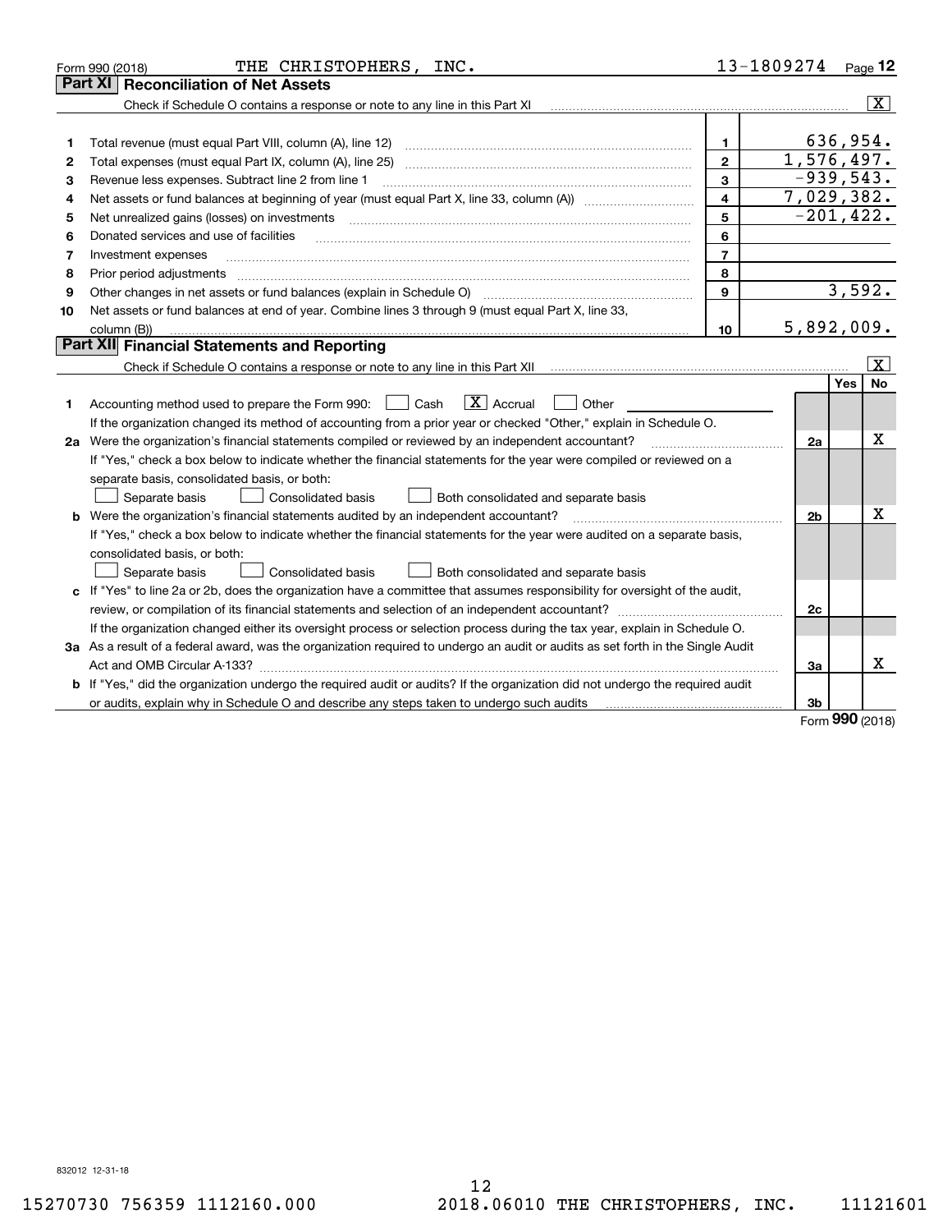Form 990 (2018) THE CHRISTOPHERS, INC. 13-1809274 Page 12

## Part XI Reconciliation of Net Assets

Check if Schedule O contains a response or note to any line in this Part XI [X]

| | | | |
|---|---|---|---|
| 1 | Total revenue (must equal Part VIII, column (A), line 12) | 1 | 636,954. |
| 2 | Total expenses (must equal Part IX, column (A), line 25) | 2 | 1,576,497. |
| 3 | Revenue less expenses. Subtract line 2 from line 1 | 3 | -939,543. |
| 4 | Net assets or fund balances at beginning of year (must equal Part X, line 33, column (A)) | 4 | 7,029,382. |
| 5 | Net unrealized gains (losses) on investments | 5 | -201,422. |
| 6 | Donated services and use of facilities | 6 | |
| 7 | Investment expenses | 7 | |
| 8 | Prior period adjustments | 8 | |
| 9 | Other changes in net assets or fund balances (explain in Schedule O) | 9 | 3,592. |
| 10 | Net assets or fund balances at end of year. Combine lines 3 through 9 (must equal Part X, line 33, column (B)) | 10 | 5,892,009. |

## Part XII Financial Statements and Reporting

Check if Schedule O contains a response or note to any line in this Part XII [X]

| | | | Yes | No |
|---|---|---|---|---|
| 1 | Accounting method used to prepare the Form 990: [ ] Cash [X] Accrual [ ] Other | | | |
| | If the organization changed its method of accounting from a prior year or checked "Other," explain in Schedule O. | | | |
| 2a | Were the organization's financial statements compiled or reviewed by an independent accountant? | 2a | | X |
| | If "Yes," check a box below to indicate whether the financial statements for the year were compiled or reviewed on a separate basis, consolidated basis, or both: [ ] Separate basis [ ] Consolidated basis [ ] Both consolidated and separate basis | | | |
| b | Were the organization's financial statements audited by an independent accountant? | 2b | | X |
| | If "Yes," check a box below to indicate whether the financial statements for the year were audited on a separate basis, consolidated basis, or both: [ ] Separate basis [ ] Consolidated basis [ ] Both consolidated and separate basis | | | |
| c | If "Yes" to line 2a or 2b, does the organization have a committee that assumes responsibility for oversight of the audit, review, or compilation of its financial statements and selection of an independent accountant? | 2c | | |
| | If the organization changed either its oversight process or selection process during the tax year, explain in Schedule O. | | | |
| 3a | As a result of a federal award, was the organization required to undergo an audit or audits as set forth in the Single Audit Act and OMB Circular A-133? | 3a | | X |
| b | If "Yes," did the organization undergo the required audit or audits? If the organization did not undergo the required audit or audits, explain why in Schedule O and describe any steps taken to undergo such audits | 3b | | |

Form 990 (2018)

832012 12-31-18

15270730 756359 1112160.000 2018.06010 THE CHRISTOPHERS, INC. 11121601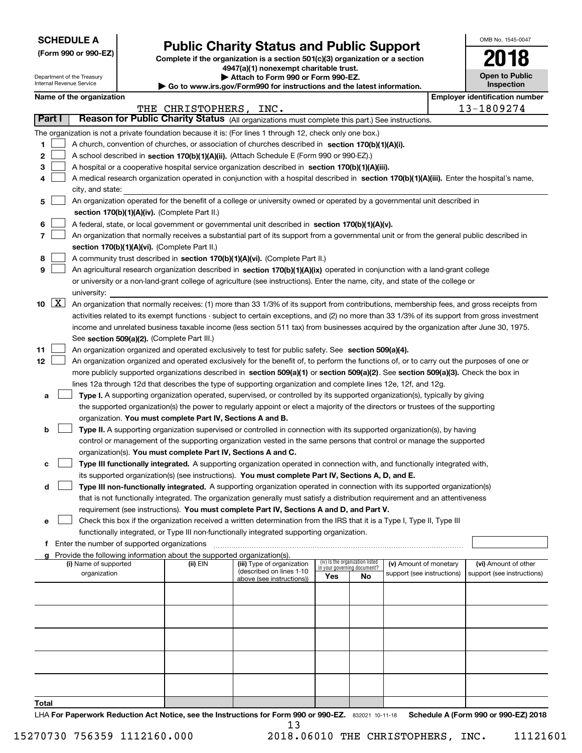**SCHEDULE A**
**(Form 990 or 990-EZ)**

Department of the Treasury
Internal Revenue Service

# Public Charity Status and Public Support

**Complete if the organization is a section 501(c)(3) organization or a section 4947(a)(1) nonexempt charitable trust.**
**▶ Attach to Form 990 or Form 990-EZ.**
**▶ Go to www.irs.gov/Form990 for instructions and the latest information.**

OMB No. 1545-0047

**2018**

**Open to Public Inspection**

**Name of the organization**
THE CHRISTOPHERS, INC.

**Employer identification number**
13-1809274

**Part I** **Reason for Public Charity Status** (All organizations must complete this part.) See instructions.

The organization is not a private foundation because it is: (For lines 1 through 12, check only one box.)

1 [ ] A church, convention of churches, or association of churches described in **section 170(b)(1)(A)(i).**

2 [ ] A school described in **section 170(b)(1)(A)(ii).** (Attach Schedule E (Form 990 or 990-EZ).)

3 [ ] A hospital or a cooperative hospital service organization described in **section 170(b)(1)(A)(iii).**

4 [ ] A medical research organization operated in conjunction with a hospital described in **section 170(b)(1)(A)(iii).** Enter the hospital's name, city, and state:

5 [ ] An organization operated for the benefit of a college or university owned or operated by a governmental unit described in **section 170(b)(1)(A)(iv).** (Complete Part II.)

6 [ ] A federal, state, or local government or governmental unit described in **section 170(b)(1)(A)(v).**

7 [ ] An organization that normally receives a substantial part of its support from a governmental unit or from the general public described in **section 170(b)(1)(A)(vi).** (Complete Part II.)

8 [ ] A community trust described in **section 170(b)(1)(A)(vi).** (Complete Part II.)

9 [ ] An agricultural research organization described in **section 170(b)(1)(A)(ix)** operated in conjunction with a land-grant college or university or a non-land-grant college of agriculture (see instructions). Enter the name, city, and state of the college or university:

10 [X] An organization that normally receives: (1) more than 33 1/3% of its support from contributions, membership fees, and gross receipts from activities related to its exempt functions - subject to certain exceptions, and (2) no more than 33 1/3% of its support from gross investment income and unrelated business taxable income (less section 511 tax) from businesses acquired by the organization after June 30, 1975. See **section 509(a)(2).** (Complete Part III.)

11 [ ] An organization organized and operated exclusively to test for public safety. See **section 509(a)(4).**

12 [ ] An organization organized and operated exclusively for the benefit of, to perform the functions of, or to carry out the purposes of one or more publicly supported organizations described in **section 509(a)(1)** or **section 509(a)(2)**. See **section 509(a)(3).** Check the box in lines 12a through 12d that describes the type of supporting organization and complete lines 12e, 12f, and 12g.

a [ ] **Type I.** A supporting organization operated, supervised, or controlled by its supported organization(s), typically by giving the supported organization(s) the power to regularly appoint or elect a majority of the directors or trustees of the supporting organization. **You must complete Part IV, Sections A and B.**

b [ ] **Type II.** A supporting organization supervised or controlled in connection with its supported organization(s), by having control or management of the supporting organization vested in the same persons that control or manage the supported organization(s). **You must complete Part IV, Sections A and C.**

c [ ] **Type III functionally integrated.** A supporting organization operated in connection with, and functionally integrated with, its supported organization(s) (see instructions). **You must complete Part IV, Sections A, D, and E.**

d [ ] **Type III non-functionally integrated.** A supporting organization operated in connection with its supported organization(s) that is not functionally integrated. The organization generally must satisfy a distribution requirement and an attentiveness requirement (see instructions). **You must complete Part IV, Sections A and D, and Part V.**

e [ ] Check this box if the organization received a written determination from the IRS that it is a Type I, Type II, Type III functionally integrated, or Type III non-functionally integrated supporting organization.

f Enter the number of supported organizations

g Provide the following information about the supported organization(s).

| (i) Name of supported organization | (ii) EIN | (iii) Type of organization (described on lines 1-10 above (see instructions)) | (iv) Is the organization listed in your governing document? Yes | No | (v) Amount of monetary support (see instructions) | (vi) Amount of other support (see instructions) |
|---|---|---|---|---|---|---|
| | | | | | | |
| | | | | | | |
| | | | | | | |
| | | | | | | |
| | | | | | | |
| **Total** | | | | | | |

LHA **For Paperwork Reduction Act Notice, see the Instructions for Form 990 or 990-EZ.** 832021 10-11-18 **Schedule A (Form 990 or 990-EZ) 2018**

15270730 756359 1112160.000 2018.06010 THE CHRISTOPHERS, INC. 11121601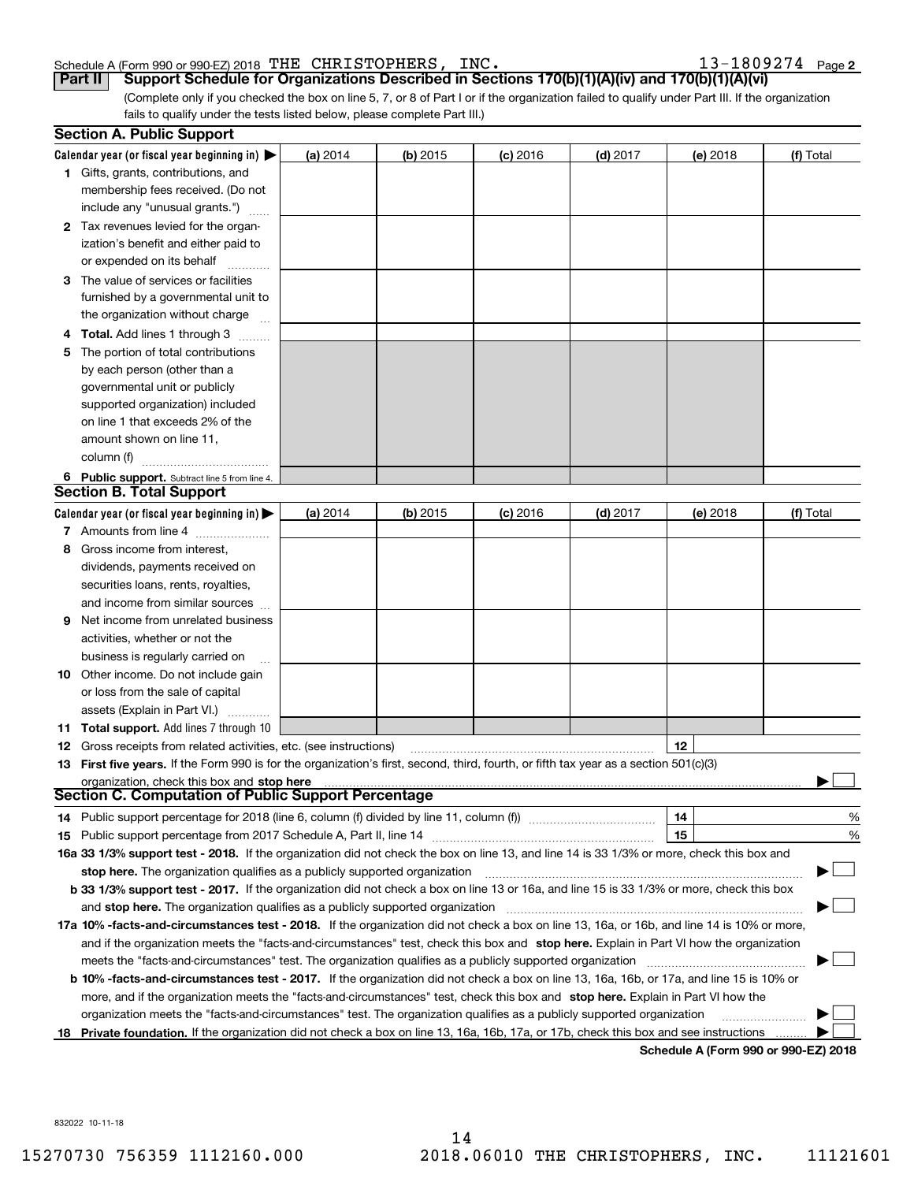Schedule A (Form 990 or 990-EZ) 2018 THE CHRISTOPHERS, INC. 13-1809274 Page 2

**Part II Support Schedule for Organizations Described in Sections 170(b)(1)(A)(iv) and 170(b)(1)(A)(vi)**

(Complete only if you checked the box on line 5, 7, or 8 of Part I or if the organization failed to qualify under Part III. If the organization fails to qualify under the tests listed below, please complete Part III.)

**Section A. Public Support**

| Calendar year (or fiscal year beginning in) ▶ | (a) 2014 | (b) 2015 | (c) 2016 | (d) 2017 | (e) 2018 | (f) Total |
|---|---|---|---|---|---|---|
| 1 Gifts, grants, contributions, and membership fees received. (Do not include any "unusual grants.") | | | | | | |
| 2 Tax revenues levied for the organization's benefit and either paid to or expended on its behalf | | | | | | |
| 3 The value of services or facilities furnished by a governmental unit to the organization without charge | | | | | | |
| 4 **Total.** Add lines 1 through 3 | | | | | | |
| 5 The portion of total contributions by each person (other than a governmental unit or publicly supported organization) included on line 1 that exceeds 2% of the amount shown on line 11, column (f) | | | | | | |
| 6 **Public support.** Subtract line 5 from line 4. | | | | | | |

**Section B. Total Support**

| Calendar year (or fiscal year beginning in) ▶ | (a) 2014 | (b) 2015 | (c) 2016 | (d) 2017 | (e) 2018 | (f) Total |
|---|---|---|---|---|---|---|
| 7 Amounts from line 4 | | | | | | |
| 8 Gross income from interest, dividends, payments received on securities loans, rents, royalties, and income from similar sources | | | | | | |
| 9 Net income from unrelated business activities, whether or not the business is regularly carried on | | | | | | |
| 10 Other income. Do not include gain or loss from the sale of capital assets (Explain in Part VI.) | | | | | | |
| 11 **Total support.** Add lines 7 through 10 | | | | | | |

12 Gross receipts from related activities, etc. (see instructions) | 12 |

13 **First five years.** If the Form 990 is for the organization's first, second, third, fourth, or fifth tax year as a section 501(c)(3) organization, check this box and **stop here** ▶ ☐

**Section C. Computation of Public Support Percentage**

14 Public support percentage for 2018 (line 6, column (f) divided by line 11, column (f)) | 14 | %

15 Public support percentage from 2017 Schedule A, Part II, line 14 | 15 | %

**16a 33 1/3% support test - 2018.** If the organization did not check the box on line 13, and line 14 is 33 1/3% or more, check this box and **stop here.** The organization qualifies as a publicly supported organization ▶ ☐

**b 33 1/3% support test - 2017.** If the organization did not check a box on line 13 or 16a, and line 15 is 33 1/3% or more, check this box and **stop here.** The organization qualifies as a publicly supported organization ▶ ☐

**17a 10% -facts-and-circumstances test - 2018.** If the organization did not check a box on line 13, 16a, or 16b, and line 14 is 10% or more, and if the organization meets the "facts-and-circumstances" test, check this box and **stop here.** Explain in Part VI how the organization meets the "facts-and-circumstances" test. The organization qualifies as a publicly supported organization ▶ ☐

**b 10% -facts-and-circumstances test - 2017.** If the organization did not check a box on line 13, 16a, 16b, or 17a, and line 15 is 10% or more, and if the organization meets the "facts-and-circumstances" test, check this box and **stop here.** Explain in Part VI how the organization meets the "facts-and-circumstances" test. The organization qualifies as a publicly supported organization ▶ ☐

**18 Private foundation.** If the organization did not check a box on line 13, 16a, 16b, 17a, or 17b, check this box and see instructions ▶ ☐

**Schedule A (Form 990 or 990-EZ) 2018**

832022 10-11-18

15270730 756359 1112160.000 2018.06010 THE CHRISTOPHERS, INC. 11121601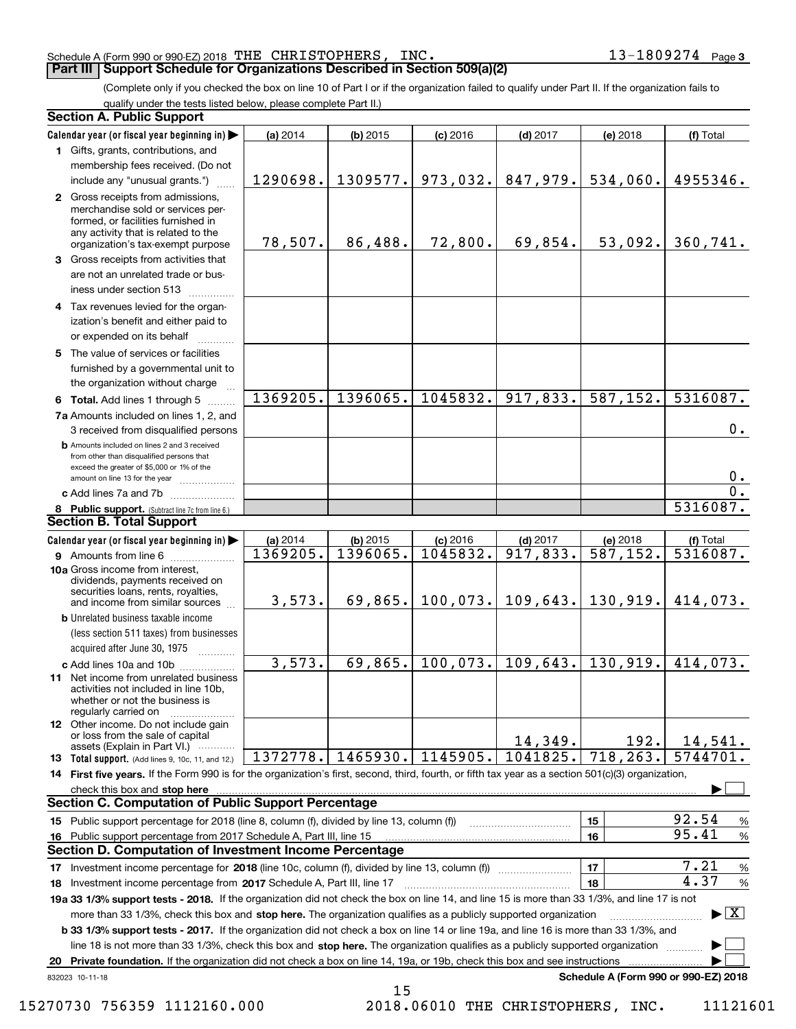Schedule A (Form 990 or 990-EZ) 2018 THE CHRISTOPHERS, INC. 13-1809274 Page 3

## Part III Support Schedule for Organizations Described in Section 509(a)(2)

(Complete only if you checked the box on line 10 of Part I or if the organization failed to qualify under Part II. If the organization fails to qualify under the tests listed below, please complete Part II.)

### Section A. Public Support

| Calendar year (or fiscal year beginning in) | (a) 2014 | (b) 2015 | (c) 2016 | (d) 2017 | (e) 2018 | (f) Total |
|---|---|---|---|---|---|---|
| 1 Gifts, grants, contributions, and membership fees received. (Do not include any "unusual grants.") | 1290698. | 1309577. | 973,032. | 847,979. | 534,060. | 4955346. |
| 2 Gross receipts from admissions, merchandise sold or services performed, or facilities furnished in any activity that is related to the organization's tax-exempt purpose | 78,507. | 86,488. | 72,800. | 69,854. | 53,092. | 360,741. |
| 3 Gross receipts from activities that are not an unrelated trade or business under section 513 | | | | | | |
| 4 Tax revenues levied for the organization's benefit and either paid to or expended on its behalf | | | | | | |
| 5 The value of services or facilities furnished by a governmental unit to the organization without charge | | | | | | |
| 6 **Total.** Add lines 1 through 5 | 1369205. | 1396065. | 1045832. | 917,833. | 587,152. | 5316087. |
| 7a Amounts included on lines 1, 2, and 3 received from disqualified persons | | | | | | 0. |
| b Amounts included on lines 2 and 3 received from other than disqualified persons that exceed the greater of $5,000 or 1% of the amount on line 13 for the year | | | | | | 0. |
| c Add lines 7a and 7b | | | | | | 0. |
| 8 **Public support.** (Subtract line 7c from line 6.) | | | | | | 5316087. |

### Section B. Total Support

| Calendar year (or fiscal year beginning in) | (a) 2014 | (b) 2015 | (c) 2016 | (d) 2017 | (e) 2018 | (f) Total |
|---|---|---|---|---|---|---|
| 9 Amounts from line 6 | 1369205. | 1396065. | 1045832. | 917,833. | 587,152. | 5316087. |
| 10a Gross income from interest, dividends, payments received on securities loans, rents, royalties, and income from similar sources | 3,573. | 69,865. | 100,073. | 109,643. | 130,919. | 414,073. |
| b Unrelated business taxable income (less section 511 taxes) from businesses acquired after June 30, 1975 | | | | | | |
| c Add lines 10a and 10b | 3,573. | 69,865. | 100,073. | 109,643. | 130,919. | 414,073. |
| 11 Net income from unrelated business activities not included in line 10b, whether or not the business is regularly carried on | | | | | | |
| 12 Other income. Do not include gain or loss from the sale of capital assets (Explain in Part VI.) | | | | 14,349. | 192. | 14,541. |
| 13 **Total support.** (Add lines 9, 10c, 11, and 12.) | 1372778. | 1465930. | 1145905. | 1041825. | 718,263. | 5744701. |

14 **First five years.** If the Form 990 is for the organization's first, second, third, fourth, or fifth tax year as a section 501(c)(3) organization, check this box and **stop here** ☐

### Section C. Computation of Public Support Percentage

| | | | |
|---|---|---|---|
| 15 Public support percentage for 2018 (line 8, column (f), divided by line 13, column (f)) | 15 | 92.54 | % |
| 16 Public support percentage from 2017 Schedule A, Part III, line 15 | 16 | 95.41 | % |

### Section D. Computation of Investment Income Percentage

| | | | |
|---|---|---|---|
| 17 Investment income percentage for **2018** (line 10c, column (f), divided by line 13, column (f)) | 17 | 7.21 | % |
| 18 Investment income percentage from **2017** Schedule A, Part III, line 17 | 18 | 4.37 | % |

**19a 33 1/3% support tests - 2018.** If the organization did not check the box on line 14, and line 15 is more than 33 1/3%, and line 17 is not more than 33 1/3%, check this box and **stop here.** The organization qualifies as a publicly supported organization ☒

**b 33 1/3% support tests - 2017.** If the organization did not check a box on line 14 or line 19a, and line 16 is more than 33 1/3%, and line 18 is not more than 33 1/3%, check this box and **stop here.** The organization qualifies as a publicly supported organization ☐

**20 Private foundation.** If the organization did not check a box on line 14, 19a, or 19b, check this box and see instructions ☐

832023 10-11-18

Schedule A (Form 990 or 990-EZ) 2018

15270730 756359 1112160.000 2018.06010 THE CHRISTOPHERS, INC. 11121601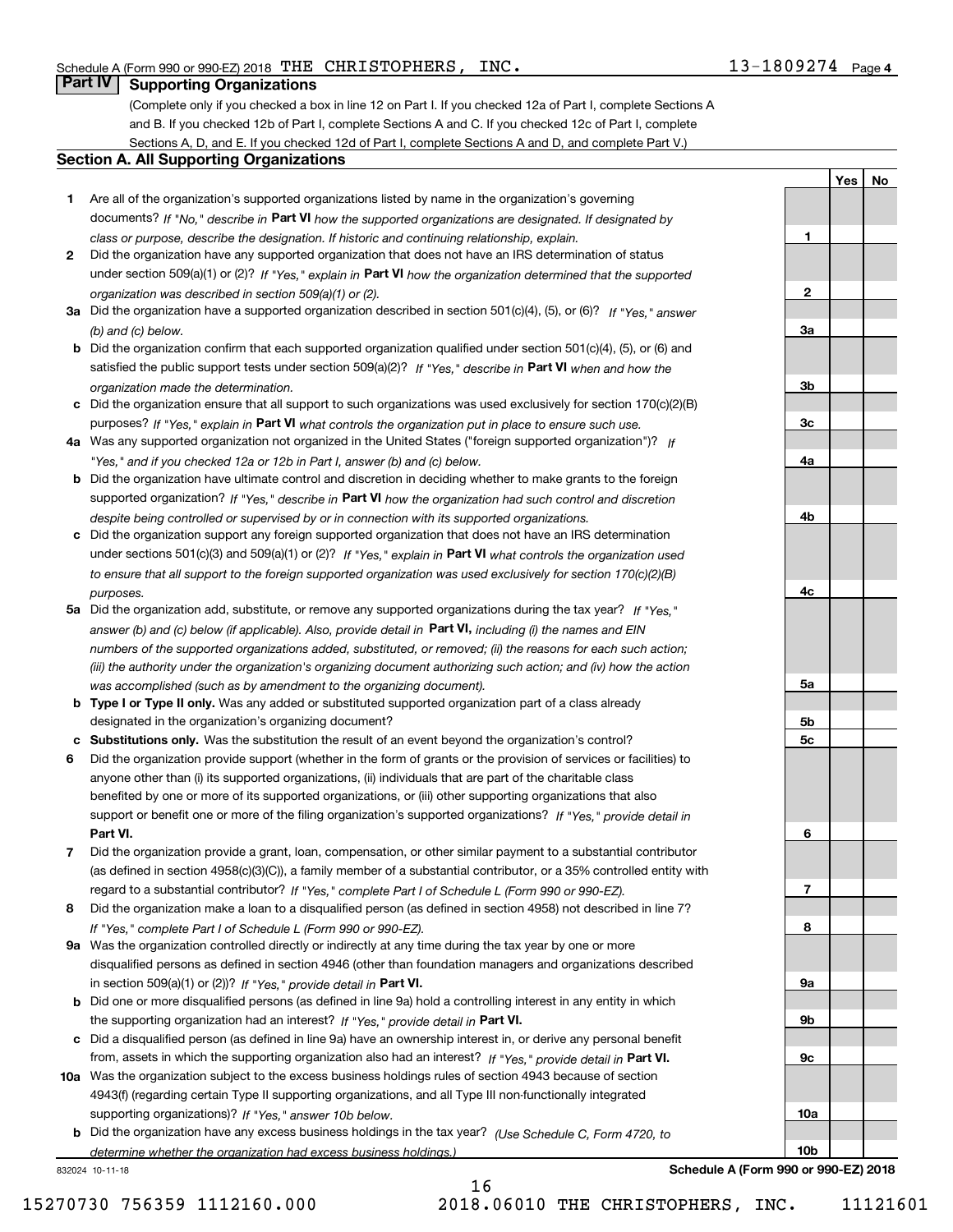Schedule A (Form 990 or 990-EZ) 2018 THE CHRISTOPHERS, INC. 13-1809274 Page 4

## Part IV Supporting Organizations

(Complete only if you checked a box in line 12 on Part I. If you checked 12a of Part I, complete Sections A and B. If you checked 12b of Part I, complete Sections A and C. If you checked 12c of Part I, complete Sections A, D, and E. If you checked 12d of Part I, complete Sections A and D, and complete Part V.)

### Section A. All Supporting Organizations

| | | Line | Yes | No |
|---|---|---|---|---|
| **1** | Are all of the organization's supported organizations listed by name in the organization's governing documents? *If "No," describe in* **Part VI** *how the supported organizations are designated. If designated by class or purpose, describe the designation. If historic and continuing relationship, explain.* | **1** | | |
| **2** | Did the organization have any supported organization that does not have an IRS determination of status under section 509(a)(1) or (2)? *If "Yes," explain in* **Part VI** *how the organization determined that the supported organization was described in section 509(a)(1) or (2).* | **2** | | |
| **3a** | Did the organization have a supported organization described in section 501(c)(4), (5), or (6)? *If "Yes," answer (b) and (c) below.* | **3a** | | |
| **b** | Did the organization confirm that each supported organization qualified under section 501(c)(4), (5), or (6) and satisfied the public support tests under section 509(a)(2)? *If "Yes," describe in* **Part VI** *when and how the organization made the determination.* | **3b** | | |
| **c** | Did the organization ensure that all support to such organizations was used exclusively for section 170(c)(2)(B) purposes? *If "Yes," explain in* **Part VI** *what controls the organization put in place to ensure such use.* | **3c** | | |
| **4a** | Was any supported organization not organized in the United States ("foreign supported organization")? *If "Yes," and if you checked 12a or 12b in Part I, answer (b) and (c) below.* | **4a** | | |
| **b** | Did the organization have ultimate control and discretion in deciding whether to make grants to the foreign supported organization? *If "Yes," describe in* **Part VI** *how the organization had such control and discretion despite being controlled or supervised by or in connection with its supported organizations.* | **4b** | | |
| **c** | Did the organization support any foreign supported organization that does not have an IRS determination under sections 501(c)(3) and 509(a)(1) or (2)? *If "Yes," explain in* **Part VI** *what controls the organization used to ensure that all support to the foreign supported organization was used exclusively for section 170(c)(2)(B) purposes.* | **4c** | | |
| **5a** | Did the organization add, substitute, or remove any supported organizations during the tax year? *If "Yes," answer (b) and (c) below (if applicable). Also, provide detail in* **Part VI,** *including (i) the names and EIN numbers of the supported organizations added, substituted, or removed; (ii) the reasons for each such action; (iii) the authority under the organization's organizing document authorizing such action; and (iv) how the action was accomplished (such as by amendment to the organizing document).* | **5a** | | |
| **b** | **Type I or Type II only.** Was any added or substituted supported organization part of a class already designated in the organization's organizing document? | **5b** | | |
| **c** | **Substitutions only.** Was the substitution the result of an event beyond the organization's control? | **5c** | | |
| **6** | Did the organization provide support (whether in the form of grants or the provision of services or facilities) to anyone other than (i) its supported organizations, (ii) individuals that are part of the charitable class benefited by one or more of its supported organizations, or (iii) other supporting organizations that also support or benefit one or more of the filing organization's supported organizations? *If "Yes," provide detail in* **Part VI.** | **6** | | |
| **7** | Did the organization provide a grant, loan, compensation, or other similar payment to a substantial contributor (as defined in section 4958(c)(3)(C)), a family member of a substantial contributor, or a 35% controlled entity with regard to a substantial contributor? *If "Yes," complete Part I of Schedule L (Form 990 or 990-EZ).* | **7** | | |
| **8** | Did the organization make a loan to a disqualified person (as defined in section 4958) not described in line 7? *If "Yes," complete Part I of Schedule L (Form 990 or 990-EZ).* | **8** | | |
| **9a** | Was the organization controlled directly or indirectly at any time during the tax year by one or more disqualified persons as defined in section 4946 (other than foundation managers and organizations described in section 509(a)(1) or (2))? *If "Yes," provide detail in* **Part VI.** | **9a** | | |
| **b** | Did one or more disqualified persons (as defined in line 9a) hold a controlling interest in any entity in which the supporting organization had an interest? *If "Yes," provide detail in* **Part VI.** | **9b** | | |
| **c** | Did a disqualified person (as defined in line 9a) have an ownership interest in, or derive any personal benefit from, assets in which the supporting organization also had an interest? *If "Yes," provide detail in* **Part VI.** | **9c** | | |
| **10a** | Was the organization subject to the excess business holdings rules of section 4943 because of section 4943(f) (regarding certain Type II supporting organizations, and all Type III non-functionally integrated supporting organizations)? *If "Yes," answer 10b below.* | **10a** | | |
| **b** | Did the organization have any excess business holdings in the tax year? *(Use Schedule C, Form 4720, to determine whether the organization had excess business holdings.)* | **10b** | | |

832024 10-11-18

**Schedule A (Form 990 or 990-EZ) 2018**

15270730 756359 1112160.000 2018.06010 THE CHRISTOPHERS, INC. 11121601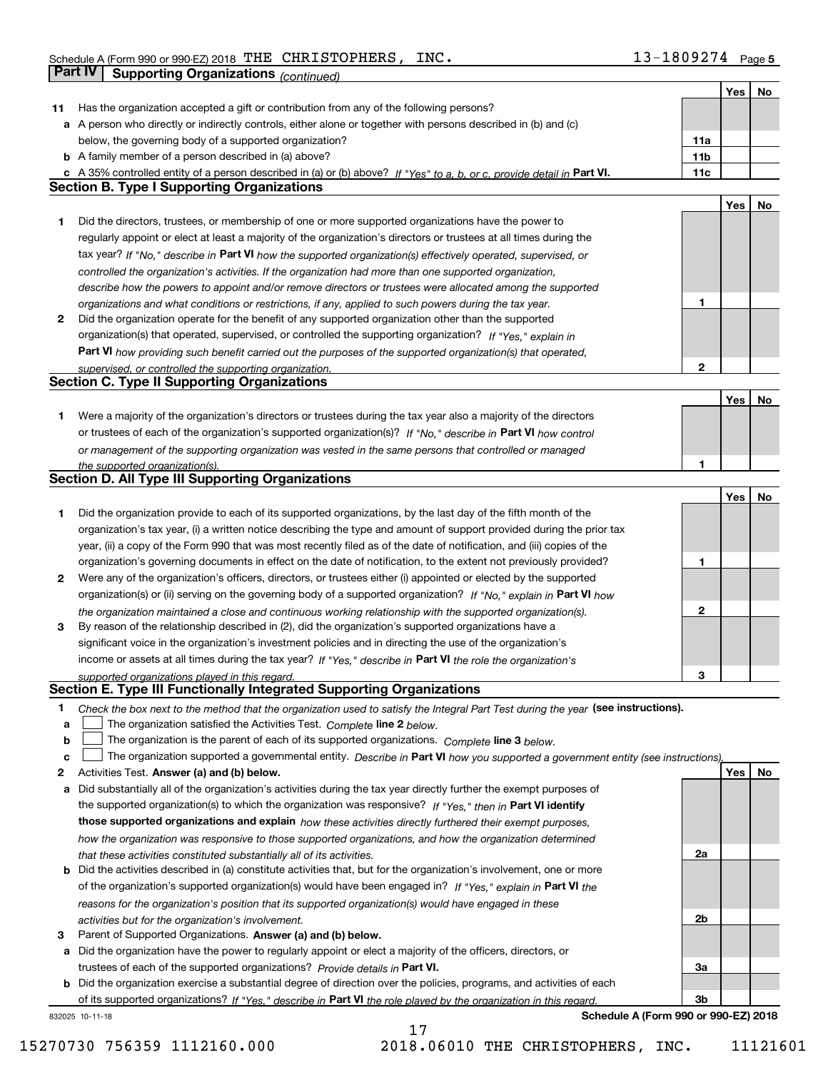Schedule A (Form 990 or 990-EZ) 2018 THE CHRISTOPHERS, INC. 13-1809274 Page 5

## Part IV Supporting Organizations *(continued)*

| | | | Yes | No |
|---|---|---|---|---|
| 11 | Has the organization accepted a gift or contribution from any of the following persons? | | | |
| a | A person who directly or indirectly controls, either alone or together with persons described in (b) and (c) below, the governing body of a supported organization? | 11a | | |
| b | A family member of a person described in (a) above? | 11b | | |
| c | A 35% controlled entity of a person described in (a) or (b) above? *If "Yes" to a, b, or c, provide detail in* **Part VI.** | 11c | | |

### Section B. Type I Supporting Organizations

| | | | Yes | No |
|---|---|---|---|---|
| 1 | Did the directors, trustees, or membership of one or more supported organizations have the power to regularly appoint or elect at least a majority of the organization's directors or trustees at all times during the tax year? *If "No," describe in* **Part VI** *how the supported organization(s) effectively operated, supervised, or controlled the organization's activities. If the organization had more than one supported organization, describe how the powers to appoint and/or remove directors or trustees were allocated among the supported organizations and what conditions or restrictions, if any, applied to such powers during the tax year.* | 1 | | |
| 2 | Did the organization operate for the benefit of any supported organization other than the supported organization(s) that operated, supervised, or controlled the supporting organization? *If "Yes," explain in* **Part VI** *how providing such benefit carried out the purposes of the supported organization(s) that operated, supervised, or controlled the supporting organization.* | 2 | | |

### Section C. Type II Supporting Organizations

| | | | Yes | No |
|---|---|---|---|---|
| 1 | Were a majority of the organization's directors or trustees during the tax year also a majority of the directors or trustees of each of the organization's supported organization(s)? *If "No," describe in* **Part VI** *how control or management of the supporting organization was vested in the same persons that controlled or managed the supported organization(s).* | 1 | | |

### Section D. All Type III Supporting Organizations

| | | | Yes | No |
|---|---|---|---|---|
| 1 | Did the organization provide to each of its supported organizations, by the last day of the fifth month of the organization's tax year, (i) a written notice describing the type and amount of support provided during the prior tax year, (ii) a copy of the Form 990 that was most recently filed as of the date of notification, and (iii) copies of the organization's governing documents in effect on the date of notification, to the extent not previously provided? | 1 | | |
| 2 | Were any of the organization's officers, directors, or trustees either (i) appointed or elected by the supported organization(s) or (ii) serving on the governing body of a supported organization? *If "No," explain in* **Part VI** *how the organization maintained a close and continuous working relationship with the supported organization(s).* | 2 | | |
| 3 | By reason of the relationship described in (2), did the organization's supported organizations have a significant voice in the organization's investment policies and in directing the use of the organization's income or assets at all times during the tax year? *If "Yes," describe in* **Part VI** *the role the organization's supported organizations played in this regard.* | 3 | | |

### Section E. Type III Functionally Integrated Supporting Organizations

1 *Check the box next to the method that the organization used to satisfy the Integral Part Test during the year* **(see instructions).**

- a ☐ The organization satisfied the Activities Test. *Complete* **line 2** *below.*
- b ☐ The organization is the parent of each of its supported organizations. *Complete* **line 3** *below.*
- c ☐ The organization supported a governmental entity. *Describe in* **Part VI** *how you supported a government entity (see instructions).*

| | | | Yes | No |
|---|---|---|---|---|
| 2 | Activities Test. **Answer (a) and (b) below.** | | | |
| a | Did substantially all of the organization's activities during the tax year directly further the exempt purposes of the supported organization(s) to which the organization was responsive? *If "Yes," then in* **Part VI identify those supported organizations and explain** *how these activities directly furthered their exempt purposes, how the organization was responsive to those supported organizations, and how the organization determined that these activities constituted substantially all of its activities.* | 2a | | |
| b | Did the activities described in (a) constitute activities that, but for the organization's involvement, one or more of the organization's supported organization(s) would have been engaged in? *If "Yes," explain in* **Part VI** *the reasons for the organization's position that its supported organization(s) would have engaged in these activities but for the organization's involvement.* | 2b | | |
| 3 | Parent of Supported Organizations. **Answer (a) and (b) below.** | | | |
| a | Did the organization have the power to regularly appoint or elect a majority of the officers, directors, or trustees of each of the supported organizations? *Provide details in* **Part VI.** | 3a | | |
| b | Did the organization exercise a substantial degree of direction over the policies, programs, and activities of each of its supported organizations? *If "Yes," describe in* **Part VI** *the role played by the organization in this regard.* | 3b | | |

832025 10-11-18 **Schedule A (Form 990 or 990-EZ) 2018**

15270730 756359 1112160.000 2018.06010 THE CHRISTOPHERS, INC. 11121601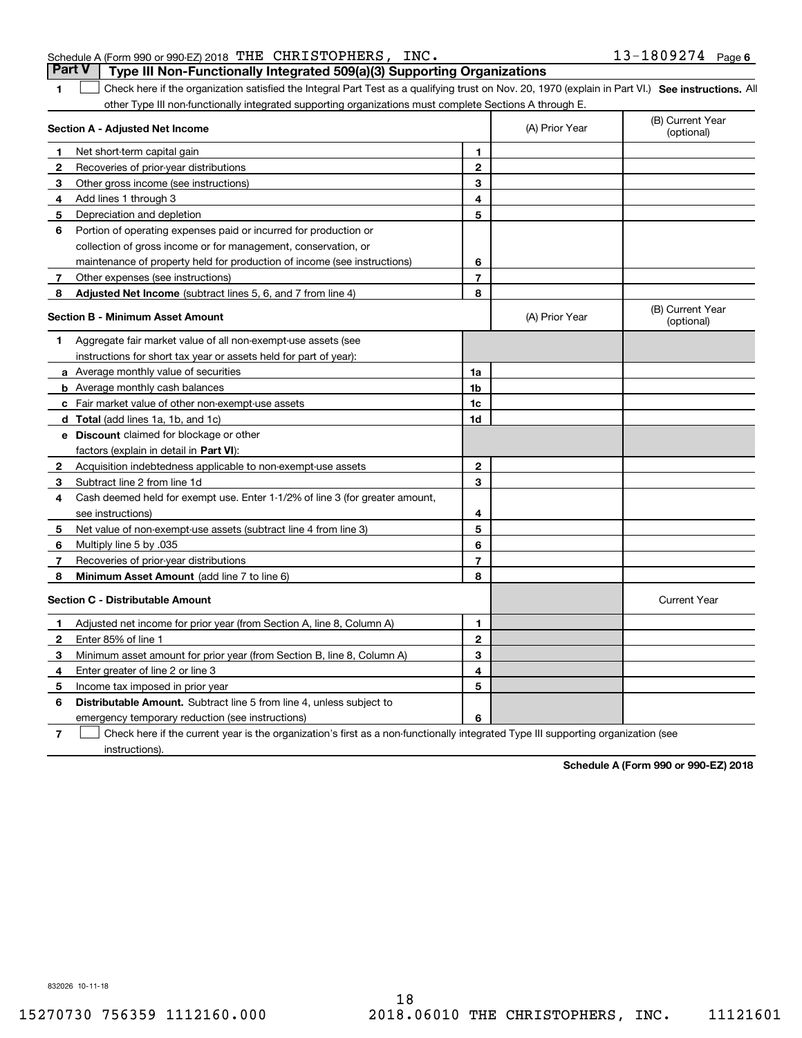Schedule A (Form 990 or 990-EZ) 2018 THE CHRISTOPHERS, INC. 13-1809274 Page 6

## Part V Type III Non-Functionally Integrated 509(a)(3) Supporting Organizations

1 ☐ Check here if the organization satisfied the Integral Part Test as a qualifying trust on Nov. 20, 1970 (explain in Part VI.) **See instructions.** All other Type III non-functionally integrated supporting organizations must complete Sections A through E.

| | **Section A - Adjusted Net Income** | | (A) Prior Year | (B) Current Year (optional) |
|---|---|---|---|---|
| 1 | Net short-term capital gain | 1 | | |
| 2 | Recoveries of prior-year distributions | 2 | | |
| 3 | Other gross income (see instructions) | 3 | | |
| 4 | Add lines 1 through 3 | 4 | | |
| 5 | Depreciation and depletion | 5 | | |
| 6 | Portion of operating expenses paid or incurred for production or collection of gross income or for management, conservation, or maintenance of property held for production of income (see instructions) | 6 | | |
| 7 | Other expenses (see instructions) | 7 | | |
| 8 | **Adjusted Net Income** (subtract lines 5, 6, and 7 from line 4) | 8 | | |

| | **Section B - Minimum Asset Amount** | | (A) Prior Year | (B) Current Year (optional) |
|---|---|---|---|---|
| 1 | Aggregate fair market value of all non-exempt-use assets (see instructions for short tax year or assets held for part of year): | | | |
| a | Average monthly value of securities | 1a | | |
| b | Average monthly cash balances | 1b | | |
| c | Fair market value of other non-exempt-use assets | 1c | | |
| d | **Total** (add lines 1a, 1b, and 1c) | 1d | | |
| e | **Discount** claimed for blockage or other factors (explain in detail in **Part VI**): | | | |
| 2 | Acquisition indebtedness applicable to non-exempt-use assets | 2 | | |
| 3 | Subtract line 2 from line 1d | 3 | | |
| 4 | Cash deemed held for exempt use. Enter 1-1/2% of line 3 (for greater amount, see instructions) | 4 | | |
| 5 | Net value of non-exempt-use assets (subtract line 4 from line 3) | 5 | | |
| 6 | Multiply line 5 by .035 | 6 | | |
| 7 | Recoveries of prior-year distributions | 7 | | |
| 8 | **Minimum Asset Amount** (add line 7 to line 6) | 8 | | |

| | **Section C - Distributable Amount** | | | Current Year |
|---|---|---|---|---|
| 1 | Adjusted net income for prior year (from Section A, line 8, Column A) | 1 | | |
| 2 | Enter 85% of line 1 | 2 | | |
| 3 | Minimum asset amount for prior year (from Section B, line 8, Column A) | 3 | | |
| 4 | Enter greater of line 2 or line 3 | 4 | | |
| 5 | Income tax imposed in prior year | 5 | | |
| 6 | **Distributable Amount.** Subtract line 5 from line 4, unless subject to emergency temporary reduction (see instructions) | 6 | | |

7 ☐ Check here if the current year is the organization's first as a non-functionally integrated Type III supporting organization (see instructions).

**Schedule A (Form 990 or 990-EZ) 2018**

832026 10-11-18

15270730 756359 1112160.000 2018.06010 THE CHRISTOPHERS, INC. 11121601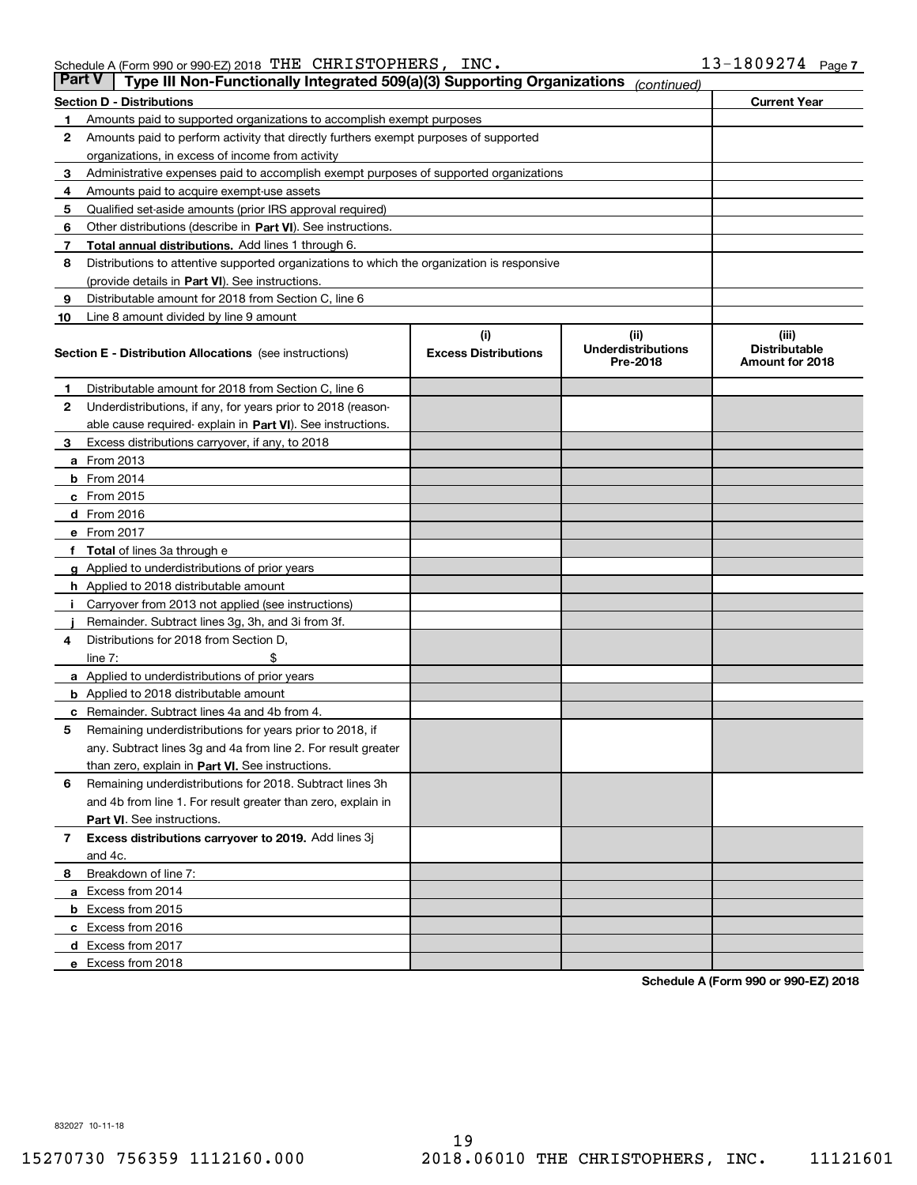Schedule A (Form 990 or 990-EZ) 2018 THE CHRISTOPHERS, INC. 13-1809274 Page 7

## Part V | Type III Non-Functionally Integrated 509(a)(3) Supporting Organizations *(continued)*

| Section D - Distributions | | Current Year |
|---|---|---|
| 1 | Amounts paid to supported organizations to accomplish exempt purposes | |
| 2 | Amounts paid to perform activity that directly furthers exempt purposes of supported organizations, in excess of income from activity | |
| 3 | Administrative expenses paid to accomplish exempt purposes of supported organizations | |
| 4 | Amounts paid to acquire exempt-use assets | |
| 5 | Qualified set-aside amounts (prior IRS approval required) | |
| 6 | Other distributions (describe in **Part VI**). See instructions. | |
| 7 | **Total annual distributions.** Add lines 1 through 6. | |
| 8 | Distributions to attentive supported organizations to which the organization is responsive (provide details in **Part VI**). See instructions. | |
| 9 | Distributable amount for 2018 from Section C, line 6 | |
| 10 | Line 8 amount divided by line 9 amount | |

| | Section E - Distribution Allocations (see instructions) | (i) Excess Distributions | (ii) Underdistributions Pre-2018 | (iii) Distributable Amount for 2018 |
|---|---|---|---|---|
| 1 | Distributable amount for 2018 from Section C, line 6 | | | |
| 2 | Underdistributions, if any, for years prior to 2018 (reasonable cause required- explain in **Part VI**). See instructions. | | | |
| 3 | Excess distributions carryover, if any, to 2018 | | | |
| a | From 2013 | | | |
| b | From 2014 | | | |
| c | From 2015 | | | |
| d | From 2016 | | | |
| e | From 2017 | | | |
| f | **Total** of lines 3a through e | | | |
| g | Applied to underdistributions of prior years | | | |
| h | Applied to 2018 distributable amount | | | |
| i | Carryover from 2013 not applied (see instructions) | | | |
| j | Remainder. Subtract lines 3g, 3h, and 3i from 3f. | | | |
| 4 | Distributions for 2018 from Section D, line 7: $ | | | |
| a | Applied to underdistributions of prior years | | | |
| b | Applied to 2018 distributable amount | | | |
| c | Remainder. Subtract lines 4a and 4b from 4. | | | |
| 5 | Remaining underdistributions for years prior to 2018, if any. Subtract lines 3g and 4a from line 2. For result greater than zero, explain in **Part VI.** See instructions. | | | |
| 6 | Remaining underdistributions for 2018. Subtract lines 3h and 4b from line 1. For result greater than zero, explain in **Part VI**. See instructions. | | | |
| 7 | **Excess distributions carryover to 2019.** Add lines 3j and 4c. | | | |
| 8 | Breakdown of line 7: | | | |
| a | Excess from 2014 | | | |
| b | Excess from 2015 | | | |
| c | Excess from 2016 | | | |
| d | Excess from 2017 | | | |
| e | Excess from 2018 | | | |

**Schedule A (Form 990 or 990-EZ) 2018**

832027 10-11-18

15270730 756359 1112160.000 2018.06010 THE CHRISTOPHERS, INC. 11121601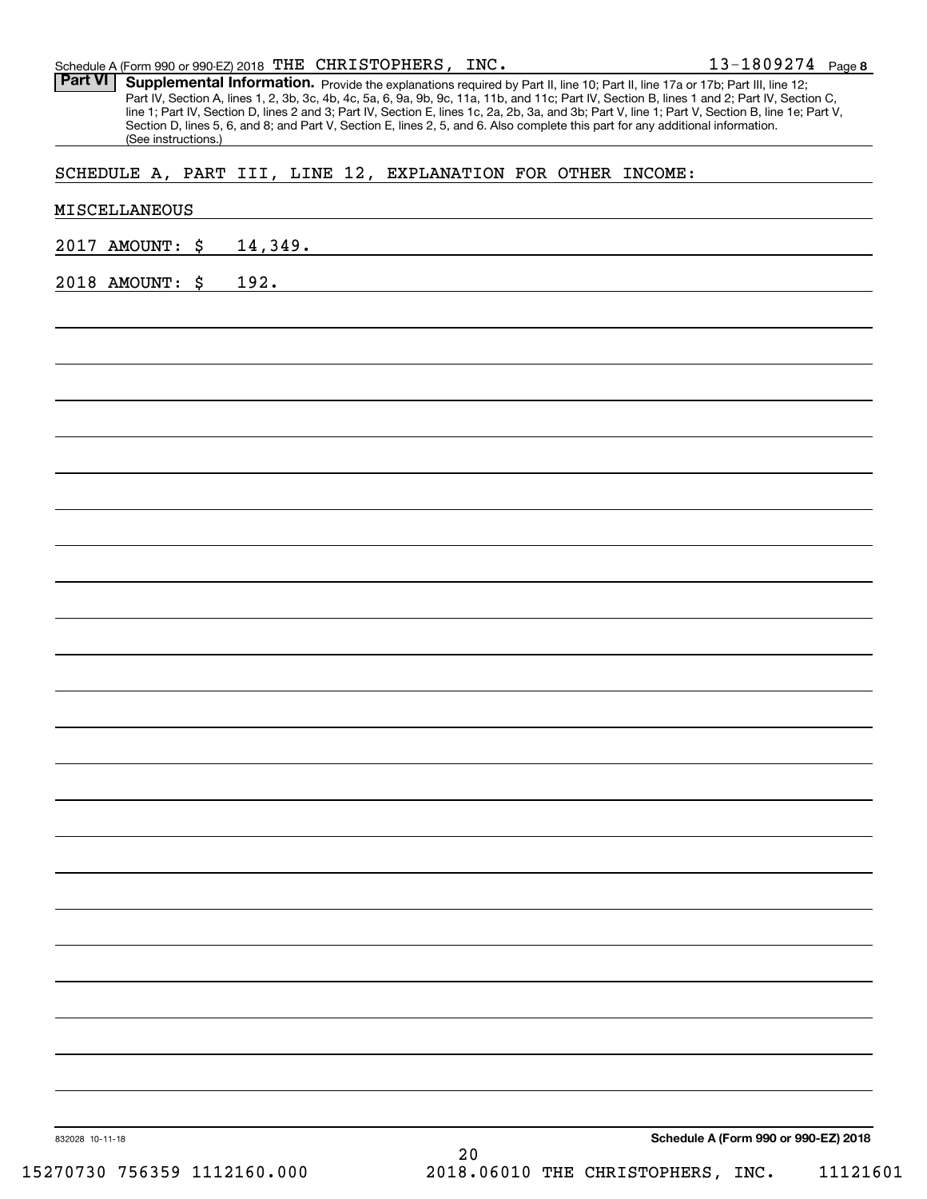Schedule A (Form 990 or 990-EZ) 2018 THE CHRISTOPHERS, INC. 13-1809274 Page 8

**Part VI** **Supplemental Information.** Provide the explanations required by Part II, line 10; Part II, line 17a or 17b; Part III, line 12; Part IV, Section A, lines 1, 2, 3b, 3c, 4b, 4c, 5a, 6, 9a, 9b, 9c, 11a, 11b, and 11c; Part IV, Section B, lines 1 and 2; Part IV, Section C, line 1; Part IV, Section D, lines 2 and 3; Part IV, Section E, lines 1c, 2a, 2b, 3a, and 3b; Part V, line 1; Part V, Section B, line 1e; Part V, Section D, lines 5, 6, and 8; and Part V, Section E, lines 2, 5, and 6. Also complete this part for any additional information. (See instructions.)

SCHEDULE A, PART III, LINE 12, EXPLANATION FOR OTHER INCOME:

MISCELLANEOUS

2017 AMOUNT: $ 14,349.

2018 AMOUNT: $ 192.

832028 10-11-18 **Schedule A (Form 990 or 990-EZ) 2018**

15270730 756359 1112160.000 2018.06010 THE CHRISTOPHERS, INC. 11121601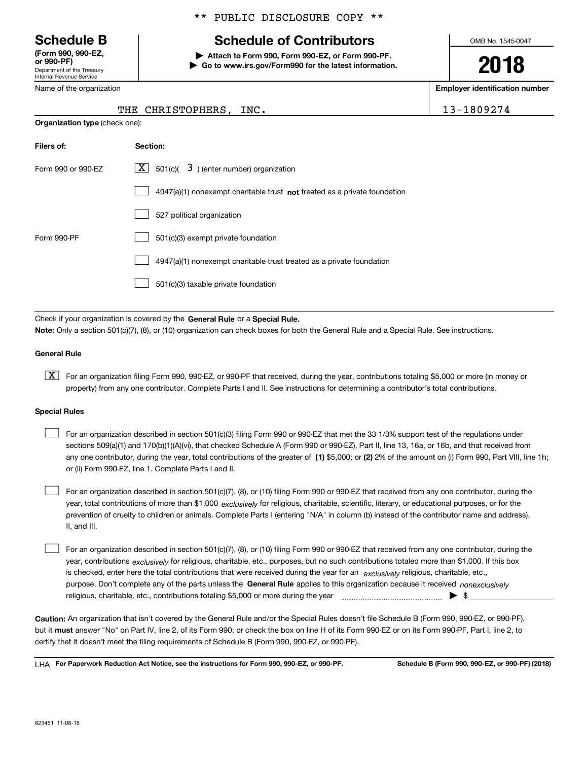** PUBLIC DISCLOSURE COPY **

# Schedule B

**(Form 990, 990-EZ, or 990-PF)**
Department of the Treasury
Internal Revenue Service

## Schedule of Contributors

▶ **Attach to Form 990, Form 990-EZ, or Form 990-PF.**
▶ **Go to www.irs.gov/Form990 for the latest information.**

OMB No. 1545-0047

**2018**

| Name of the organization | Employer identification number |
|---|---|
| THE CHRISTOPHERS, INC. | 13-1809274 |

**Organization type** (check one):

| Filers of: | Section: |
|---|---|
| Form 990 or 990-EZ | [X] 501(c)( 3 ) (enter number) organization |
| | [ ] 4947(a)(1) nonexempt charitable trust **not** treated as a private foundation |
| | [ ] 527 political organization |
| Form 990-PF | [ ] 501(c)(3) exempt private foundation |
| | [ ] 4947(a)(1) nonexempt charitable trust treated as a private foundation |
| | [ ] 501(c)(3) taxable private foundation |

Check if your organization is covered by the **General Rule** or a **Special Rule.**
**Note:** Only a section 501(c)(7), (8), or (10) organization can check boxes for both the General Rule and a Special Rule. See instructions.

**General Rule**

[X] For an organization filing Form 990, 990-EZ, or 990-PF that received, during the year, contributions totaling $5,000 or more (in money or property) from any one contributor. Complete Parts I and II. See instructions for determining a contributor's total contributions.

**Special Rules**

[ ] For an organization described in section 501(c)(3) filing Form 990 or 990-EZ that met the 33 1/3% support test of the regulations under sections 509(a)(1) and 170(b)(1)(A)(vi), that checked Schedule A (Form 990 or 990-EZ), Part II, line 13, 16a, or 16b, and that received from any one contributor, during the year, total contributions of the greater of **(1)** $5,000; or **(2)** 2% of the amount on (i) Form 990, Part VIII, line 1h; or (ii) Form 990-EZ, line 1. Complete Parts I and II.

[ ] For an organization described in section 501(c)(7), (8), or (10) filing Form 990 or 990-EZ that received from any one contributor, during the year, total contributions of more than $1,000 *exclusively* for religious, charitable, scientific, literary, or educational purposes, or for the prevention of cruelty to children or animals. Complete Parts I (entering "N/A" in column (b) instead of the contributor name and address), II, and III.

[ ] For an organization described in section 501(c)(7), (8), or (10) filing Form 990 or 990-EZ that received from any one contributor, during the year, contributions *exclusively* for religious, charitable, etc., purposes, but no such contributions totaled more than $1,000. If this box is checked, enter here the total contributions that were received during the year for an *exclusively* religious, charitable, etc., purpose. Don't complete any of the parts unless the **General Rule** applies to this organization because it received *nonexclusively* religious, charitable, etc., contributions totaling $5,000 or more during the year ▶ $

**Caution:** An organization that isn't covered by the General Rule and/or the Special Rules doesn't file Schedule B (Form 990, 990-EZ, or 990-PF), but it **must** answer "No" on Part IV, line 2, of its Form 990; or check the box on line H of its Form 990-EZ or on its Form 990-PF, Part I, line 2, to certify that it doesn't meet the filing requirements of Schedule B (Form 990, 990-EZ, or 990-PF).

LHA **For Paperwork Reduction Act Notice, see the instructions for Form 990, 990-EZ, or 990-PF.** **Schedule B (Form 990, 990-EZ, or 990-PF) (2018)**

823451 11-08-18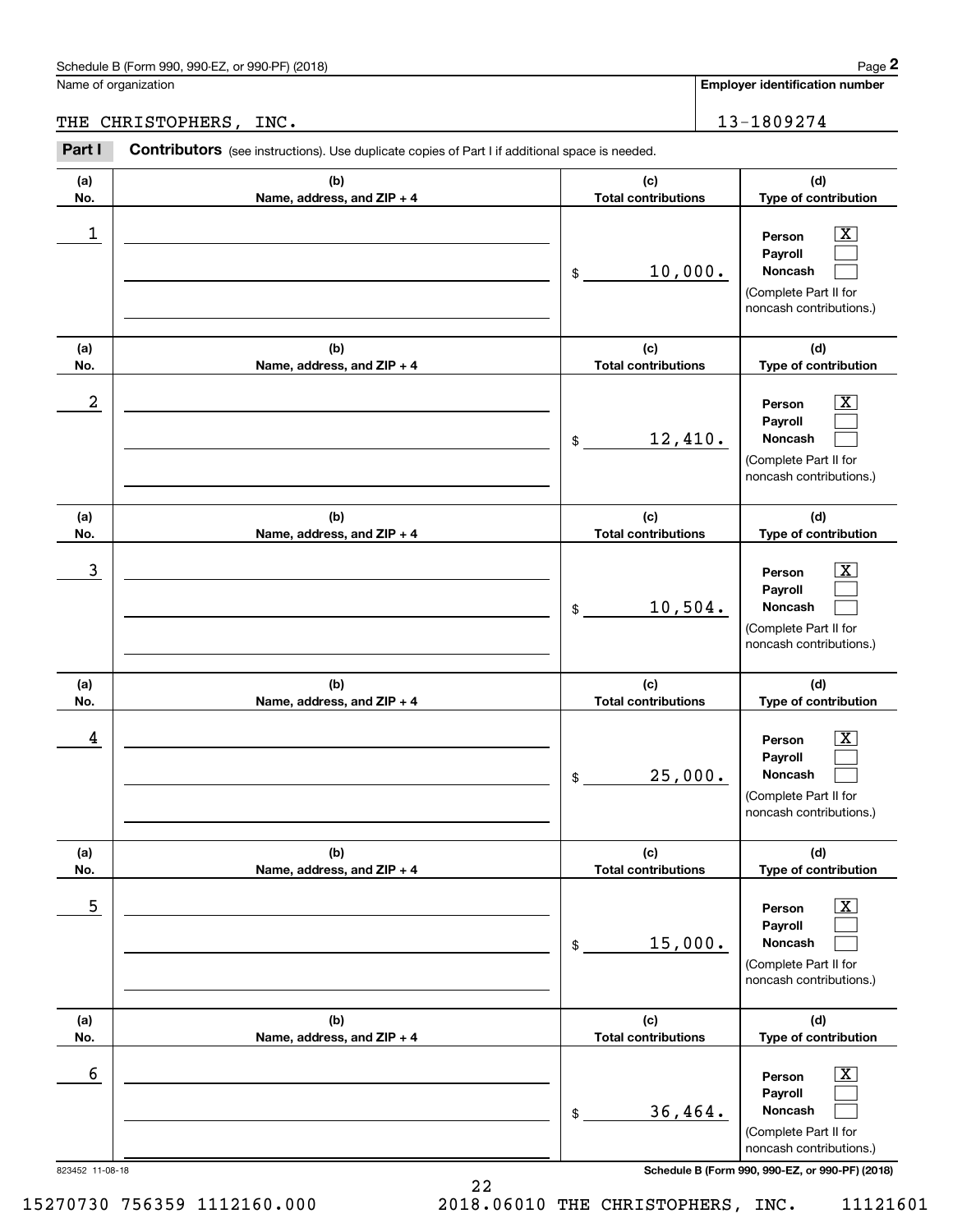Schedule B (Form 990, 990-EZ, or 990-PF) (2018)

Name of organization: THE CHRISTOPHERS, INC.

Employer identification number: 13-1809274

**Part I** **Contributors** (see instructions). Use duplicate copies of Part I if additional space is needed.

| (a) No. | (b) Name, address, and ZIP + 4 | (c) Total contributions | (d) Type of contribution |
|---|---|---|---|
| 1 | | $ 10,000. | Person [X] Payroll [ ] Noncash [ ] (Complete Part II for noncash contributions.) |
| 2 | | $ 12,410. | Person [X] Payroll [ ] Noncash [ ] (Complete Part II for noncash contributions.) |
| 3 | | $ 10,504. | Person [X] Payroll [ ] Noncash [ ] (Complete Part II for noncash contributions.) |
| 4 | | $ 25,000. | Person [X] Payroll [ ] Noncash [ ] (Complete Part II for noncash contributions.) |
| 5 | | $ 15,000. | Person [X] Payroll [ ] Noncash [ ] (Complete Part II for noncash contributions.) |
| 6 | | $ 36,464. | Person [X] Payroll [ ] Noncash [ ] (Complete Part II for noncash contributions.) |

823452 11-08-18

Schedule B (Form 990, 990-EZ, or 990-PF) (2018)

15270730 756359 1112160.000 2018.06010 THE CHRISTOPHERS, INC. 11121601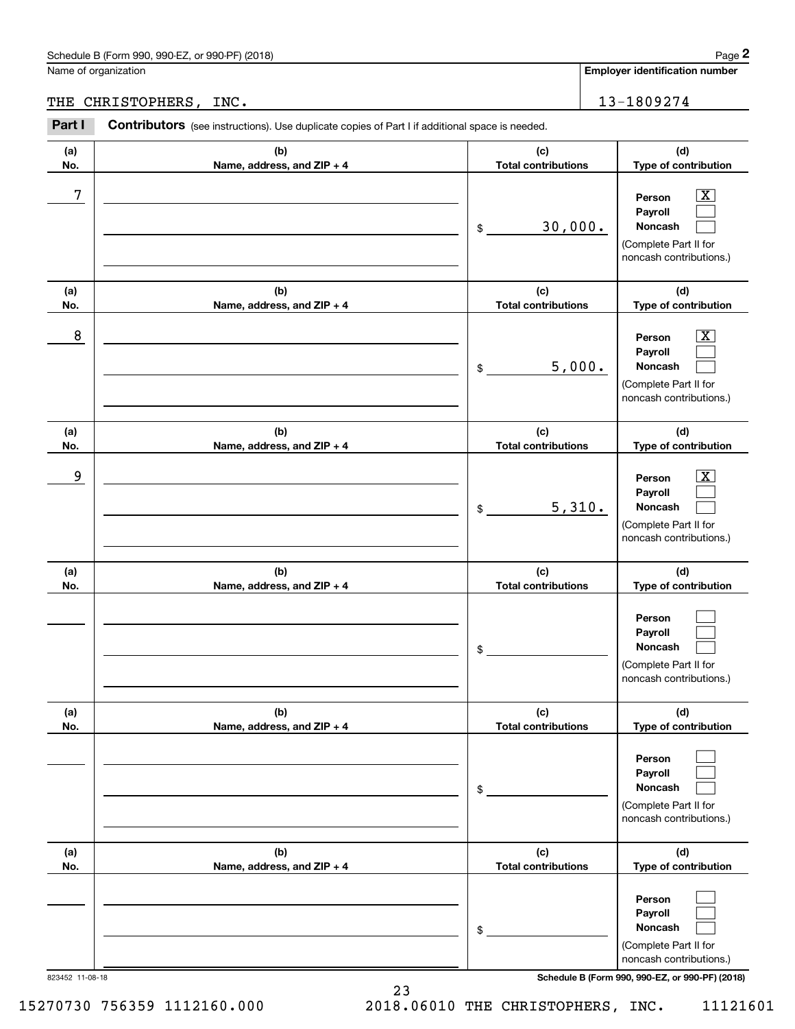Schedule B (Form 990, 990-EZ, or 990-PF) (2018) Page **2**

Name of organization: THE CHRISTOPHERS, INC.

**Employer identification number:** 13-1809274

**Part I** **Contributors** (see instructions). Use duplicate copies of Part I if additional space is needed.

| (a) No. | (b) Name, address, and ZIP + 4 | (c) Total contributions | (d) Type of contribution |
|---|---|---|---|
| 7 | | $ 30,000. | Person [X] Payroll [ ] Noncash [ ] (Complete Part II for noncash contributions.) |
| 8 | | $ 5,000. | Person [X] Payroll [ ] Noncash [ ] (Complete Part II for noncash contributions.) |
| 9 | | $ 5,310. | Person [X] Payroll [ ] Noncash [ ] (Complete Part II for noncash contributions.) |
| | | $ | Person [ ] Payroll [ ] Noncash [ ] (Complete Part II for noncash contributions.) |
| | | $ | Person [ ] Payroll [ ] Noncash [ ] (Complete Part II for noncash contributions.) |
| | | $ | Person [ ] Payroll [ ] Noncash [ ] (Complete Part II for noncash contributions.) |

823452 11-08-18 **Schedule B (Form 990, 990-EZ, or 990-PF) (2018)**

15270730 756359 1112160.000 2018.06010 THE CHRISTOPHERS, INC. 11121601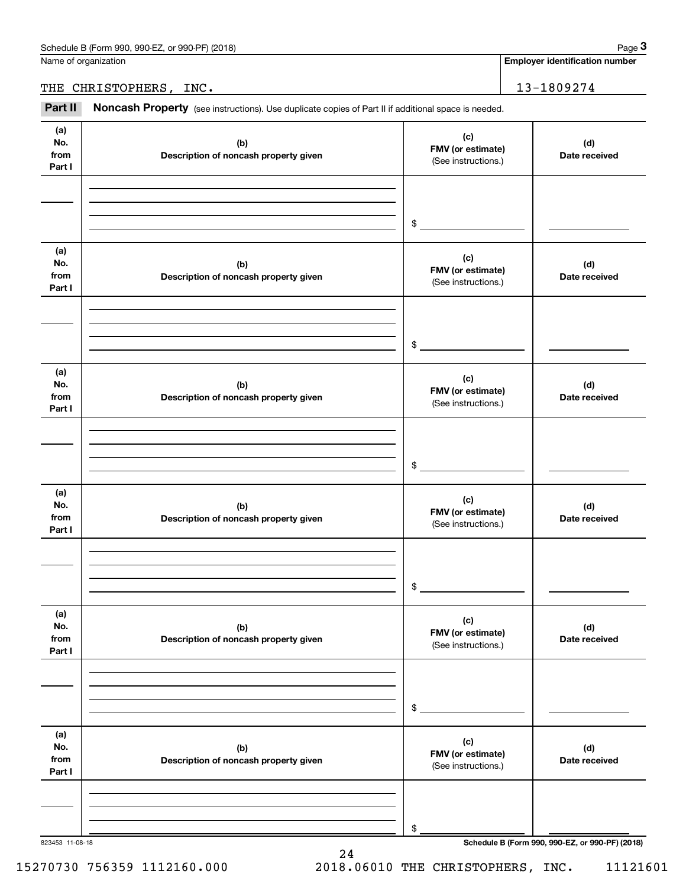Schedule B (Form 990, 990-EZ, or 990-PF) (2018)

Name of organization: THE CHRISTOPHERS, INC.

Employer identification number: 13-1809274

**Part II** **Noncash Property** (see instructions). Use duplicate copies of Part II if additional space is needed.

| (a) No. from Part I | (b) Description of noncash property given | (c) FMV (or estimate) (See instructions.) | (d) Date received |
|---|---|---|---|
| | | $ | |

| (a) No. from Part I | (b) Description of noncash property given | (c) FMV (or estimate) (See instructions.) | (d) Date received |
|---|---|---|---|
| | | $ | |

| (a) No. from Part I | (b) Description of noncash property given | (c) FMV (or estimate) (See instructions.) | (d) Date received |
|---|---|---|---|
| | | $ | |

| (a) No. from Part I | (b) Description of noncash property given | (c) FMV (or estimate) (See instructions.) | (d) Date received |
|---|---|---|---|
| | | $ | |

| (a) No. from Part I | (b) Description of noncash property given | (c) FMV (or estimate) (See instructions.) | (d) Date received |
|---|---|---|---|
| | | $ | |

| (a) No. from Part I | (b) Description of noncash property given | (c) FMV (or estimate) (See instructions.) | (d) Date received |
|---|---|---|---|
| | | $ | |

823453 11-08-18

15270730 756359 1112160.000 2018.06010 THE CHRISTOPHERS, INC. 11121601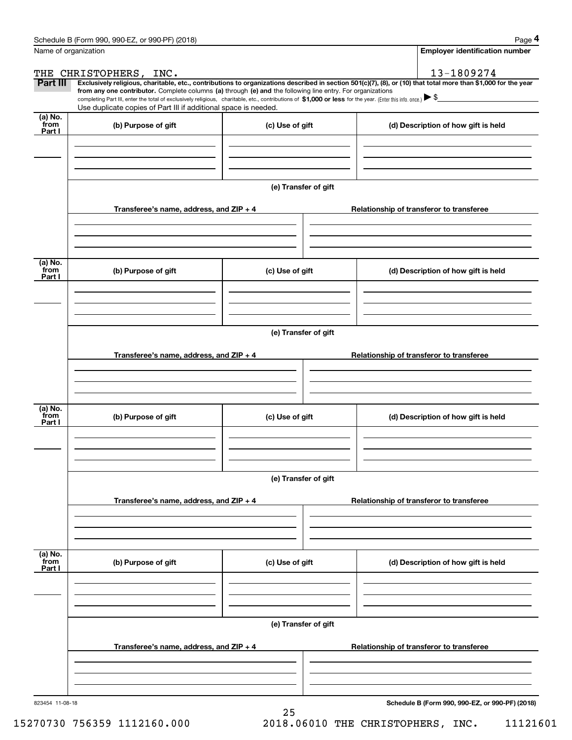Schedule B (Form 990, 990-EZ, or 990-PF) (2018)

Name of organization: THE CHRISTOPHERS, INC.

Employer identification number: 13-1809274

**Part III** **Exclusively religious, charitable, etc., contributions to organizations described in section 501(c)(7), (8), or (10) that total more than $1,000 for the year from any one contributor.** Complete columns **(a)** through **(e) and** the following line entry. For organizations completing Part III, enter the total of exclusively religious, charitable, etc., contributions of **$1,000 or less** for the year. (Enter this info. once.) ▶ $

Use duplicate copies of Part III if additional space is needed.

| (a) No. from Part I | (b) Purpose of gift | (c) Use of gift | (d) Description of how gift is held |
|---|---|---|---|
| | | | |

(e) Transfer of gift

| Transferee's name, address, and ZIP + 4 | Relationship of transferor to transferee |
|---|---|
| | |

| (a) No. from Part I | (b) Purpose of gift | (c) Use of gift | (d) Description of how gift is held |
|---|---|---|---|
| | | | |

(e) Transfer of gift

| Transferee's name, address, and ZIP + 4 | Relationship of transferor to transferee |
|---|---|
| | |

| (a) No. from Part I | (b) Purpose of gift | (c) Use of gift | (d) Description of how gift is held |
|---|---|---|---|
| | | | |

(e) Transfer of gift

| Transferee's name, address, and ZIP + 4 | Relationship of transferor to transferee |
|---|---|
| | |

| (a) No. from Part I | (b) Purpose of gift | (c) Use of gift | (d) Description of how gift is held |
|---|---|---|---|
| | | | |

(e) Transfer of gift

| Transferee's name, address, and ZIP + 4 | Relationship of transferor to transferee |
|---|---|
| | |

823454 11-08-18

15270730 756359 1112160.000     2018.06010 THE CHRISTOPHERS, INC.     11121601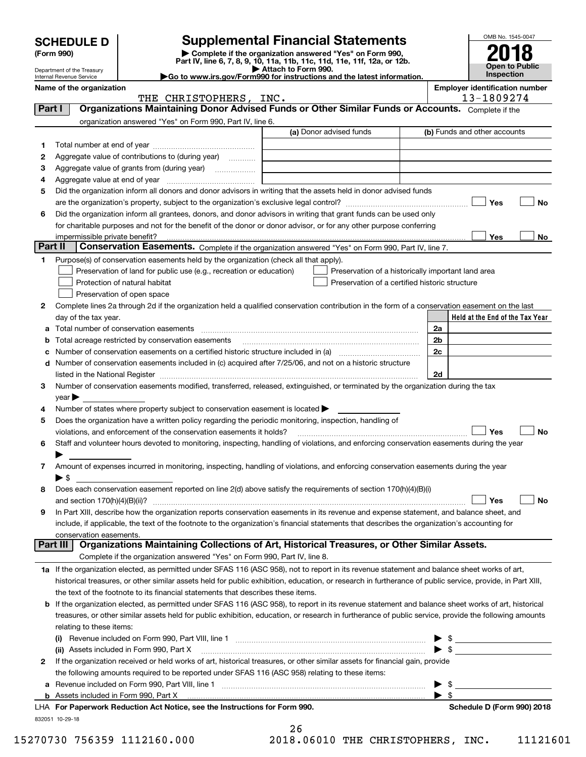# SCHEDULE D (Form 990)

Department of the Treasury
Internal Revenue Service

## Supplemental Financial Statements

▶ Complete if the organization answered "Yes" on Form 990, Part IV, line 6, 7, 8, 9, 10, 11a, 11b, 11c, 11d, 11e, 11f, 12a, or 12b.
▶ Attach to Form 990.
▶Go to www.irs.gov/Form990 for instructions and the latest information.

OMB No. 1545-0047

**2018**

**Open to Public Inspection**

**Name of the organization** THE CHRISTOPHERS, INC.

**Employer identification number** 13-1809274

**Part I** **Organizations Maintaining Donor Advised Funds or Other Similar Funds or Accounts.** Complete if the organization answered "Yes" on Form 990, Part IV, line 6.

| | | (a) Donor advised funds | (b) Funds and other accounts |
|---|---|---|---|
| 1 | Total number at end of year | | |
| 2 | Aggregate value of contributions to (during year) | | |
| 3 | Aggregate value of grants from (during year) | | |
| 4 | Aggregate value at end of year | | |

5 Did the organization inform all donors and donor advisors in writing that the assets held in donor advised funds are the organization's property, subject to the organization's exclusive legal control? ☐ Yes ☐ No

6 Did the organization inform all grantees, donors, and donor advisors in writing that grant funds can be used only for charitable purposes and not for the benefit of the donor or donor advisor, or for any other purpose conferring impermissible private benefit? ☐ Yes ☐ No

**Part II** **Conservation Easements.** Complete if the organization answered "Yes" on Form 990, Part IV, line 7.

1 Purpose(s) of conservation easements held by the organization (check all that apply).

- ☐ Preservation of land for public use (e.g., recreation or education)
- ☐ Protection of natural habitat
- ☐ Preservation of open space
- ☐ Preservation of a historically important land area
- ☐ Preservation of a certified historic structure

2 Complete lines 2a through 2d if the organization held a qualified conservation contribution in the form of a conservation easement on the last day of the tax year.

| | | | Held at the End of the Tax Year |
|---|---|---|---|
| a | Total number of conservation easements | 2a | |
| b | Total acreage restricted by conservation easements | 2b | |
| c | Number of conservation easements on a certified historic structure included in (a) | 2c | |
| d | Number of conservation easements included in (c) acquired after 7/25/06, and not on a historic structure listed in the National Register | 2d | |

3 Number of conservation easements modified, transferred, released, extinguished, or terminated by the organization during the tax year ▶

4 Number of states where property subject to conservation easement is located ▶

5 Does the organization have a written policy regarding the periodic monitoring, inspection, handling of violations, and enforcement of the conservation easements it holds? ☐ Yes ☐ No

6 Staff and volunteer hours devoted to monitoring, inspecting, handling of violations, and enforcing conservation easements during the year ▶

7 Amount of expenses incurred in monitoring, inspecting, handling of violations, and enforcing conservation easements during the year ▶ $

8 Does each conservation easement reported on line 2(d) above satisfy the requirements of section 170(h)(4)(B)(i) and section 170(h)(4)(B)(ii)? ☐ Yes ☐ No

9 In Part XIII, describe how the organization reports conservation easements in its revenue and expense statement, and balance sheet, and include, if applicable, the text of the footnote to the organization's financial statements that describes the organization's accounting for conservation easements.

**Part III** **Organizations Maintaining Collections of Art, Historical Treasures, or Other Similar Assets.** Complete if the organization answered "Yes" on Form 990, Part IV, line 8.

1a If the organization elected, as permitted under SFAS 116 (ASC 958), not to report in its revenue statement and balance sheet works of art, historical treasures, or other similar assets held for public exhibition, education, or research in furtherance of public service, provide, in Part XIII, the text of the footnote to its financial statements that describes these items.

b If the organization elected, as permitted under SFAS 116 (ASC 958), to report in its revenue statement and balance sheet works of art, historical treasures, or other similar assets held for public exhibition, education, or research in furtherance of public service, provide the following amounts relating to these items:

(i) Revenue included on Form 990, Part VIII, line 1 ▶ $

(ii) Assets included in Form 990, Part X ▶ $

2 If the organization received or held works of art, historical treasures, or other similar assets for financial gain, provide the following amounts required to be reported under SFAS 116 (ASC 958) relating to these items:

a Revenue included on Form 990, Part VIII, line 1 ▶ $

b Assets included in Form 990, Part X ▶ $

LHA **For Paperwork Reduction Act Notice, see the Instructions for Form 990.** **Schedule D (Form 990) 2018**

832051 10-29-18

15270730 756359 1112160.000 2018.06010 THE CHRISTOPHERS, INC. 11121601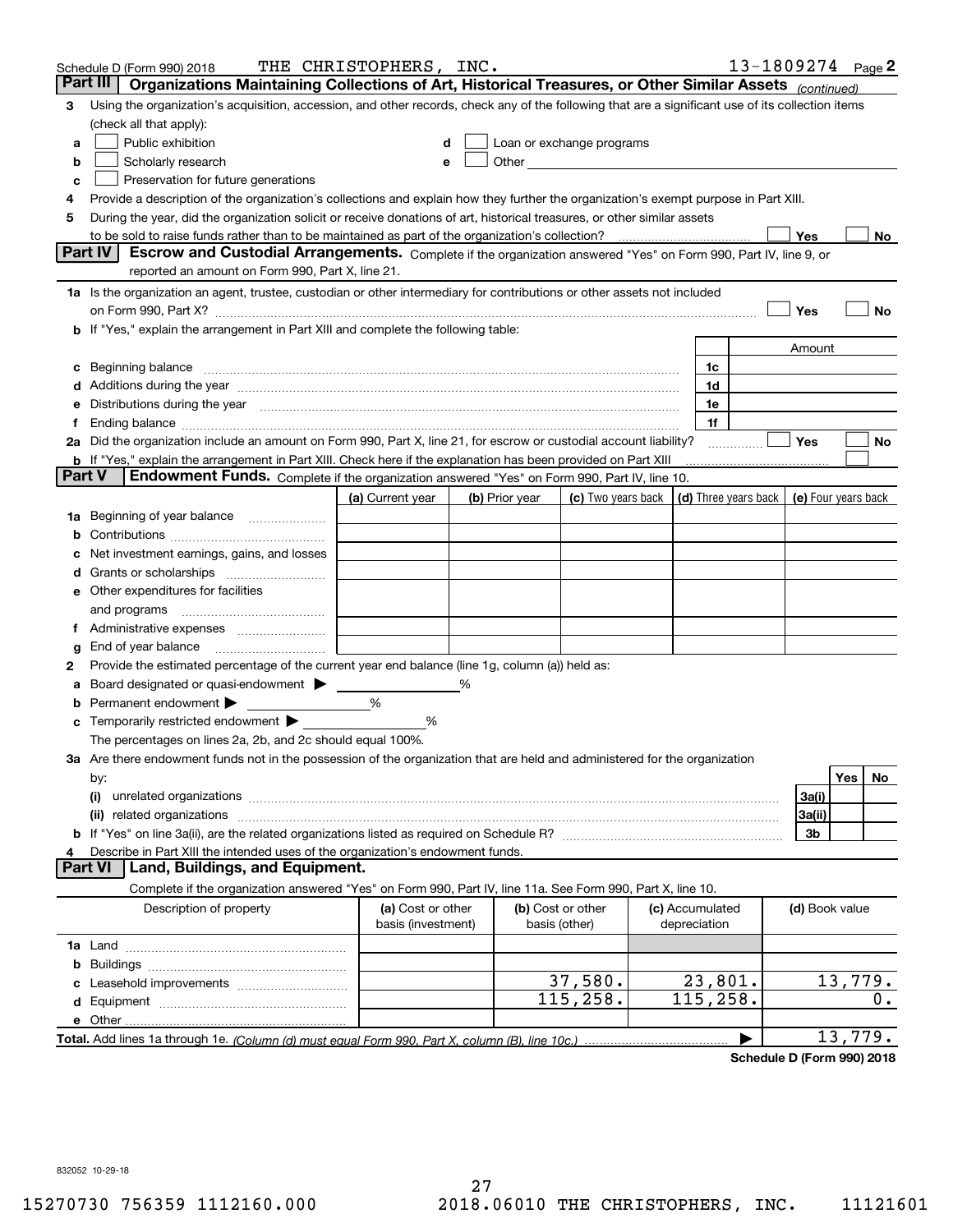Schedule D (Form 990) 2018 THE CHRISTOPHERS, INC. 13-1809274 Page 2

## Part III Organizations Maintaining Collections of Art, Historical Treasures, or Other Similar Assets *(continued)*

3 Using the organization's acquisition, accession, and other records, check any of the following that are a significant use of its collection items (check all that apply):

- a ☐ Public exhibition
- b ☐ Scholarly research
- c ☐ Preservation for future generations
- d ☐ Loan or exchange programs
- e ☐ Other

4 Provide a description of the organization's collections and explain how they further the organization's exempt purpose in Part XIII.

5 During the year, did the organization solicit or receive donations of art, historical treasures, or other similar assets to be sold to raise funds rather than to be maintained as part of the organization's collection? ☐ Yes ☐ No

## Part IV Escrow and Custodial Arrangements.

Complete if the organization answered "Yes" on Form 990, Part IV, line 9, or reported an amount on Form 990, Part X, line 21.

1a Is the organization an agent, trustee, custodian or other intermediary for contributions or other assets not included on Form 990, Part X? ☐ Yes ☐ No

b If "Yes," explain the arrangement in Part XIII and complete the following table:

| | | Amount |
|---|---|---|
| c Beginning balance | 1c | |
| d Additions during the year | 1d | |
| e Distributions during the year | 1e | |
| f Ending balance | 1f | |

2a Did the organization include an amount on Form 990, Part X, line 21, for escrow or custodial account liability? ☐ Yes ☐ No

b If "Yes," explain the arrangement in Part XIII. Check here if the explanation has been provided on Part XIII ☐

## Part V Endowment Funds.

Complete if the organization answered "Yes" on Form 990, Part IV, line 10.

| | (a) Current year | (b) Prior year | (c) Two years back | (d) Three years back | (e) Four years back |
|---|---|---|---|---|---|
| 1a Beginning of year balance | | | | | |
| b Contributions | | | | | |
| c Net investment earnings, gains, and losses | | | | | |
| d Grants or scholarships | | | | | |
| e Other expenditures for facilities and programs | | | | | |
| f Administrative expenses | | | | | |
| g End of year balance | | | | | |

2 Provide the estimated percentage of the current year end balance (line 1g, column (a)) held as:

- a Board designated or quasi-endowment ▶ ______ %
- b Permanent endowment ▶ ______ %
- c Temporarily restricted endowment ▶ ______ %

The percentages on lines 2a, 2b, and 2c should equal 100%.

3a Are there endowment funds not in the possession of the organization that are held and administered for the organization by:

| | | Yes | No |
|---|---|---|---|
| (i) unrelated organizations | 3a(i) | | |
| (ii) related organizations | 3a(ii) | | |
| b If "Yes" on line 3a(ii), are the related organizations listed as required on Schedule R? | 3b | | |

4 Describe in Part XIII the intended uses of the organization's endowment funds.

## Part VI Land, Buildings, and Equipment.

Complete if the organization answered "Yes" on Form 990, Part IV, line 11a. See Form 990, Part X, line 10.

| Description of property | (a) Cost or other basis (investment) | (b) Cost or other basis (other) | (c) Accumulated depreciation | (d) Book value |
|---|---|---|---|---|
| 1a Land | | | | |
| b Buildings | | | | |
| c Leasehold improvements | | 37,580. | 23,801. | 13,779. |
| d Equipment | | 115,258. | 115,258. | 0. |
| e Other | | | | |
| **Total.** Add lines 1a through 1e. *(Column (d) must equal Form 990, Part X, column (B), line 10c.)* | | | ▶ | 13,779. |

**Schedule D (Form 990) 2018**

832052 10-29-18

15270730 756359 1112160.000 2018.06010 THE CHRISTOPHERS, INC. 11121601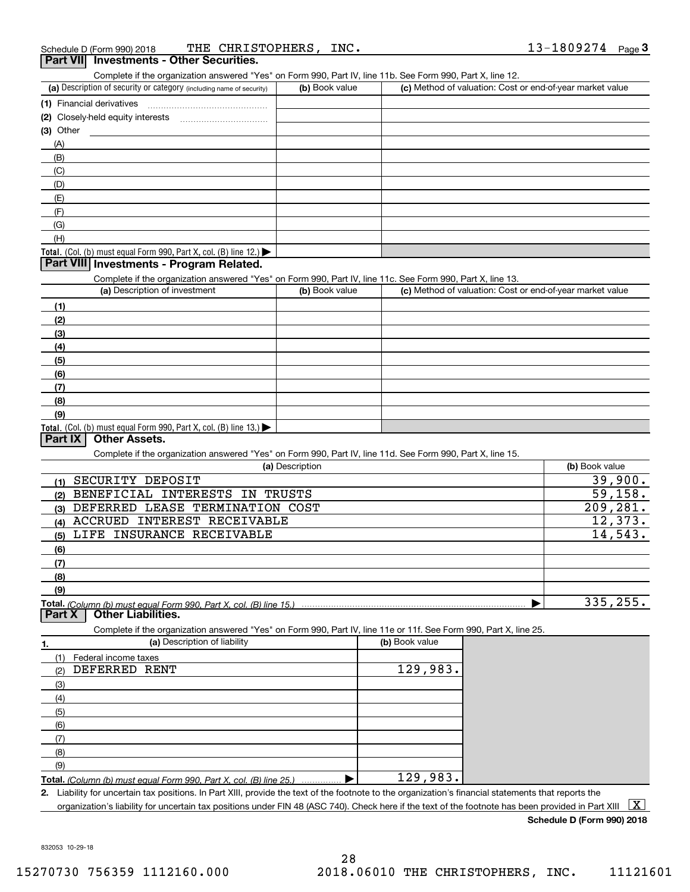Schedule D (Form 990) 2018 THE CHRISTOPHERS, INC. 13-1809274 Page 3

## Part VII Investments - Other Securities.

Complete if the organization answered "Yes" on Form 990, Part IV, line 11b. See Form 990, Part X, line 12.

| (a) Description of security or category (including name of security) | (b) Book value | (c) Method of valuation: Cost or end-of-year market value |
|---|---|---|
| (1) Financial derivatives | | |
| (2) Closely-held equity interests | | |
| (3) Other | | |
| (A) | | |
| (B) | | |
| (C) | | |
| (D) | | |
| (E) | | |
| (F) | | |
| (G) | | |
| (H) | | |
| **Total.** (Col. (b) must equal Form 990, Part X, col. (B) line 12.) ▶ | | |

## Part VIII Investments - Program Related.

Complete if the organization answered "Yes" on Form 990, Part IV, line 11c. See Form 990, Part X, line 13.

| (a) Description of investment | (b) Book value | (c) Method of valuation: Cost or end-of-year market value |
|---|---|---|
| (1) | | |
| (2) | | |
| (3) | | |
| (4) | | |
| (5) | | |
| (6) | | |
| (7) | | |
| (8) | | |
| (9) | | |
| **Total.** (Col. (b) must equal Form 990, Part X, col. (B) line 13.) ▶ | | |

## Part IX Other Assets.

Complete if the organization answered "Yes" on Form 990, Part IV, line 11d. See Form 990, Part X, line 15.

| (a) Description | (b) Book value |
|---|---|
| (1) SECURITY DEPOSIT | 39,900. |
| (2) BENEFICIAL INTERESTS IN TRUSTS | 59,158. |
| (3) DEFERRED LEASE TERMINATION COST | 209,281. |
| (4) ACCRUED INTEREST RECEIVABLE | 12,373. |
| (5) LIFE INSURANCE RECEIVABLE | 14,543. |
| (6) | |
| (7) | |
| (8) | |
| (9) | |
| **Total.** *(Column (b) must equal Form 990, Part X, col. (B) line 15.)* ▶ | 335,255. |

## Part X Other Liabilities.

Complete if the organization answered "Yes" on Form 990, Part IV, line 11e or 11f. See Form 990, Part X, line 25.

| 1. (a) Description of liability | (b) Book value |
|---|---|
| (1) Federal income taxes | |
| (2) DEFERRED RENT | 129,983. |
| (3) | |
| (4) | |
| (5) | |
| (6) | |
| (7) | |
| (8) | |
| (9) | |
| **Total.** *(Column (b) must equal Form 990, Part X, col. (B) line 25.)* ▶ | 129,983. |

**2.** Liability for uncertain tax positions. In Part XIII, provide the text of the footnote to the organization's financial statements that reports the organization's liability for uncertain tax positions under FIN 48 (ASC 740). Check here if the text of the footnote has been provided in Part XIII [X]

**Schedule D (Form 990) 2018**

832053 10-29-18

15270730 756359 1112160.000 2018.06010 THE CHRISTOPHERS, INC. 11121601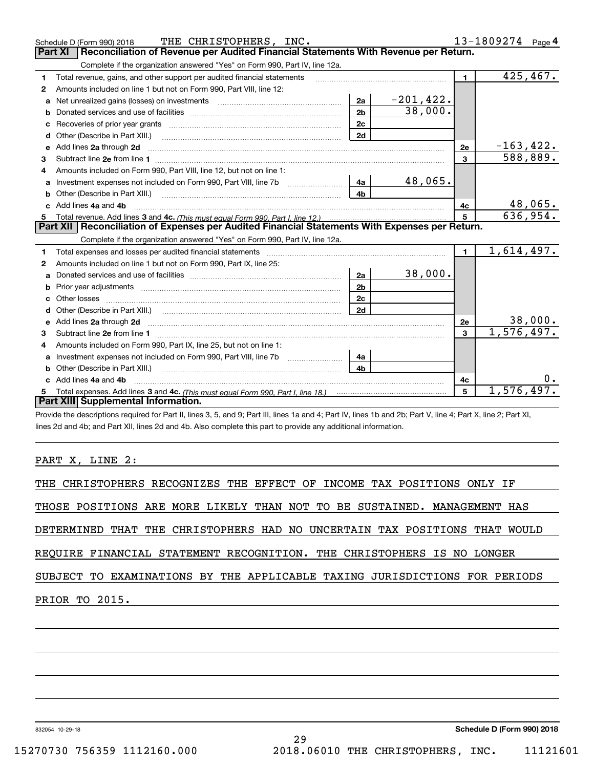Schedule D (Form 990) 2018 THE CHRISTOPHERS, INC. 13-1809274 Page 4

## Part XI Reconciliation of Revenue per Audited Financial Statements With Revenue per Return.

Complete if the organization answered "Yes" on Form 990, Part IV, line 12a.

| | | | | | |
|---|---|---|---|---|---|
| 1 | Total revenue, gains, and other support per audited financial statements | | | 1 | 425,467. |
| 2 | Amounts included on line 1 but not on Form 990, Part VIII, line 12: | | | | |
| a | Net unrealized gains (losses) on investments | 2a | -201,422. | | |
| b | Donated services and use of facilities | 2b | 38,000. | | |
| c | Recoveries of prior year grants | 2c | | | |
| d | Other (Describe in Part XIII.) | 2d | | | |
| e | Add lines 2a through 2d | | | 2e | -163,422. |
| 3 | Subtract line 2e from line 1 | | | 3 | 588,889. |
| 4 | Amounts included on Form 990, Part VIII, line 12, but not on line 1: | | | | |
| a | Investment expenses not included on Form 990, Part VIII, line 7b | 4a | 48,065. | | |
| b | Other (Describe in Part XIII.) | 4b | | | |
| c | Add lines 4a and 4b | | | 4c | 48,065. |
| 5 | Total revenue. Add lines 3 and 4c. *(This must equal Form 990, Part I, line 12.)* | | | 5 | 636,954. |

## Part XII Reconciliation of Expenses per Audited Financial Statements With Expenses per Return.

Complete if the organization answered "Yes" on Form 990, Part IV, line 12a.

| | | | | | |
|---|---|---|---|---|---|
| 1 | Total expenses and losses per audited financial statements | | | 1 | 1,614,497. |
| 2 | Amounts included on line 1 but not on Form 990, Part IX, line 25: | | | | |
| a | Donated services and use of facilities | 2a | 38,000. | | |
| b | Prior year adjustments | 2b | | | |
| c | Other losses | 2c | | | |
| d | Other (Describe in Part XIII.) | 2d | | | |
| e | Add lines 2a through 2d | | | 2e | 38,000. |
| 3 | Subtract line 2e from line 1 | | | 3 | 1,576,497. |
| 4 | Amounts included on Form 990, Part IX, line 25, but not on line 1: | | | | |
| a | Investment expenses not included on Form 990, Part VIII, line 7b | 4a | | | |
| b | Other (Describe in Part XIII.) | 4b | | | |
| c | Add lines 4a and 4b | | | 4c | 0. |
| 5 | Total expenses. Add lines 3 and 4c. *(This must equal Form 990, Part I, line 18.)* | | | 5 | 1,576,497. |

## Part XIII Supplemental Information.

Provide the descriptions required for Part II, lines 3, 5, and 9; Part III, lines 1a and 4; Part IV, lines 1b and 2b; Part V, line 4; Part X, line 2; Part XI, lines 2d and 4b; and Part XII, lines 2d and 4b. Also complete this part to provide any additional information.

PART X, LINE 2:

THE CHRISTOPHERS RECOGNIZES THE EFFECT OF INCOME TAX POSITIONS ONLY IF THOSE POSITIONS ARE MORE LIKELY THAN NOT TO BE SUSTAINED. MANAGEMENT HAS DETERMINED THAT THE CHRISTOPHERS HAD NO UNCERTAIN TAX POSITIONS THAT WOULD REQUIRE FINANCIAL STATEMENT RECOGNITION. THE CHRISTOPHERS IS NO LONGER SUBJECT TO EXAMINATIONS BY THE APPLICABLE TAXING JURISDICTIONS FOR PERIODS PRIOR TO 2015.

832054 10-29-18 **Schedule D (Form 990) 2018**

15270730 756359 1112160.000 2018.06010 THE CHRISTOPHERS, INC. 11121601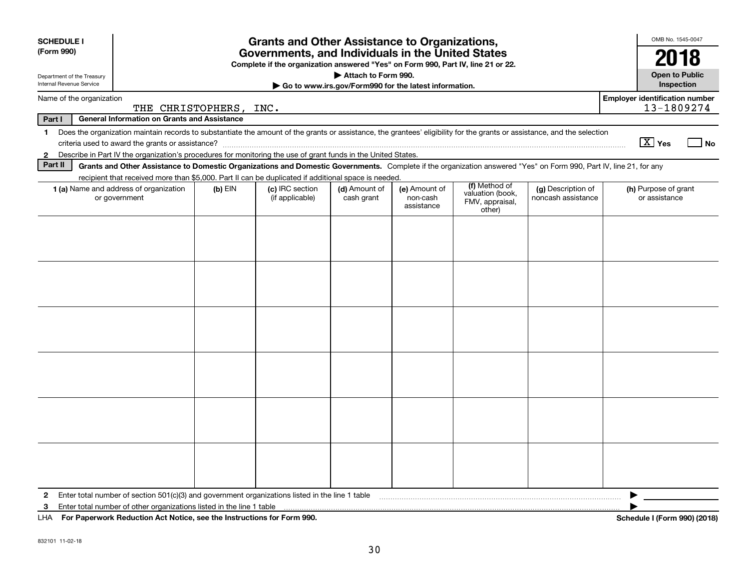**SCHEDULE I (Form 990)**

Department of the Treasury
Internal Revenue Service

# Grants and Other Assistance to Organizations, Governments, and Individuals in the United States

**Complete if the organization answered "Yes" on Form 990, Part IV, line 21 or 22.**

**▶ Attach to Form 990.**

**▶ Go to www.irs.gov/Form990 for the latest information.**

OMB No. 1545-0047

**2018**

**Open to Public Inspection**

Name of the organization: THE CHRISTOPHERS, INC.

Employer identification number: 13-1809274

**Part I General Information on Grants and Assistance**

1 Does the organization maintain records to substantiate the amount of the grants or assistance, the grantees' eligibility for the grants or assistance, and the selection criteria used to award the grants or assistance? [X] Yes [ ] No

2 Describe in Part IV the organization's procedures for monitoring the use of grant funds in the United States.

**Part II Grants and Other Assistance to Domestic Organizations and Domestic Governments.** Complete if the organization answered "Yes" on Form 990, Part IV, line 21, for any recipient that received more than $5,000. Part II can be duplicated if additional space is needed.

| 1 (a) Name and address of organization or government | (b) EIN | (c) IRC section (if applicable) | (d) Amount of cash grant | (e) Amount of non-cash assistance | (f) Method of valuation (book, FMV, appraisal, other) | (g) Description of noncash assistance | (h) Purpose of grant or assistance |
|---|---|---|---|---|---|---|---|
| | | | | | | | |
| | | | | | | | |
| | | | | | | | |
| | | | | | | | |
| | | | | | | | |
| | | | | | | | |

2 Enter total number of section 501(c)(3) and government organizations listed in the line 1 table ▶

3 Enter total number of other organizations listed in the line 1 table ▶

LHA **For Paperwork Reduction Act Notice, see the Instructions for Form 990.** **Schedule I (Form 990) (2018)**

832101 11-02-18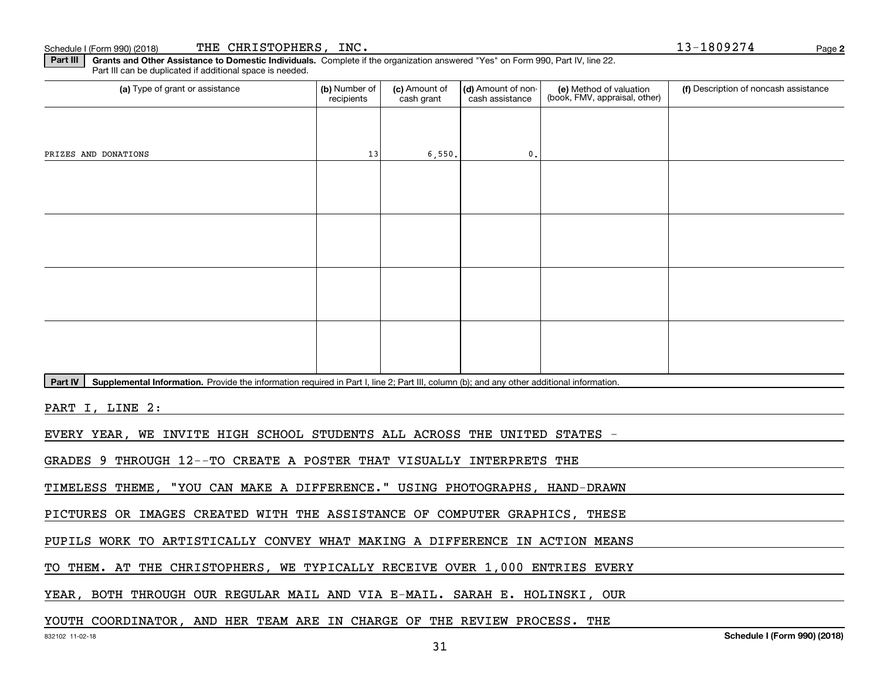Schedule I (Form 990) (2018) THE CHRISTOPHERS, INC. 13-1809274 Page 2

**Part III** **Grants and Other Assistance to Domestic Individuals.** Complete if the organization answered "Yes" on Form 990, Part IV, line 22. Part III can be duplicated if additional space is needed.

| (a) Type of grant or assistance | (b) Number of recipients | (c) Amount of cash grant | (d) Amount of non-cash assistance | (e) Method of valuation (book, FMV, appraisal, other) | (f) Description of noncash assistance |
|---|---|---|---|---|---|
| PRIZES AND DONATIONS | 13 | 6,550. | 0. | | |
| | | | | | |
| | | | | | |
| | | | | | |
| | | | | | |

**Part IV** **Supplemental Information.** Provide the information required in Part I, line 2; Part III, column (b); and any other additional information.

PART I, LINE 2:

EVERY YEAR, WE INVITE HIGH SCHOOL STUDENTS ALL ACROSS THE UNITED STATES - GRADES 9 THROUGH 12--TO CREATE A POSTER THAT VISUALLY INTERPRETS THE TIMELESS THEME, "YOU CAN MAKE A DIFFERENCE." USING PHOTOGRAPHS, HAND-DRAWN PICTURES OR IMAGES CREATED WITH THE ASSISTANCE OF COMPUTER GRAPHICS, THESE PUPILS WORK TO ARTISTICALLY CONVEY WHAT MAKING A DIFFERENCE IN ACTION MEANS TO THEM. AT THE CHRISTOPHERS, WE TYPICALLY RECEIVE OVER 1,000 ENTRIES EVERY YEAR, BOTH THROUGH OUR REGULAR MAIL AND VIA E-MAIL. SARAH E. HOLINSKI, OUR YOUTH COORDINATOR, AND HER TEAM ARE IN CHARGE OF THE REVIEW PROCESS. THE

832102 11-02-18 Schedule I (Form 990) (2018)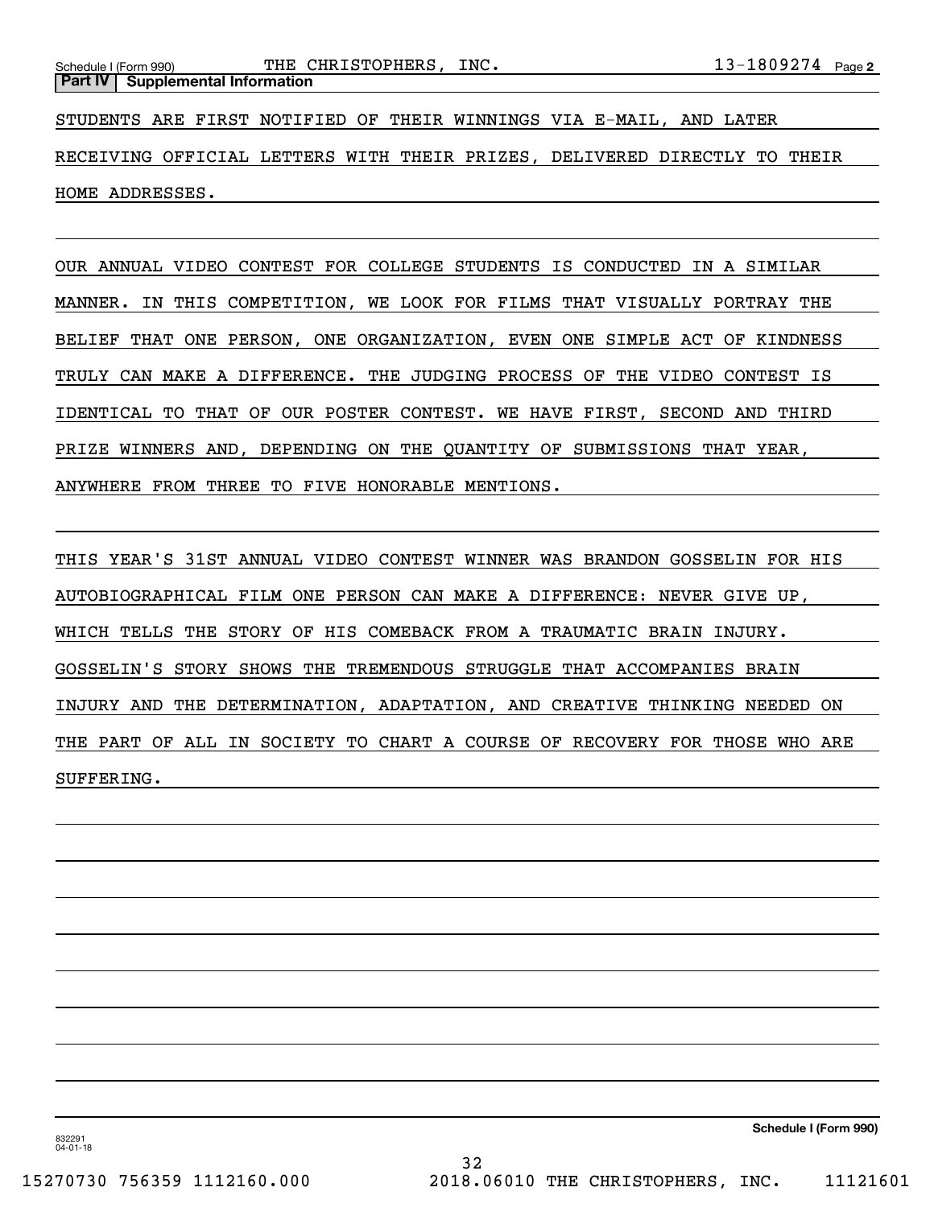Schedule I (Form 990) THE CHRISTOPHERS, INC. 13-1809274 Page 2

**Part IV | Supplemental Information**

STUDENTS ARE FIRST NOTIFIED OF THEIR WINNINGS VIA E-MAIL, AND LATER RECEIVING OFFICIAL LETTERS WITH THEIR PRIZES, DELIVERED DIRECTLY TO THEIR HOME ADDRESSES.

OUR ANNUAL VIDEO CONTEST FOR COLLEGE STUDENTS IS CONDUCTED IN A SIMILAR MANNER. IN THIS COMPETITION, WE LOOK FOR FILMS THAT VISUALLY PORTRAY THE BELIEF THAT ONE PERSON, ONE ORGANIZATION, EVEN ONE SIMPLE ACT OF KINDNESS TRULY CAN MAKE A DIFFERENCE. THE JUDGING PROCESS OF THE VIDEO CONTEST IS IDENTICAL TO THAT OF OUR POSTER CONTEST. WE HAVE FIRST, SECOND AND THIRD PRIZE WINNERS AND, DEPENDING ON THE QUANTITY OF SUBMISSIONS THAT YEAR, ANYWHERE FROM THREE TO FIVE HONORABLE MENTIONS.

THIS YEAR'S 31ST ANNUAL VIDEO CONTEST WINNER WAS BRANDON GOSSELIN FOR HIS AUTOBIOGRAPHICAL FILM ONE PERSON CAN MAKE A DIFFERENCE: NEVER GIVE UP, WHICH TELLS THE STORY OF HIS COMEBACK FROM A TRAUMATIC BRAIN INJURY. GOSSELIN'S STORY SHOWS THE TREMENDOUS STRUGGLE THAT ACCOMPANIES BRAIN INJURY AND THE DETERMINATION, ADAPTATION, AND CREATIVE THINKING NEEDED ON THE PART OF ALL IN SOCIETY TO CHART A COURSE OF RECOVERY FOR THOSE WHO ARE SUFFERING.

832291 04-01-18

**Schedule I (Form 990)**

15270730 756359 1112160.000 2018.06010 THE CHRISTOPHERS, INC. 11121601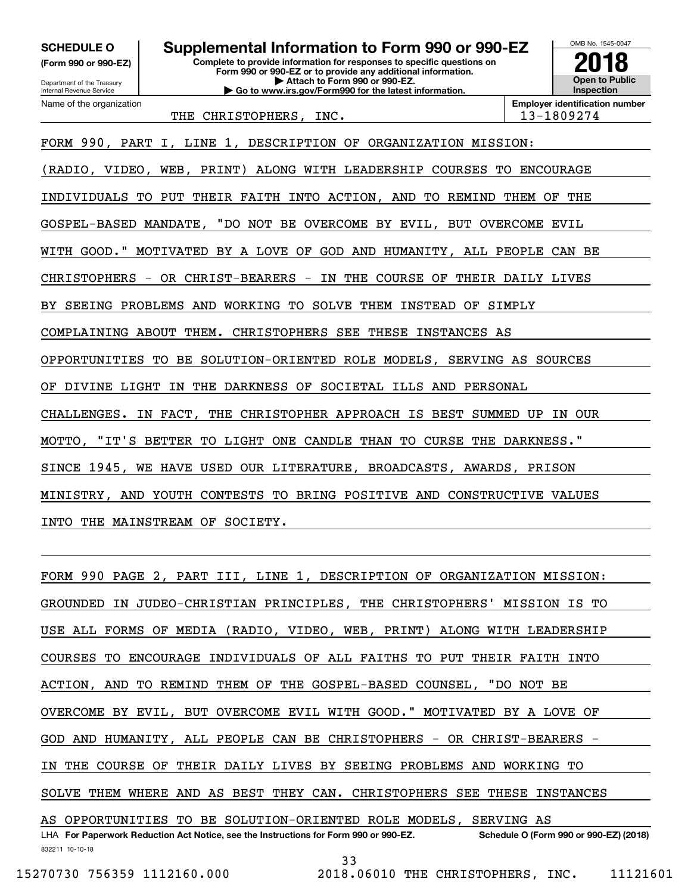**SCHEDULE O**
**(Form 990 or 990-EZ)**

Department of the Treasury
Internal Revenue Service

# Supplemental Information to Form 990 or 990-EZ

**Complete to provide information for responses to specific questions on Form 990 or 990-EZ or to provide any additional information.**
**▶ Attach to Form 990 or 990-EZ.**
**▶ Go to www.irs.gov/Form990 for the latest information.**

OMB No. 1545-0047

**2018**

**Open to Public Inspection**

Name of the organization: THE CHRISTOPHERS, INC.

**Employer identification number:** 13-1809274

FORM 990, PART I, LINE 1, DESCRIPTION OF ORGANIZATION MISSION:
(RADIO, VIDEO, WEB, PRINT) ALONG WITH LEADERSHIP COURSES TO ENCOURAGE INDIVIDUALS TO PUT THEIR FAITH INTO ACTION, AND TO REMIND THEM OF THE GOSPEL-BASED MANDATE, "DO NOT BE OVERCOME BY EVIL, BUT OVERCOME EVIL WITH GOOD." MOTIVATED BY A LOVE OF GOD AND HUMANITY, ALL PEOPLE CAN BE CHRISTOPHERS - OR CHRIST-BEARERS - IN THE COURSE OF THEIR DAILY LIVES BY SEEING PROBLEMS AND WORKING TO SOLVE THEM INSTEAD OF SIMPLY COMPLAINING ABOUT THEM. CHRISTOPHERS SEE THESE INSTANCES AS OPPORTUNITIES TO BE SOLUTION-ORIENTED ROLE MODELS, SERVING AS SOURCES OF DIVINE LIGHT IN THE DARKNESS OF SOCIETAL ILLS AND PERSONAL CHALLENGES. IN FACT, THE CHRISTOPHER APPROACH IS BEST SUMMED UP IN OUR MOTTO, "IT'S BETTER TO LIGHT ONE CANDLE THAN TO CURSE THE DARKNESS." SINCE 1945, WE HAVE USED OUR LITERATURE, BROADCASTS, AWARDS, PRISON MINISTRY, AND YOUTH CONTESTS TO BRING POSITIVE AND CONSTRUCTIVE VALUES INTO THE MAINSTREAM OF SOCIETY.

FORM 990 PAGE 2, PART III, LINE 1, DESCRIPTION OF ORGANIZATION MISSION:
GROUNDED IN JUDEO-CHRISTIAN PRINCIPLES, THE CHRISTOPHERS' MISSION IS TO USE ALL FORMS OF MEDIA (RADIO, VIDEO, WEB, PRINT) ALONG WITH LEADERSHIP COURSES TO ENCOURAGE INDIVIDUALS OF ALL FAITHS TO PUT THEIR FAITH INTO ACTION, AND TO REMIND THEM OF THE GOSPEL-BASED COUNSEL, "DO NOT BE OVERCOME BY EVIL, BUT OVERCOME EVIL WITH GOOD." MOTIVATED BY A LOVE OF GOD AND HUMANITY, ALL PEOPLE CAN BE CHRISTOPHERS - OR CHRIST-BEARERS - IN THE COURSE OF THEIR DAILY LIVES BY SEEING PROBLEMS AND WORKING TO SOLVE THEM WHERE AND AS BEST THEY CAN. CHRISTOPHERS SEE THESE INSTANCES AS OPPORTUNITIES TO BE SOLUTION-ORIENTED ROLE MODELS, SERVING AS

LHA **For Paperwork Reduction Act Notice, see the Instructions for Form 990 or 990-EZ.** **Schedule O (Form 990 or 990-EZ) (2018)**

832211 10-10-18

15270730 756359 1112160.000 2018.06010 THE CHRISTOPHERS, INC. 11121601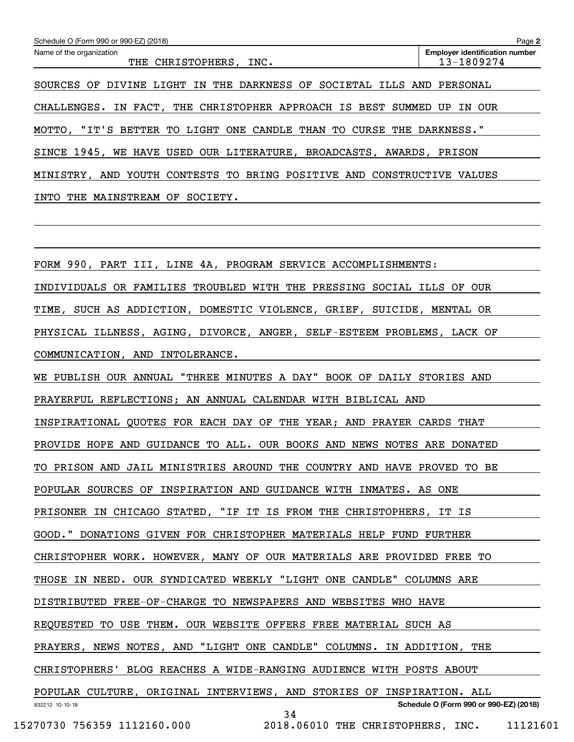Schedule O (Form 990 or 990-EZ) (2018)

Name of the organization: THE CHRISTOPHERS, INC.

Employer identification number: 13-1809274

SOURCES OF DIVINE LIGHT IN THE DARKNESS OF SOCIETAL ILLS AND PERSONAL CHALLENGES. IN FACT, THE CHRISTOPHER APPROACH IS BEST SUMMED UP IN OUR MOTTO, "IT'S BETTER TO LIGHT ONE CANDLE THAN TO CURSE THE DARKNESS." SINCE 1945, WE HAVE USED OUR LITERATURE, BROADCASTS, AWARDS, PRISON MINISTRY, AND YOUTH CONTESTS TO BRING POSITIVE AND CONSTRUCTIVE VALUES INTO THE MAINSTREAM OF SOCIETY.

FORM 990, PART III, LINE 4A, PROGRAM SERVICE ACCOMPLISHMENTS:

INDIVIDUALS OR FAMILIES TROUBLED WITH THE PRESSING SOCIAL ILLS OF OUR TIME, SUCH AS ADDICTION, DOMESTIC VIOLENCE, GRIEF, SUICIDE, MENTAL OR PHYSICAL ILLNESS, AGING, DIVORCE, ANGER, SELF-ESTEEM PROBLEMS, LACK OF COMMUNICATION, AND INTOLERANCE.

WE PUBLISH OUR ANNUAL "THREE MINUTES A DAY" BOOK OF DAILY STORIES AND PRAYERFUL REFLECTIONS; AN ANNUAL CALENDAR WITH BIBLICAL AND INSPIRATIONAL QUOTES FOR EACH DAY OF THE YEAR; AND PRAYER CARDS THAT PROVIDE HOPE AND GUIDANCE TO ALL. OUR BOOKS AND NEWS NOTES ARE DONATED TO PRISON AND JAIL MINISTRIES AROUND THE COUNTRY AND HAVE PROVED TO BE POPULAR SOURCES OF INSPIRATION AND GUIDANCE WITH INMATES. AS ONE PRISONER IN CHICAGO STATED, "IF IT IS FROM THE CHRISTOPHERS, IT IS GOOD." DONATIONS GIVEN FOR CHRISTOPHER MATERIALS HELP FUND FURTHER CHRISTOPHER WORK. HOWEVER, MANY OF OUR MATERIALS ARE PROVIDED FREE TO THOSE IN NEED. OUR SYNDICATED WEEKLY "LIGHT ONE CANDLE" COLUMNS ARE DISTRIBUTED FREE-OF-CHARGE TO NEWSPAPERS AND WEBSITES WHO HAVE REQUESTED TO USE THEM. OUR WEBSITE OFFERS FREE MATERIAL SUCH AS PRAYERS, NEWS NOTES, AND "LIGHT ONE CANDLE" COLUMNS. IN ADDITION, THE CHRISTOPHERS' BLOG REACHES A WIDE-RANGING AUDIENCE WITH POSTS ABOUT POPULAR CULTURE, ORIGINAL INTERVIEWS, AND STORIES OF INSPIRATION. ALL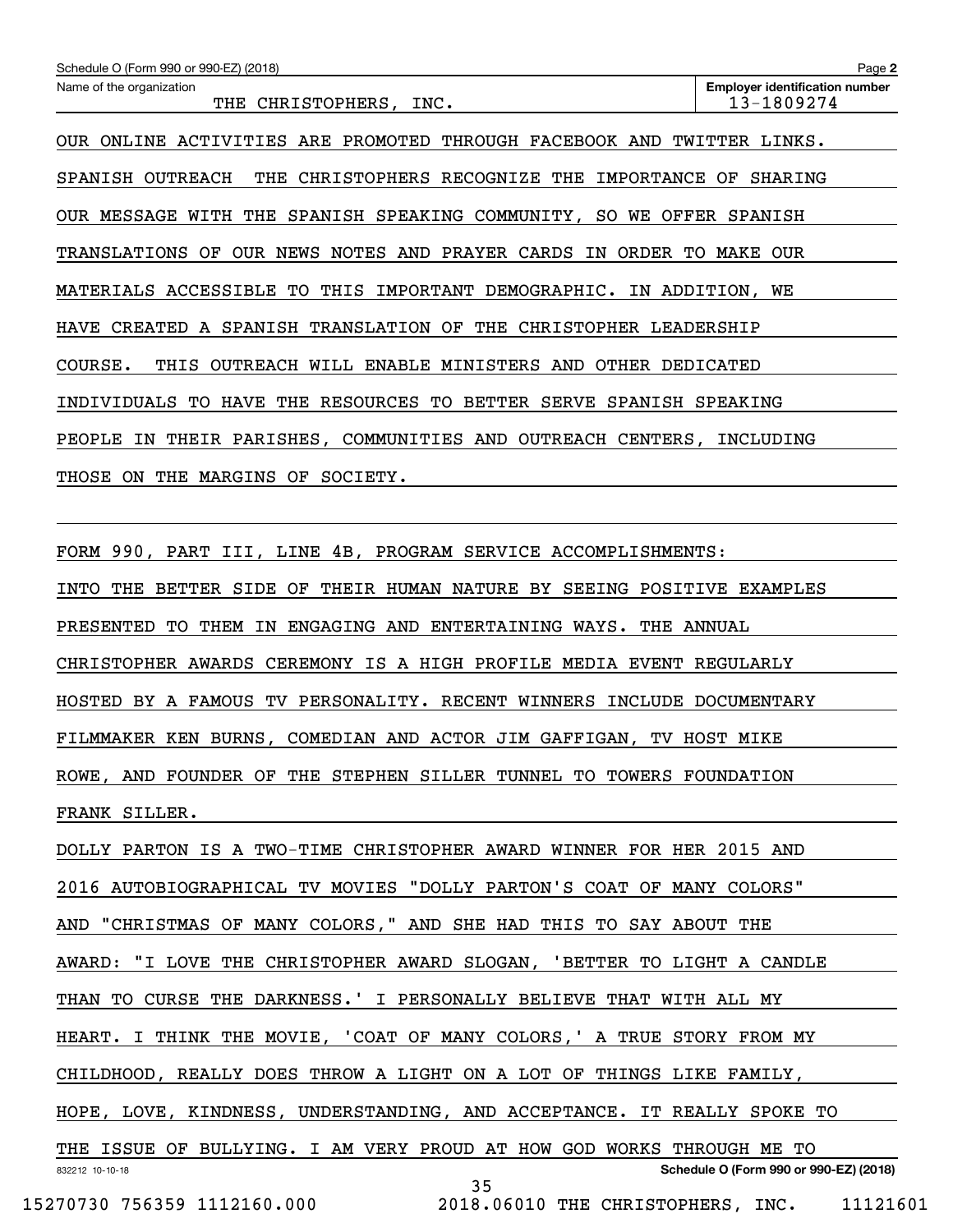Schedule O (Form 990 or 990-EZ) (2018)

Name of the organization: THE CHRISTOPHERS, INC.

Employer identification number: 13-1809274

OUR ONLINE ACTIVITIES ARE PROMOTED THROUGH FACEBOOK AND TWITTER LINKS.

SPANISH OUTREACH  THE CHRISTOPHERS RECOGNIZE THE IMPORTANCE OF SHARING OUR MESSAGE WITH THE SPANISH SPEAKING COMMUNITY, SO WE OFFER SPANISH TRANSLATIONS OF OUR NEWS NOTES AND PRAYER CARDS IN ORDER TO MAKE OUR MATERIALS ACCESSIBLE TO THIS IMPORTANT DEMOGRAPHIC. IN ADDITION, WE HAVE CREATED A SPANISH TRANSLATION OF THE CHRISTOPHER LEADERSHIP COURSE.  THIS OUTREACH WILL ENABLE MINISTERS AND OTHER DEDICATED INDIVIDUALS TO HAVE THE RESOURCES TO BETTER SERVE SPANISH SPEAKING PEOPLE IN THEIR PARISHES, COMMUNITIES AND OUTREACH CENTERS, INCLUDING THOSE ON THE MARGINS OF SOCIETY.

FORM 990, PART III, LINE 4B, PROGRAM SERVICE ACCOMPLISHMENTS:

INTO THE BETTER SIDE OF THEIR HUMAN NATURE BY SEEING POSITIVE EXAMPLES PRESENTED TO THEM IN ENGAGING AND ENTERTAINING WAYS. THE ANNUAL CHRISTOPHER AWARDS CEREMONY IS A HIGH PROFILE MEDIA EVENT REGULARLY HOSTED BY A FAMOUS TV PERSONALITY. RECENT WINNERS INCLUDE DOCUMENTARY FILMMAKER KEN BURNS, COMEDIAN AND ACTOR JIM GAFFIGAN, TV HOST MIKE ROWE, AND FOUNDER OF THE STEPHEN SILLER TUNNEL TO TOWERS FOUNDATION FRANK SILLER.

DOLLY PARTON IS A TWO-TIME CHRISTOPHER AWARD WINNER FOR HER 2015 AND 2016 AUTOBIOGRAPHICAL TV MOVIES "DOLLY PARTON'S COAT OF MANY COLORS" AND "CHRISTMAS OF MANY COLORS," AND SHE HAD THIS TO SAY ABOUT THE AWARD: "I LOVE THE CHRISTOPHER AWARD SLOGAN, 'BETTER TO LIGHT A CANDLE THAN TO CURSE THE DARKNESS.' I PERSONALLY BELIEVE THAT WITH ALL MY HEART. I THINK THE MOVIE, 'COAT OF MANY COLORS,' A TRUE STORY FROM MY CHILDHOOD, REALLY DOES THROW A LIGHT ON A LOT OF THINGS LIKE FAMILY, HOPE, LOVE, KINDNESS, UNDERSTANDING, AND ACCEPTANCE. IT REALLY SPOKE TO THE ISSUE OF BULLYING. I AM VERY PROUD AT HOW GOD WORKS THROUGH ME TO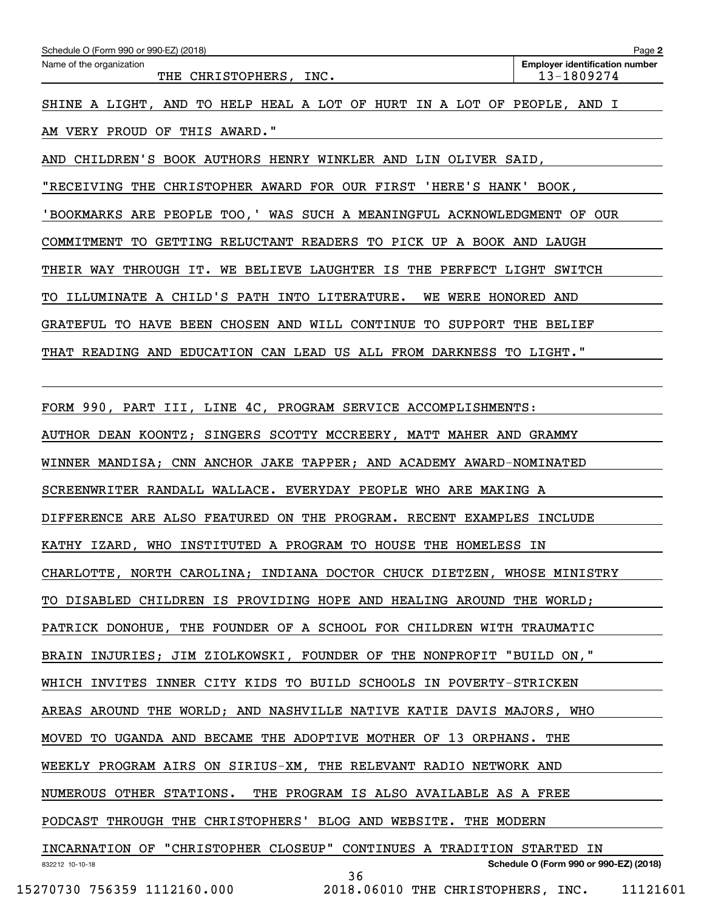Schedule O (Form 990 or 990-EZ) (2018)

Name of the organization: THE CHRISTOPHERS, INC.

Employer identification number: 13-1809274

SHINE A LIGHT, AND TO HELP HEAL A LOT OF HURT IN A LOT OF PEOPLE, AND I AM VERY PROUD OF THIS AWARD."

AND CHILDREN'S BOOK AUTHORS HENRY WINKLER AND LIN OLIVER SAID, "RECEIVING THE CHRISTOPHER AWARD FOR OUR FIRST 'HERE'S HANK' BOOK, 'BOOKMARKS ARE PEOPLE TOO,' WAS SUCH A MEANINGFUL ACKNOWLEDGMENT OF OUR COMMITMENT TO GETTING RELUCTANT READERS TO PICK UP A BOOK AND LAUGH THEIR WAY THROUGH IT. WE BELIEVE LAUGHTER IS THE PERFECT LIGHT SWITCH TO ILLUMINATE A CHILD'S PATH INTO LITERATURE.  WE WERE HONORED AND GRATEFUL TO HAVE BEEN CHOSEN AND WILL CONTINUE TO SUPPORT THE BELIEF THAT READING AND EDUCATION CAN LEAD US ALL FROM DARKNESS TO LIGHT."

FORM 990, PART III, LINE 4C, PROGRAM SERVICE ACCOMPLISHMENTS:

AUTHOR DEAN KOONTZ; SINGERS SCOTTY MCCREERY, MATT MAHER AND GRAMMY WINNER MANDISA; CNN ANCHOR JAKE TAPPER; AND ACADEMY AWARD-NOMINATED SCREENWRITER RANDALL WALLACE. EVERYDAY PEOPLE WHO ARE MAKING A DIFFERENCE ARE ALSO FEATURED ON THE PROGRAM. RECENT EXAMPLES INCLUDE KATHY IZARD, WHO INSTITUTED A PROGRAM TO HOUSE THE HOMELESS IN CHARLOTTE, NORTH CAROLINA; INDIANA DOCTOR CHUCK DIETZEN, WHOSE MINISTRY TO DISABLED CHILDREN IS PROVIDING HOPE AND HEALING AROUND THE WORLD; PATRICK DONOHUE, THE FOUNDER OF A SCHOOL FOR CHILDREN WITH TRAUMATIC BRAIN INJURIES; JIM ZIOLKOWSKI, FOUNDER OF THE NONPROFIT "BUILD ON," WHICH INVITES INNER CITY KIDS TO BUILD SCHOOLS IN POVERTY-STRICKEN AREAS AROUND THE WORLD; AND NASHVILLE NATIVE KATIE DAVIS MAJORS, WHO MOVED TO UGANDA AND BECAME THE ADOPTIVE MOTHER OF 13 ORPHANS. THE WEEKLY PROGRAM AIRS ON SIRIUS-XM, THE RELEVANT RADIO NETWORK AND NUMEROUS OTHER STATIONS.  THE PROGRAM IS ALSO AVAILABLE AS A FREE PODCAST THROUGH THE CHRISTOPHERS' BLOG AND WEBSITE. THE MODERN INCARNATION OF "CHRISTOPHER CLOSEUP" CONTINUES A TRADITION STARTED IN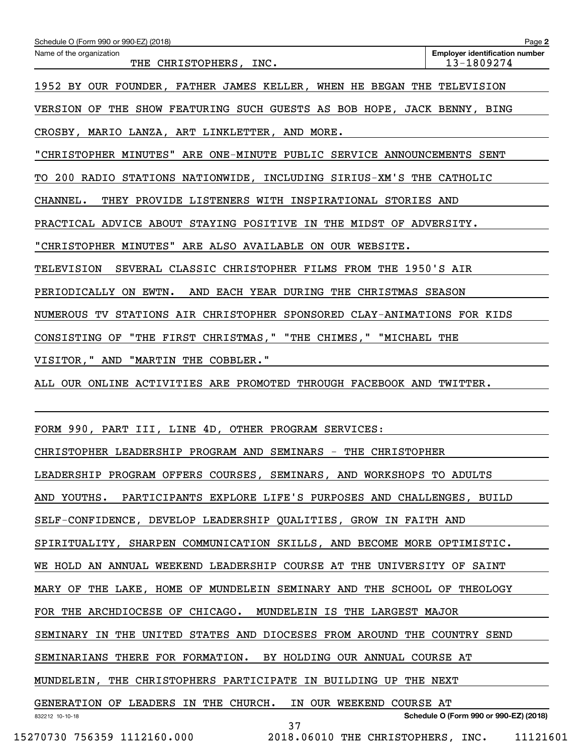Schedule O (Form 990 or 990-EZ) (2018)

Name of the organization: THE CHRISTOPHERS, INC.

Employer identification number: 13-1809274

1952 BY OUR FOUNDER, FATHER JAMES KELLER, WHEN HE BEGAN THE TELEVISION VERSION OF THE SHOW FEATURING SUCH GUESTS AS BOB HOPE, JACK BENNY, BING CROSBY, MARIO LANZA, ART LINKLETTER, AND MORE.

"CHRISTOPHER MINUTES" ARE ONE-MINUTE PUBLIC SERVICE ANNOUNCEMENTS SENT TO 200 RADIO STATIONS NATIONWIDE, INCLUDING SIRIUS-XM'S THE CATHOLIC CHANNEL. THEY PROVIDE LISTENERS WITH INSPIRATIONAL STORIES AND PRACTICAL ADVICE ABOUT STAYING POSITIVE IN THE MIDST OF ADVERSITY. "CHRISTOPHER MINUTES" ARE ALSO AVAILABLE ON OUR WEBSITE.

TELEVISION SEVERAL CLASSIC CHRISTOPHER FILMS FROM THE 1950'S AIR PERIODICALLY ON EWTN. AND EACH YEAR DURING THE CHRISTMAS SEASON NUMEROUS TV STATIONS AIR CHRISTOPHER SPONSORED CLAY-ANIMATIONS FOR KIDS CONSISTING OF "THE FIRST CHRISTMAS," "THE CHIMES," "MICHAEL THE VISITOR," AND "MARTIN THE COBBLER."

ALL OUR ONLINE ACTIVITIES ARE PROMOTED THROUGH FACEBOOK AND TWITTER.

FORM 990, PART III, LINE 4D, OTHER PROGRAM SERVICES:

CHRISTOPHER LEADERSHIP PROGRAM AND SEMINARS - THE CHRISTOPHER LEADERSHIP PROGRAM OFFERS COURSES, SEMINARS, AND WORKSHOPS TO ADULTS AND YOUTHS. PARTICIPANTS EXPLORE LIFE'S PURPOSES AND CHALLENGES, BUILD SELF-CONFIDENCE, DEVELOP LEADERSHIP QUALITIES, GROW IN FAITH AND SPIRITUALITY, SHARPEN COMMUNICATION SKILLS, AND BECOME MORE OPTIMISTIC. WE HOLD AN ANNUAL WEEKEND LEADERSHIP COURSE AT THE UNIVERSITY OF SAINT MARY OF THE LAKE, HOME OF MUNDELEIN SEMINARY AND THE SCHOOL OF THEOLOGY FOR THE ARCHDIOCESE OF CHICAGO. MUNDELEIN IS THE LARGEST MAJOR SEMINARY IN THE UNITED STATES AND DIOCESES FROM AROUND THE COUNTRY SEND SEMINARIANS THERE FOR FORMATION. BY HOLDING OUR ANNUAL COURSE AT MUNDELEIN, THE CHRISTOPHERS PARTICIPATE IN BUILDING UP THE NEXT GENERATION OF LEADERS IN THE CHURCH. IN OUR WEEKEND COURSE AT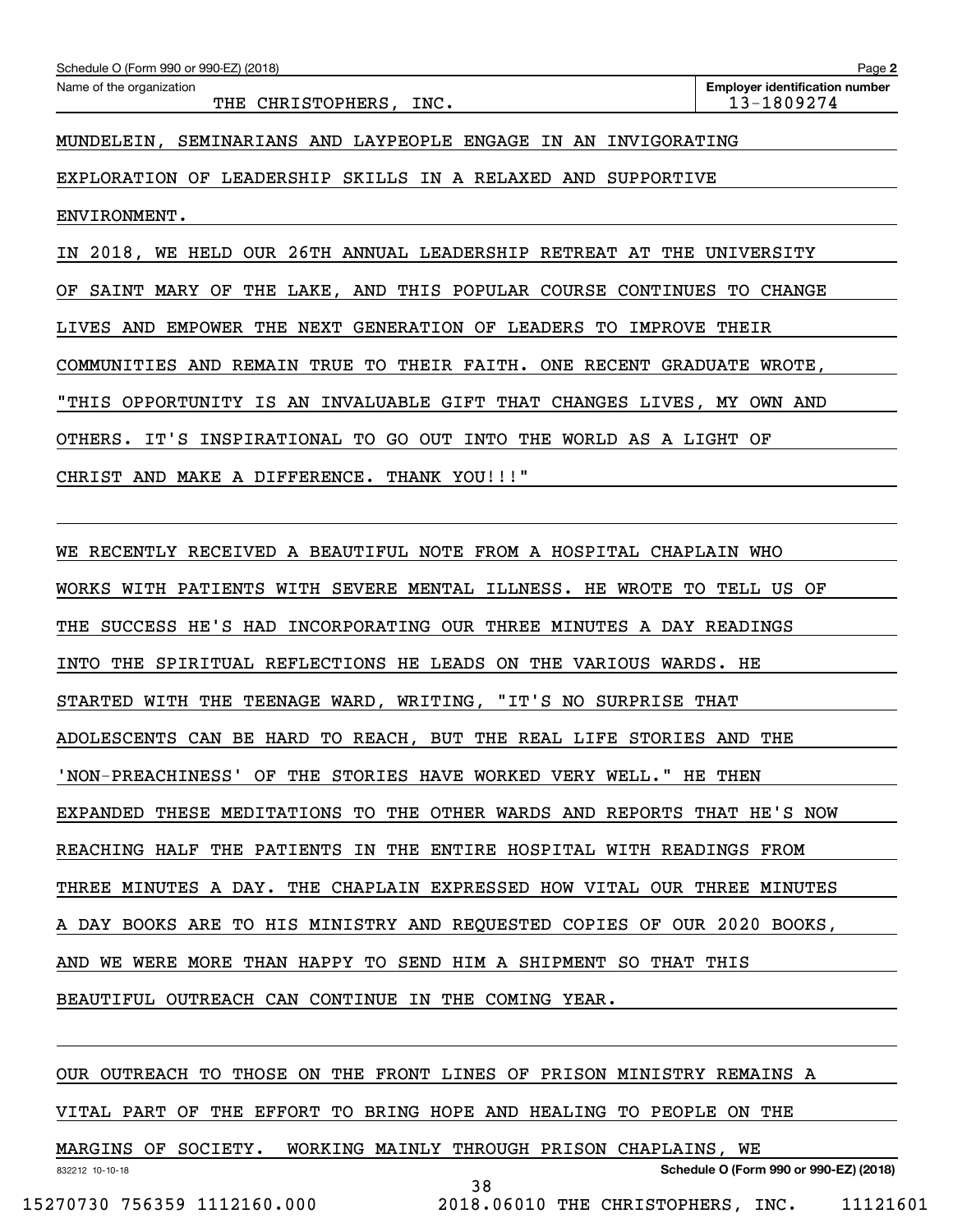Schedule O (Form 990 or 990-EZ) (2018) Page 2

Name of the organization: THE CHRISTOPHERS, INC.

Employer identification number: 13-1809274

MUNDELEIN, SEMINARIANS AND LAYPEOPLE ENGAGE IN AN INVIGORATING EXPLORATION OF LEADERSHIP SKILLS IN A RELAXED AND SUPPORTIVE ENVIRONMENT.

IN 2018, WE HELD OUR 26TH ANNUAL LEADERSHIP RETREAT AT THE UNIVERSITY OF SAINT MARY OF THE LAKE, AND THIS POPULAR COURSE CONTINUES TO CHANGE LIVES AND EMPOWER THE NEXT GENERATION OF LEADERS TO IMPROVE THEIR COMMUNITIES AND REMAIN TRUE TO THEIR FAITH. ONE RECENT GRADUATE WROTE, "THIS OPPORTUNITY IS AN INVALUABLE GIFT THAT CHANGES LIVES, MY OWN AND OTHERS. IT'S INSPIRATIONAL TO GO OUT INTO THE WORLD AS A LIGHT OF CHRIST AND MAKE A DIFFERENCE. THANK YOU!!!"

WE RECENTLY RECEIVED A BEAUTIFUL NOTE FROM A HOSPITAL CHAPLAIN WHO WORKS WITH PATIENTS WITH SEVERE MENTAL ILLNESS. HE WROTE TO TELL US OF THE SUCCESS HE'S HAD INCORPORATING OUR THREE MINUTES A DAY READINGS INTO THE SPIRITUAL REFLECTIONS HE LEADS ON THE VARIOUS WARDS. HE STARTED WITH THE TEENAGE WARD, WRITING, "IT'S NO SURPRISE THAT ADOLESCENTS CAN BE HARD TO REACH, BUT THE REAL LIFE STORIES AND THE 'NON-PREACHINESS' OF THE STORIES HAVE WORKED VERY WELL." HE THEN EXPANDED THESE MEDITATIONS TO THE OTHER WARDS AND REPORTS THAT HE'S NOW REACHING HALF THE PATIENTS IN THE ENTIRE HOSPITAL WITH READINGS FROM THREE MINUTES A DAY. THE CHAPLAIN EXPRESSED HOW VITAL OUR THREE MINUTES A DAY BOOKS ARE TO HIS MINISTRY AND REQUESTED COPIES OF OUR 2020 BOOKS, AND WE WERE MORE THAN HAPPY TO SEND HIM A SHIPMENT SO THAT THIS BEAUTIFUL OUTREACH CAN CONTINUE IN THE COMING YEAR.

OUR OUTREACH TO THOSE ON THE FRONT LINES OF PRISON MINISTRY REMAINS A VITAL PART OF THE EFFORT TO BRING HOPE AND HEALING TO PEOPLE ON THE MARGINS OF SOCIETY. WORKING MAINLY THROUGH PRISON CHAPLAINS, WE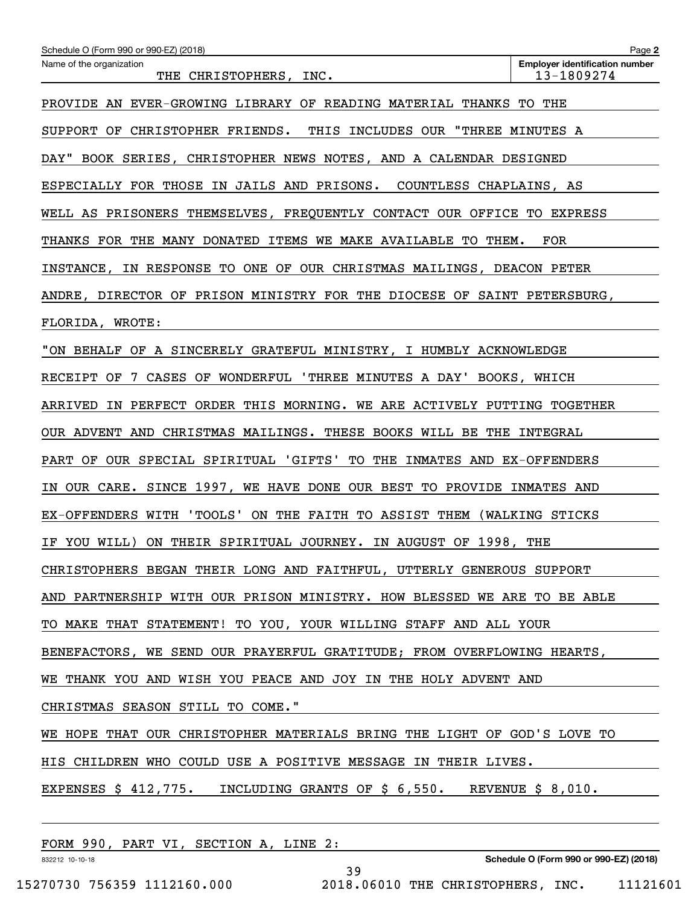Schedule O (Form 990 or 990-EZ) (2018) Page 2

Name of the organization: THE CHRISTOPHERS, INC.

Employer identification number: 13-1809274

PROVIDE AN EVER-GROWING LIBRARY OF READING MATERIAL THANKS TO THE SUPPORT OF CHRISTOPHER FRIENDS. THIS INCLUDES OUR "THREE MINUTES A DAY" BOOK SERIES, CHRISTOPHER NEWS NOTES, AND A CALENDAR DESIGNED ESPECIALLY FOR THOSE IN JAILS AND PRISONS. COUNTLESS CHAPLAINS, AS WELL AS PRISONERS THEMSELVES, FREQUENTLY CONTACT OUR OFFICE TO EXPRESS THANKS FOR THE MANY DONATED ITEMS WE MAKE AVAILABLE TO THEM. FOR INSTANCE, IN RESPONSE TO ONE OF OUR CHRISTMAS MAILINGS, DEACON PETER ANDRE, DIRECTOR OF PRISON MINISTRY FOR THE DIOCESE OF SAINT PETERSBURG, FLORIDA, WROTE:

"ON BEHALF OF A SINCERELY GRATEFUL MINISTRY, I HUMBLY ACKNOWLEDGE RECEIPT OF 7 CASES OF WONDERFUL 'THREE MINUTES A DAY' BOOKS, WHICH ARRIVED IN PERFECT ORDER THIS MORNING. WE ARE ACTIVELY PUTTING TOGETHER OUR ADVENT AND CHRISTMAS MAILINGS. THESE BOOKS WILL BE THE INTEGRAL PART OF OUR SPECIAL SPIRITUAL 'GIFTS' TO THE INMATES AND EX-OFFENDERS IN OUR CARE. SINCE 1997, WE HAVE DONE OUR BEST TO PROVIDE INMATES AND EX-OFFENDERS WITH 'TOOLS' ON THE FAITH TO ASSIST THEM (WALKING STICKS IF YOU WILL) ON THEIR SPIRITUAL JOURNEY. IN AUGUST OF 1998, THE CHRISTOPHERS BEGAN THEIR LONG AND FAITHFUL, UTTERLY GENEROUS SUPPORT AND PARTNERSHIP WITH OUR PRISON MINISTRY. HOW BLESSED WE ARE TO BE ABLE TO MAKE THAT STATEMENT! TO YOU, YOUR WILLING STAFF AND ALL YOUR BENEFACTORS, WE SEND OUR PRAYERFUL GRATITUDE; FROM OVERFLOWING HEARTS, WE THANK YOU AND WISH YOU PEACE AND JOY IN THE HOLY ADVENT AND CHRISTMAS SEASON STILL TO COME."

WE HOPE THAT OUR CHRISTOPHER MATERIALS BRING THE LIGHT OF GOD'S LOVE TO HIS CHILDREN WHO COULD USE A POSITIVE MESSAGE IN THEIR LIVES.

EXPENSES $ 412,775. INCLUDING GRANTS OF $ 6,550. REVENUE $ 8,010.

FORM 990, PART VI, SECTION A, LINE 2:

Schedule O (Form 990 or 990-EZ) (2018)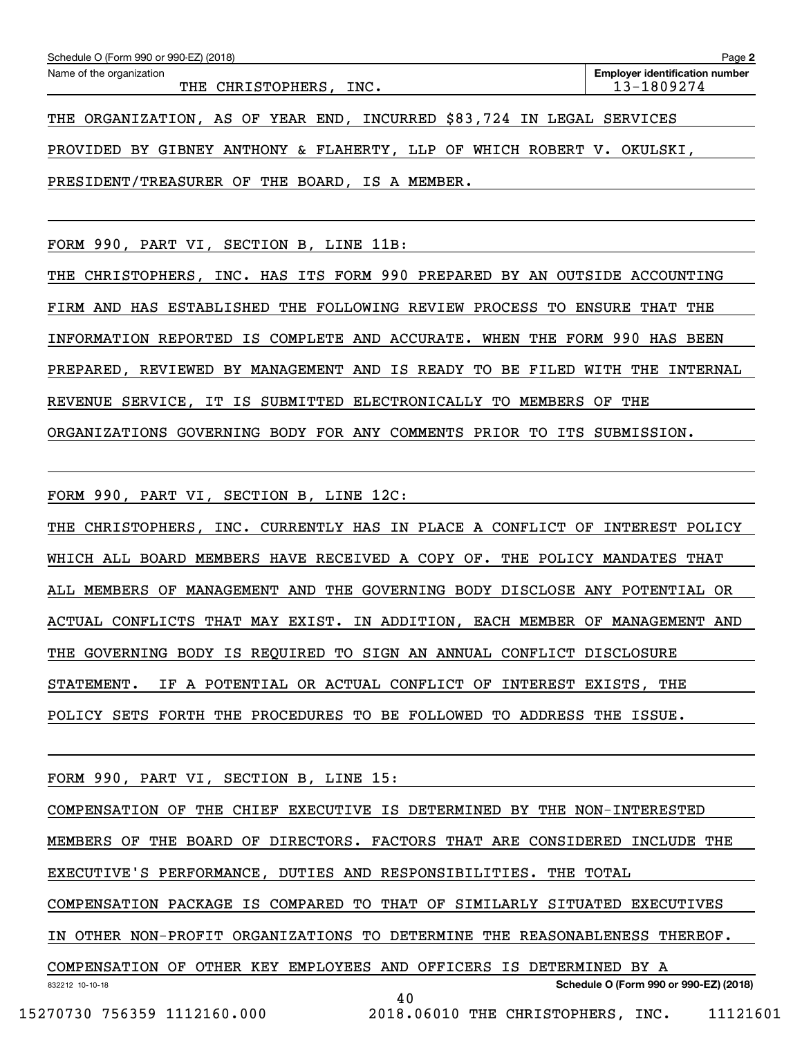Schedule O (Form 990 or 990-EZ) (2018) Page **2**

| Name of the organization | Employer identification number |
| --- | --- |
| THE CHRISTOPHERS, INC. | 13-1809274 |

THE ORGANIZATION, AS OF YEAR END, INCURRED $83,724 IN LEGAL SERVICES PROVIDED BY GIBNEY ANTHONY & FLAHERTY, LLP OF WHICH ROBERT V. OKULSKI, PRESIDENT/TREASURER OF THE BOARD, IS A MEMBER.

FORM 990, PART VI, SECTION B, LINE 11B:

THE CHRISTOPHERS, INC. HAS ITS FORM 990 PREPARED BY AN OUTSIDE ACCOUNTING FIRM AND HAS ESTABLISHED THE FOLLOWING REVIEW PROCESS TO ENSURE THAT THE INFORMATION REPORTED IS COMPLETE AND ACCURATE. WHEN THE FORM 990 HAS BEEN PREPARED, REVIEWED BY MANAGEMENT AND IS READY TO BE FILED WITH THE INTERNAL REVENUE SERVICE, IT IS SUBMITTED ELECTRONICALLY TO MEMBERS OF THE ORGANIZATIONS GOVERNING BODY FOR ANY COMMENTS PRIOR TO ITS SUBMISSION.

FORM 990, PART VI, SECTION B, LINE 12C:

THE CHRISTOPHERS, INC. CURRENTLY HAS IN PLACE A CONFLICT OF INTEREST POLICY WHICH ALL BOARD MEMBERS HAVE RECEIVED A COPY OF. THE POLICY MANDATES THAT ALL MEMBERS OF MANAGEMENT AND THE GOVERNING BODY DISCLOSE ANY POTENTIAL OR ACTUAL CONFLICTS THAT MAY EXIST. IN ADDITION, EACH MEMBER OF MANAGEMENT AND THE GOVERNING BODY IS REQUIRED TO SIGN AN ANNUAL CONFLICT DISCLOSURE STATEMENT. IF A POTENTIAL OR ACTUAL CONFLICT OF INTEREST EXISTS, THE POLICY SETS FORTH THE PROCEDURES TO BE FOLLOWED TO ADDRESS THE ISSUE.

FORM 990, PART VI, SECTION B, LINE 15:

COMPENSATION OF THE CHIEF EXECUTIVE IS DETERMINED BY THE NON-INTERESTED MEMBERS OF THE BOARD OF DIRECTORS. FACTORS THAT ARE CONSIDERED INCLUDE THE EXECUTIVE'S PERFORMANCE, DUTIES AND RESPONSIBILITIES. THE TOTAL COMPENSATION PACKAGE IS COMPARED TO THAT OF SIMILARLY SITUATED EXECUTIVES IN OTHER NON-PROFIT ORGANIZATIONS TO DETERMINE THE REASONABLENESS THEREOF. COMPENSATION OF OTHER KEY EMPLOYEES AND OFFICERS IS DETERMINED BY A

832212 10-10-18 **Schedule O (Form 990 or 990-EZ) (2018)**

15270730 756359 1112160.000 2018.06010 THE CHRISTOPHERS, INC. 11121601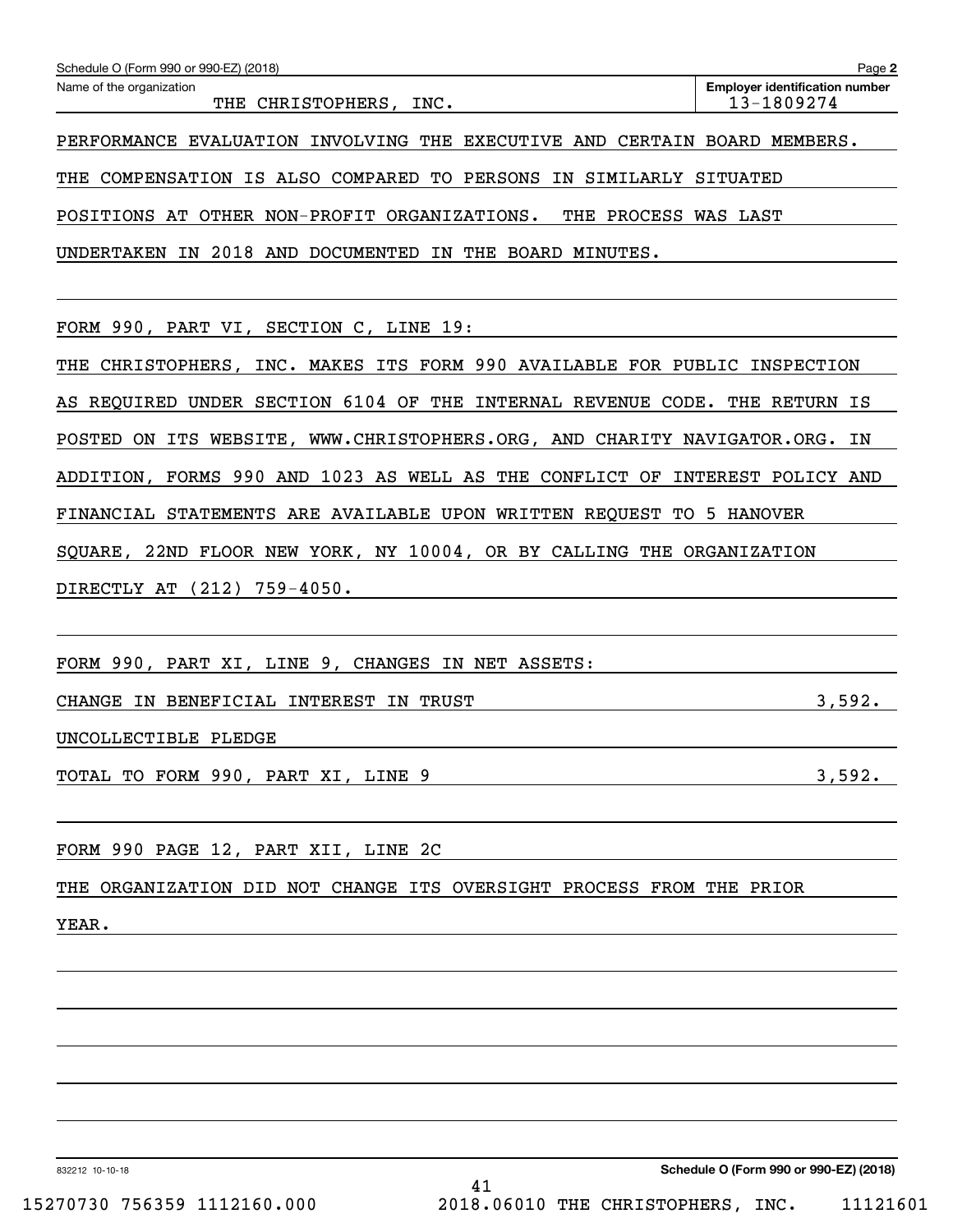Schedule O (Form 990 or 990-EZ) (2018) Page **2**

| Name of the organization | Employer identification number |
| --- | --- |
| THE CHRISTOPHERS, INC. | 13-1809274 |

PERFORMANCE EVALUATION INVOLVING THE EXECUTIVE AND CERTAIN BOARD MEMBERS. THE COMPENSATION IS ALSO COMPARED TO PERSONS IN SIMILARLY SITUATED POSITIONS AT OTHER NON-PROFIT ORGANIZATIONS. THE PROCESS WAS LAST UNDERTAKEN IN 2018 AND DOCUMENTED IN THE BOARD MINUTES.

FORM 990, PART VI, SECTION C, LINE 19:

THE CHRISTOPHERS, INC. MAKES ITS FORM 990 AVAILABLE FOR PUBLIC INSPECTION AS REQUIRED UNDER SECTION 6104 OF THE INTERNAL REVENUE CODE. THE RETURN IS POSTED ON ITS WEBSITE, WWW.CHRISTOPHERS.ORG, AND CHARITY NAVIGATOR.ORG. IN ADDITION, FORMS 990 AND 1023 AS WELL AS THE CONFLICT OF INTEREST POLICY AND FINANCIAL STATEMENTS ARE AVAILABLE UPON WRITTEN REQUEST TO 5 HANOVER SQUARE, 22ND FLOOR NEW YORK, NY 10004, OR BY CALLING THE ORGANIZATION DIRECTLY AT (212) 759-4050.

FORM 990, PART XI, LINE 9, CHANGES IN NET ASSETS:

| | |
| --- | --- |
| CHANGE IN BENEFICIAL INTEREST IN TRUST | 3,592. |
| UNCOLLECTIBLE PLEDGE | |
| TOTAL TO FORM 990, PART XI, LINE 9 | 3,592. |

FORM 990 PAGE 12, PART XII, LINE 2C

THE ORGANIZATION DID NOT CHANGE ITS OVERSIGHT PROCESS FROM THE PRIOR YEAR.

832212 10-10-18 **Schedule O (Form 990 or 990-EZ) (2018)**

15270730 756359 1112160.000 2018.06010 THE CHRISTOPHERS, INC. 11121601